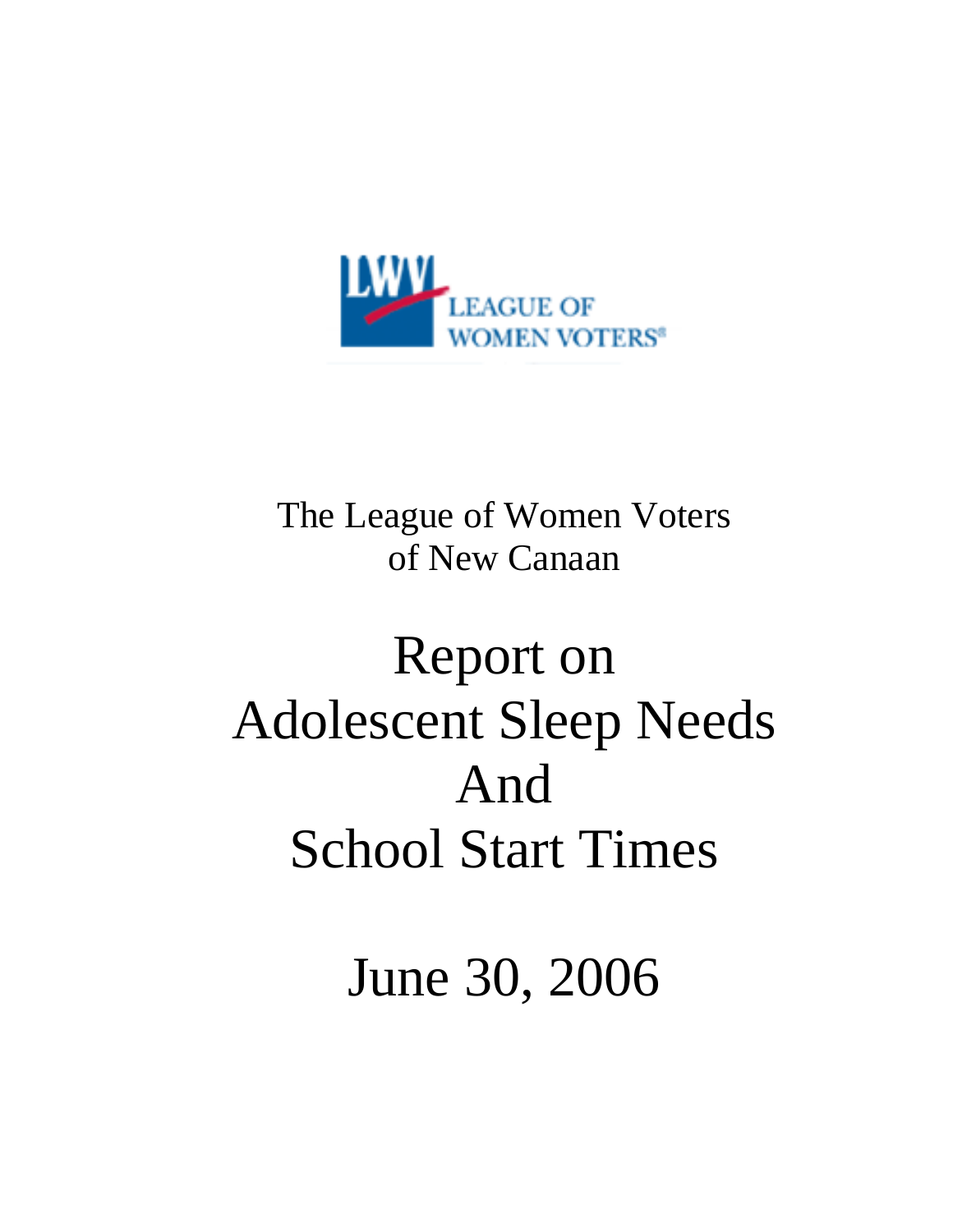LWV LEAGUE OF WOMEN VOTERS®

The League of Women Voters
of New Canaan

# Report on Adolescent Sleep Needs And School Start Times

June 30, 2006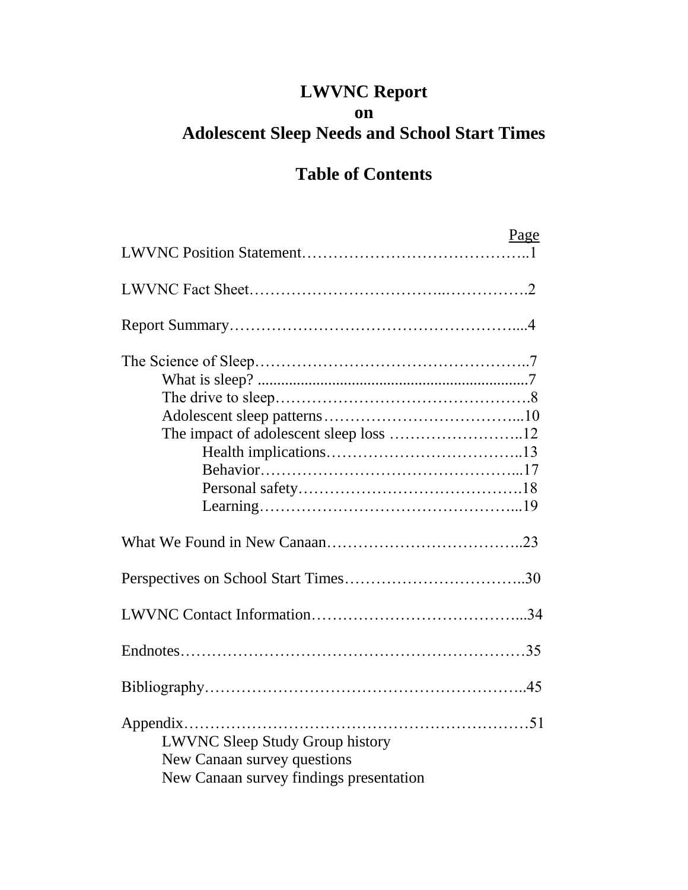# LWVNC Report on Adolescent Sleep Needs and School Start Times

## Table of Contents

| | Page |
|---|---|
| LWVNC Position Statement | 1 |
| LWVNC Fact Sheet | 2 |
| Report Summary | 4 |
| The Science of Sleep | 7 |
| What is sleep? | 7 |
| The drive to sleep | 8 |
| Adolescent sleep patterns | 10 |
| The impact of adolescent sleep loss | 12 |
| Health implications | 13 |
| Behavior | 17 |
| Personal safety | 18 |
| Learning | 19 |
| What We Found in New Canaan | 23 |
| Perspectives on School Start Times | 30 |
| LWVNC Contact Information | 34 |
| Endnotes | 35 |
| Bibliography | 45 |
| Appendix | 51 |

Appendix contents:

- LWVNC Sleep Study Group history
- New Canaan survey questions
- New Canaan survey findings presentation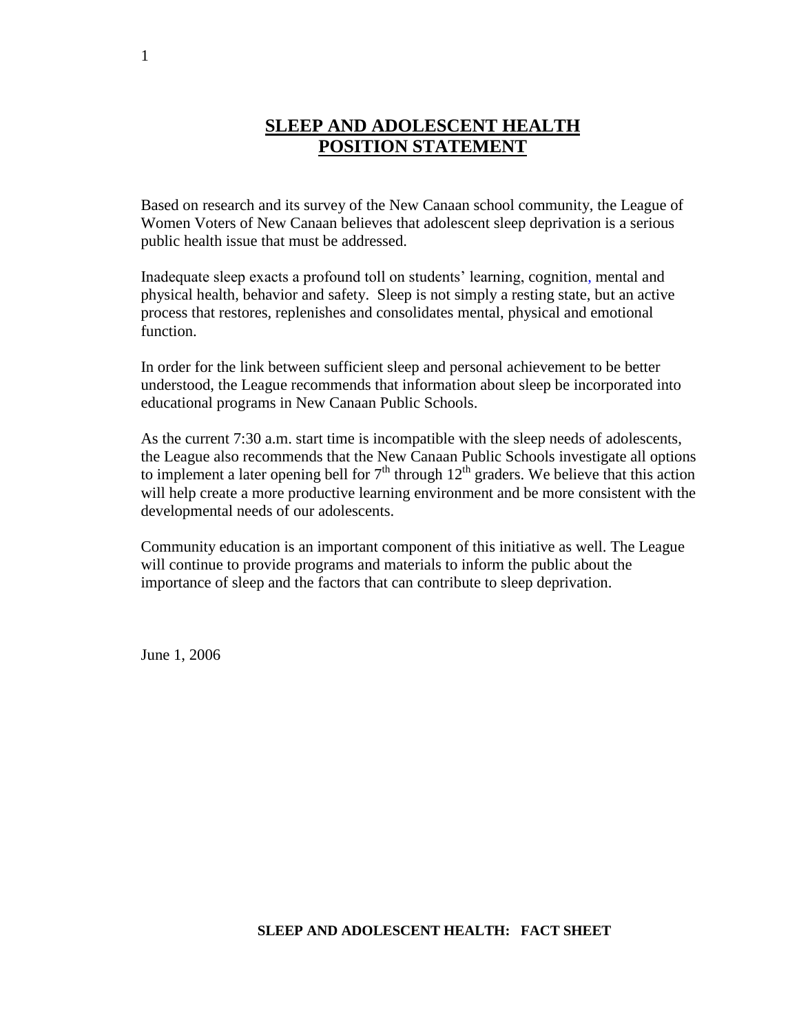# SLEEP AND ADOLESCENT HEALTH POSITION STATEMENT

Based on research and its survey of the New Canaan school community, the League of Women Voters of New Canaan believes that adolescent sleep deprivation is a serious public health issue that must be addressed.

Inadequate sleep exacts a profound toll on students' learning, cognition, mental and physical health, behavior and safety. Sleep is not simply a resting state, but an active process that restores, replenishes and consolidates mental, physical and emotional function.

In order for the link between sufficient sleep and personal achievement to be better understood, the League recommends that information about sleep be incorporated into educational programs in New Canaan Public Schools.

As the current 7:30 a.m. start time is incompatible with the sleep needs of adolescents, the League also recommends that the New Canaan Public Schools investigate all options to implement a later opening bell for 7th through 12th graders. We believe that this action will help create a more productive learning environment and be more consistent with the developmental needs of our adolescents.

Community education is an important component of this initiative as well. The League will continue to provide programs and materials to inform the public about the importance of sleep and the factors that can contribute to sleep deprivation.

June 1, 2006

## SLEEP AND ADOLESCENT HEALTH: FACT SHEET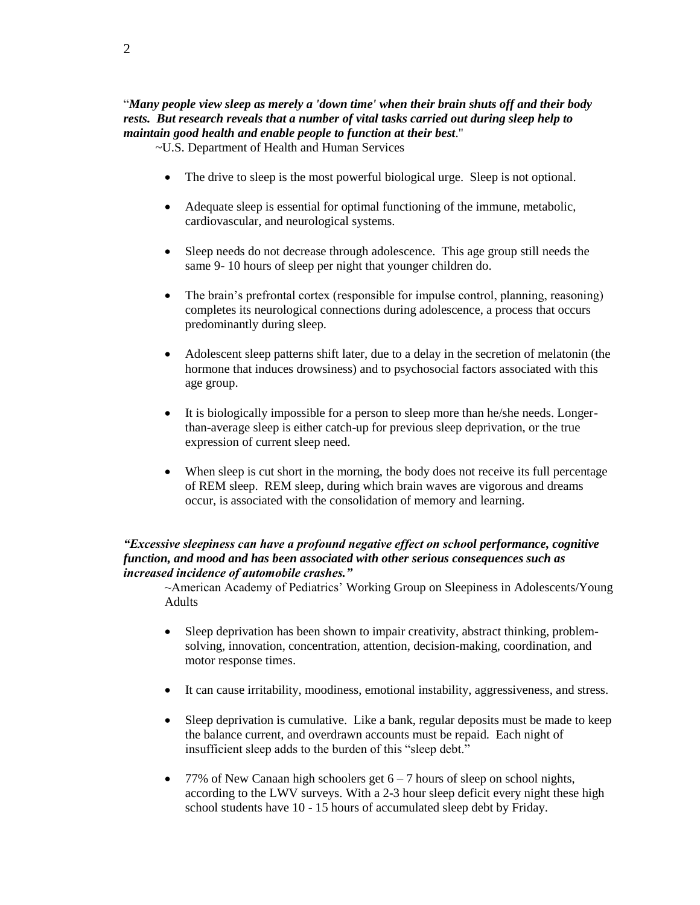"***Many people view sleep as merely a 'down time' when their brain shuts off and their body rests. But research reveals that a number of vital tasks carried out during sleep help to maintain good health and enable people to function at their best***."

~U.S. Department of Health and Human Services

- The drive to sleep is the most powerful biological urge. Sleep is not optional.
- Adequate sleep is essential for optimal functioning of the immune, metabolic, cardiovascular, and neurological systems.
- Sleep needs do not decrease through adolescence. This age group still needs the same 9- 10 hours of sleep per night that younger children do.
- The brain's prefrontal cortex (responsible for impulse control, planning, reasoning) completes its neurological connections during adolescence, a process that occurs predominantly during sleep.
- Adolescent sleep patterns shift later, due to a delay in the secretion of melatonin (the hormone that induces drowsiness) and to psychosocial factors associated with this age group.
- It is biologically impossible for a person to sleep more than he/she needs. Longer-than-average sleep is either catch-up for previous sleep deprivation, or the true expression of current sleep need.
- When sleep is cut short in the morning, the body does not receive its full percentage of REM sleep. REM sleep, during which brain waves are vigorous and dreams occur, is associated with the consolidation of memory and learning.

***"Excessive sleepiness can have a profound negative effect on school performance, cognitive function, and mood and has been associated with other serious consequences such as increased incidence of automobile crashes."***

~American Academy of Pediatrics' Working Group on Sleepiness in Adolescents/Young Adults

- Sleep deprivation has been shown to impair creativity, abstract thinking, problem-solving, innovation, concentration, attention, decision-making, coordination, and motor response times.
- It can cause irritability, moodiness, emotional instability, aggressiveness, and stress.
- Sleep deprivation is cumulative. Like a bank, regular deposits must be made to keep the balance current, and overdrawn accounts must be repaid. Each night of insufficient sleep adds to the burden of this "sleep debt."
- 77% of New Canaan high schoolers get 6 – 7 hours of sleep on school nights, according to the LWV surveys. With a 2-3 hour sleep deficit every night these high school students have 10 - 15 hours of accumulated sleep debt by Friday.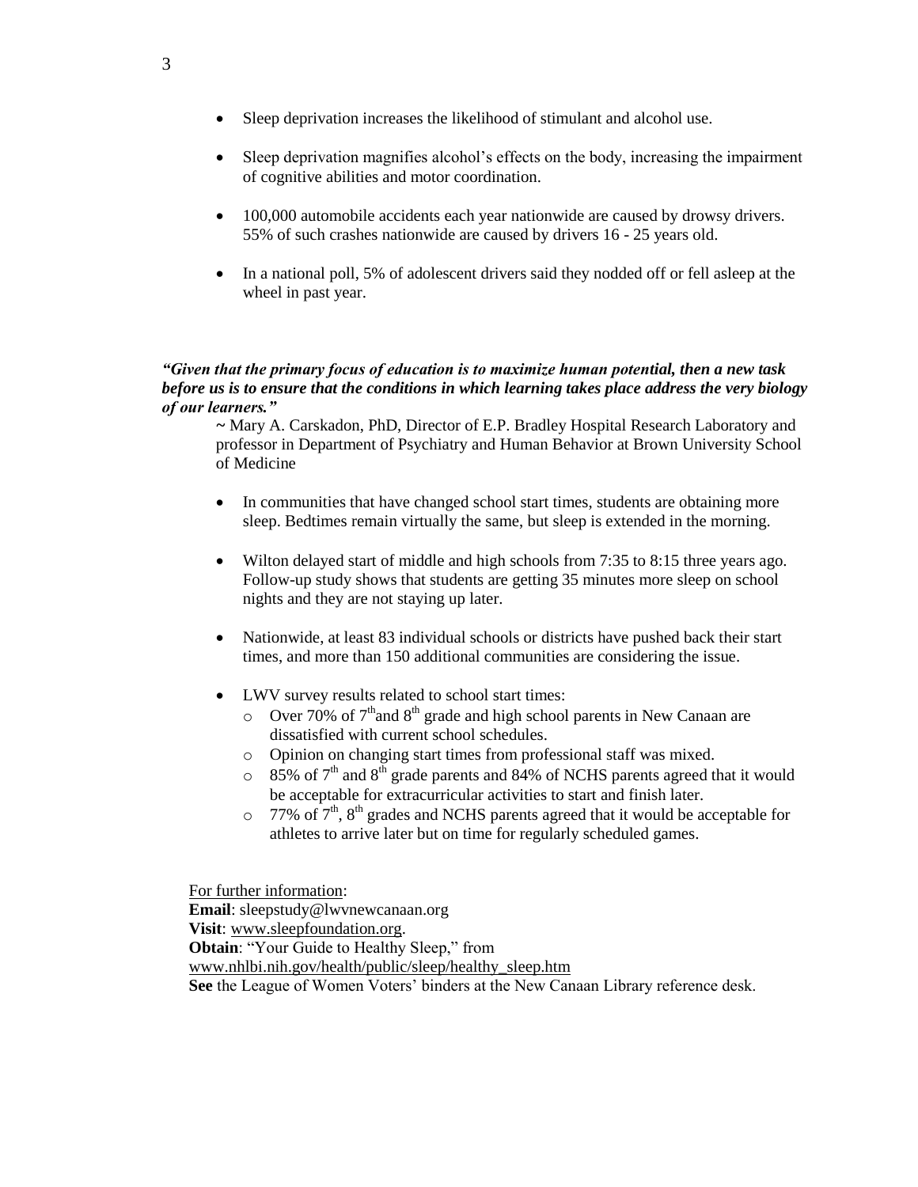- Sleep deprivation increases the likelihood of stimulant and alcohol use.
- Sleep deprivation magnifies alcohol's effects on the body, increasing the impairment of cognitive abilities and motor coordination.
- 100,000 automobile accidents each year nationwide are caused by drowsy drivers. 55% of such crashes nationwide are caused by drivers 16 - 25 years old.
- In a national poll, 5% of adolescent drivers said they nodded off or fell asleep at the wheel in past year.

***"Given that the primary focus of education is to maximize human potential, then a new task before us is to ensure that the conditions in which learning takes place address the very biology of our learners."***

~ Mary A. Carskadon, PhD, Director of E.P. Bradley Hospital Research Laboratory and professor in Department of Psychiatry and Human Behavior at Brown University School of Medicine

- In communities that have changed school start times, students are obtaining more sleep. Bedtimes remain virtually the same, but sleep is extended in the morning.
- Wilton delayed start of middle and high schools from 7:35 to 8:15 three years ago. Follow-up study shows that students are getting 35 minutes more sleep on school nights and they are not staying up later.
- Nationwide, at least 83 individual schools or districts have pushed back their start times, and more than 150 additional communities are considering the issue.
- LWV survey results related to school start times:
  - Over 70% of 7th and 8th grade and high school parents in New Canaan are dissatisfied with current school schedules.
  - Opinion on changing start times from professional staff was mixed.
  - 85% of 7th and 8th grade parents and 84% of NCHS parents agreed that it would be acceptable for extracurricular activities to start and finish later.
  - 77% of 7th, 8th grades and NCHS parents agreed that it would be acceptable for athletes to arrive later but on time for regularly scheduled games.

For further information:
**Email**: sleepstudy@lwvnewcanaan.org
**Visit**: www.sleepfoundation.org.
**Obtain**: "Your Guide to Healthy Sleep," from www.nhlbi.nih.gov/health/public/sleep/healthy_sleep.htm
**See** the League of Women Voters' binders at the New Canaan Library reference desk.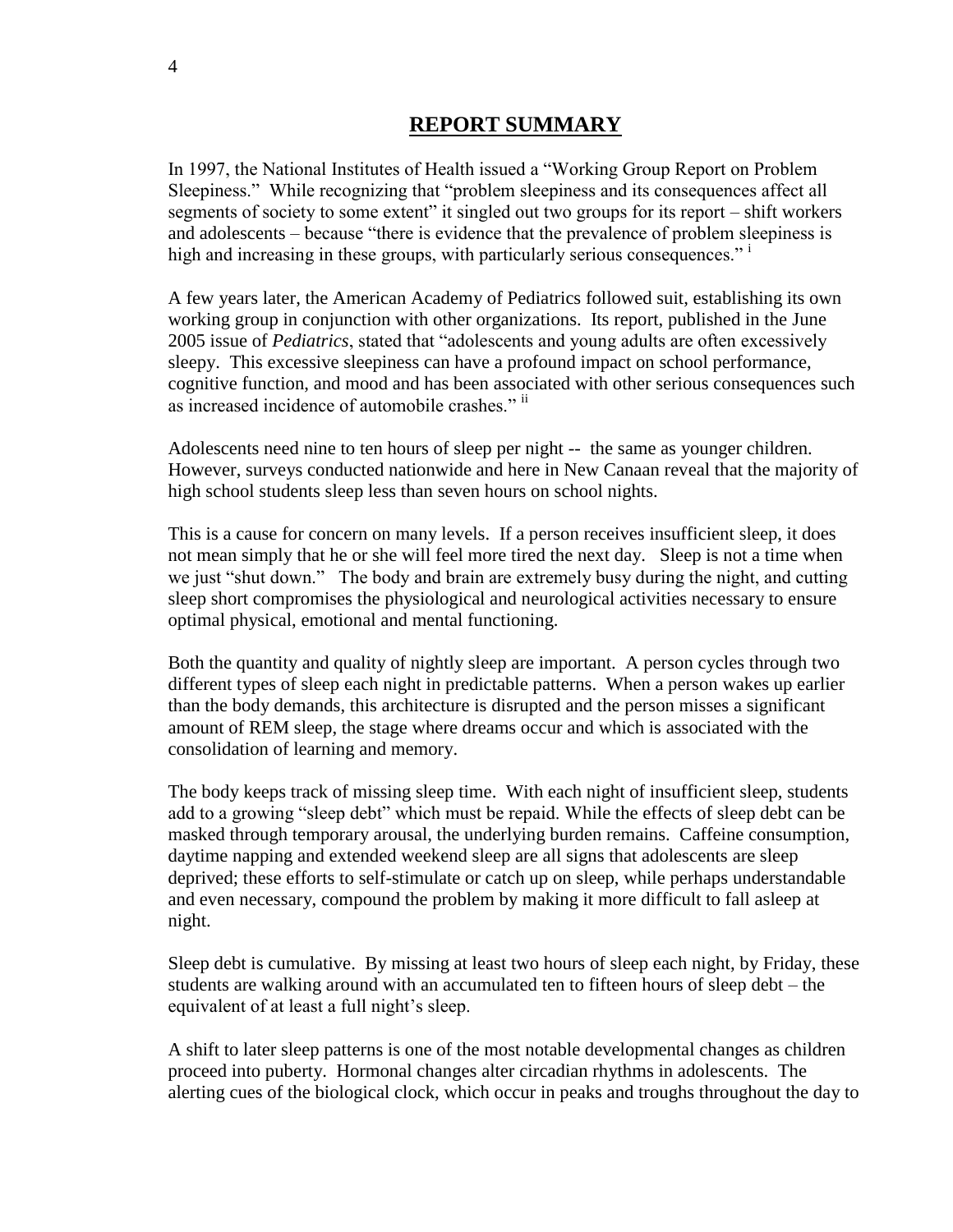## REPORT SUMMARY

In 1997, the National Institutes of Health issued a "Working Group Report on Problem Sleepiness." While recognizing that "problem sleepiness and its consequences affect all segments of society to some extent" it singled out two groups for its report – shift workers and adolescents – because "there is evidence that the prevalence of problem sleepiness is high and increasing in these groups, with particularly serious consequences." [i]

A few years later, the American Academy of Pediatrics followed suit, establishing its own working group in conjunction with other organizations. Its report, published in the June 2005 issue of *Pediatrics*, stated that "adolescents and young adults are often excessively sleepy. This excessive sleepiness can have a profound impact on school performance, cognitive function, and mood and has been associated with other serious consequences such as increased incidence of automobile crashes." [ii]

Adolescents need nine to ten hours of sleep per night -- the same as younger children. However, surveys conducted nationwide and here in New Canaan reveal that the majority of high school students sleep less than seven hours on school nights.

This is a cause for concern on many levels. If a person receives insufficient sleep, it does not mean simply that he or she will feel more tired the next day. Sleep is not a time when we just "shut down." The body and brain are extremely busy during the night, and cutting sleep short compromises the physiological and neurological activities necessary to ensure optimal physical, emotional and mental functioning.

Both the quantity and quality of nightly sleep are important. A person cycles through two different types of sleep each night in predictable patterns. When a person wakes up earlier than the body demands, this architecture is disrupted and the person misses a significant amount of REM sleep, the stage where dreams occur and which is associated with the consolidation of learning and memory.

The body keeps track of missing sleep time. With each night of insufficient sleep, students add to a growing "sleep debt" which must be repaid. While the effects of sleep debt can be masked through temporary arousal, the underlying burden remains. Caffeine consumption, daytime napping and extended weekend sleep are all signs that adolescents are sleep deprived; these efforts to self-stimulate or catch up on sleep, while perhaps understandable and even necessary, compound the problem by making it more difficult to fall asleep at night.

Sleep debt is cumulative. By missing at least two hours of sleep each night, by Friday, these students are walking around with an accumulated ten to fifteen hours of sleep debt – the equivalent of at least a full night's sleep.

A shift to later sleep patterns is one of the most notable developmental changes as children proceed into puberty. Hormonal changes alter circadian rhythms in adolescents. The alerting cues of the biological clock, which occur in peaks and troughs throughout the day to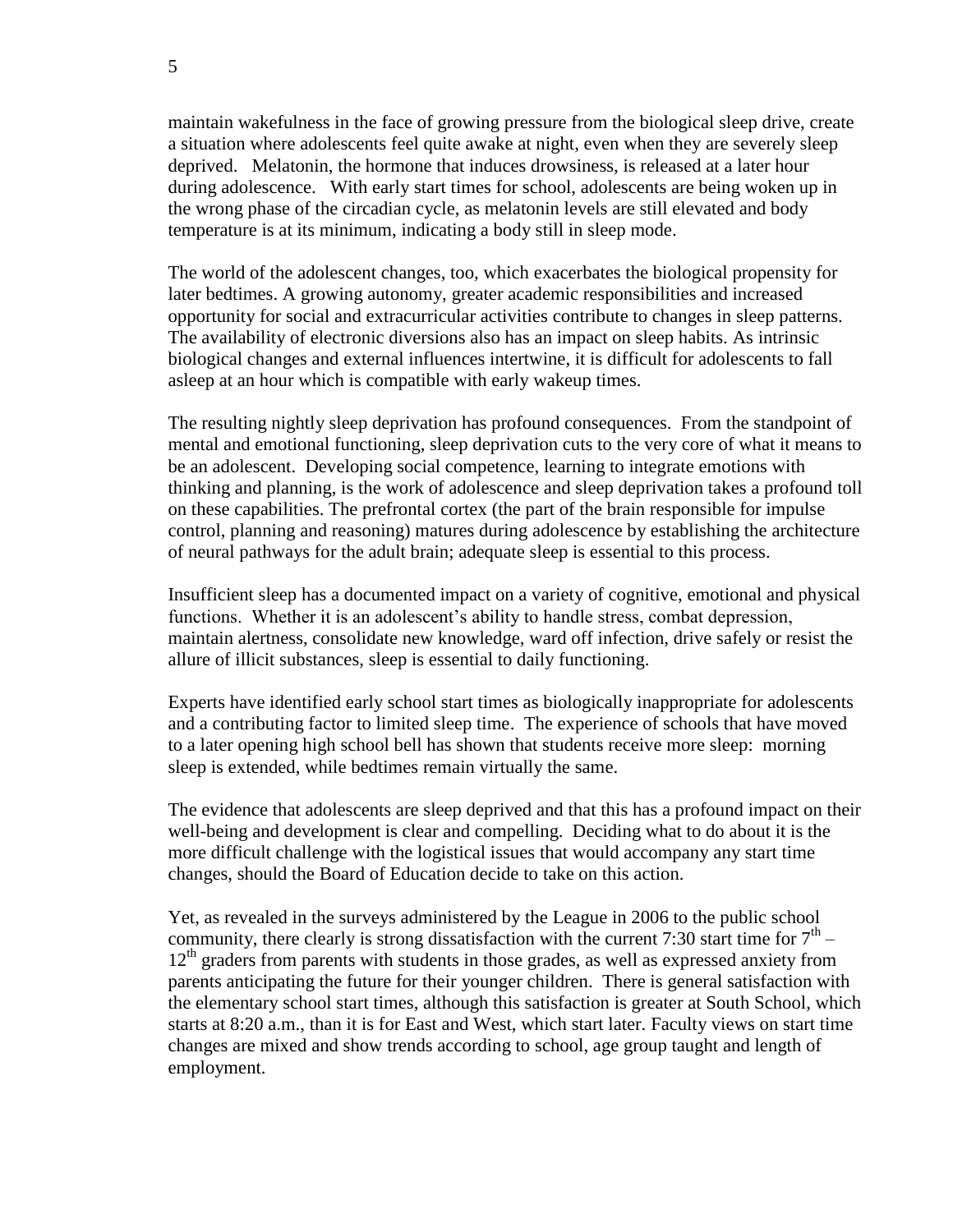maintain wakefulness in the face of growing pressure from the biological sleep drive, create a situation where adolescents feel quite awake at night, even when they are severely sleep deprived. Melatonin, the hormone that induces drowsiness, is released at a later hour during adolescence. With early start times for school, adolescents are being woken up in the wrong phase of the circadian cycle, as melatonin levels are still elevated and body temperature is at its minimum, indicating a body still in sleep mode.

The world of the adolescent changes, too, which exacerbates the biological propensity for later bedtimes. A growing autonomy, greater academic responsibilities and increased opportunity for social and extracurricular activities contribute to changes in sleep patterns. The availability of electronic diversions also has an impact on sleep habits. As intrinsic biological changes and external influences intertwine, it is difficult for adolescents to fall asleep at an hour which is compatible with early wakeup times.

The resulting nightly sleep deprivation has profound consequences. From the standpoint of mental and emotional functioning, sleep deprivation cuts to the very core of what it means to be an adolescent. Developing social competence, learning to integrate emotions with thinking and planning, is the work of adolescence and sleep deprivation takes a profound toll on these capabilities. The prefrontal cortex (the part of the brain responsible for impulse control, planning and reasoning) matures during adolescence by establishing the architecture of neural pathways for the adult brain; adequate sleep is essential to this process.

Insufficient sleep has a documented impact on a variety of cognitive, emotional and physical functions. Whether it is an adolescent's ability to handle stress, combat depression, maintain alertness, consolidate new knowledge, ward off infection, drive safely or resist the allure of illicit substances, sleep is essential to daily functioning.

Experts have identified early school start times as biologically inappropriate for adolescents and a contributing factor to limited sleep time. The experience of schools that have moved to a later opening high school bell has shown that students receive more sleep: morning sleep is extended, while bedtimes remain virtually the same.

The evidence that adolescents are sleep deprived and that this has a profound impact on their well-being and development is clear and compelling. Deciding what to do about it is the more difficult challenge with the logistical issues that would accompany any start time changes, should the Board of Education decide to take on this action.

Yet, as revealed in the surveys administered by the League in 2006 to the public school community, there clearly is strong dissatisfaction with the current 7:30 start time for 7th – 12th graders from parents with students in those grades, as well as expressed anxiety from parents anticipating the future for their younger children. There is general satisfaction with the elementary school start times, although this satisfaction is greater at South School, which starts at 8:20 a.m., than it is for East and West, which start later. Faculty views on start time changes are mixed and show trends according to school, age group taught and length of employment.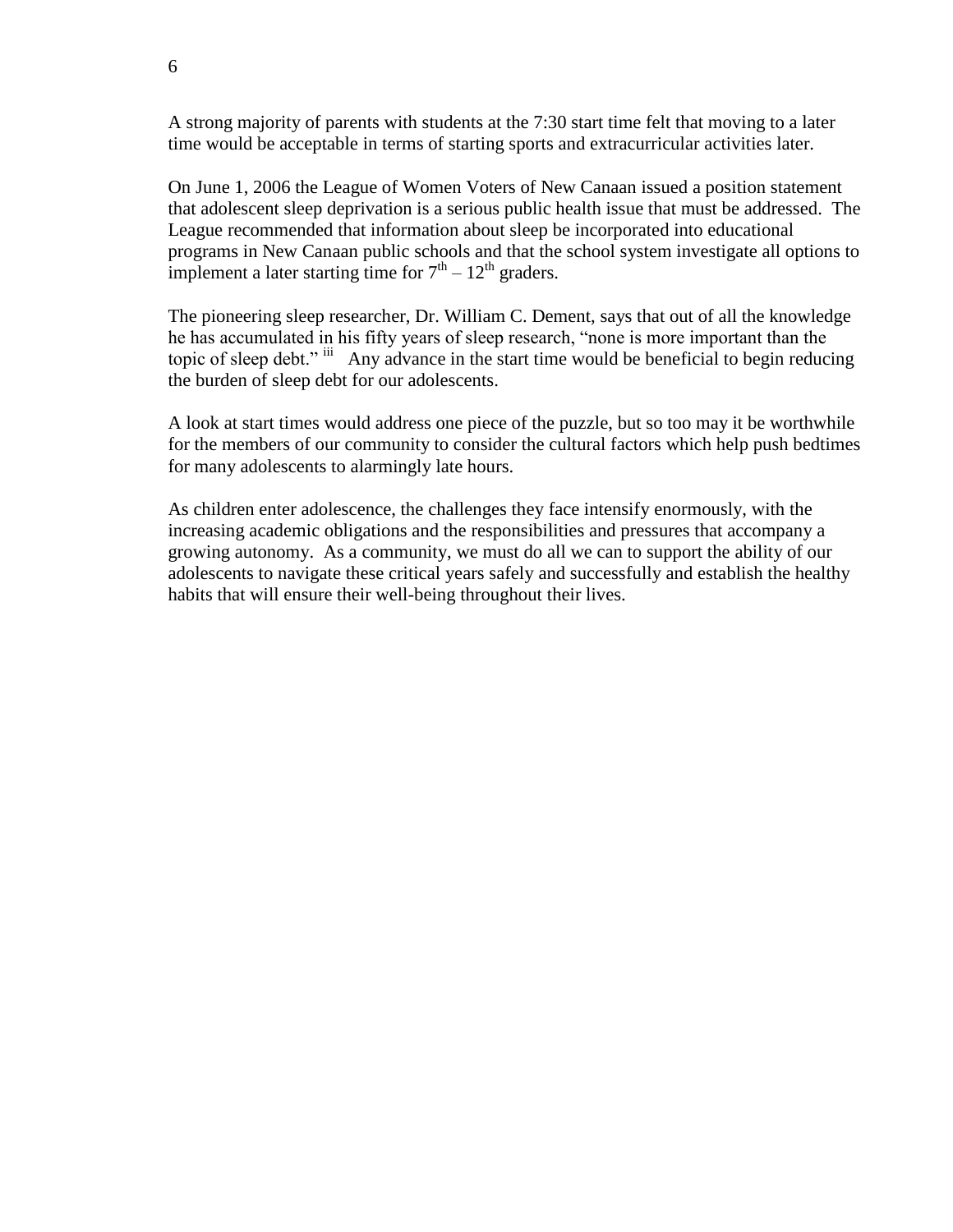A strong majority of parents with students at the 7:30 start time felt that moving to a later time would be acceptable in terms of starting sports and extracurricular activities later.

On June 1, 2006 the League of Women Voters of New Canaan issued a position statement that adolescent sleep deprivation is a serious public health issue that must be addressed. The League recommended that information about sleep be incorporated into educational programs in New Canaan public schools and that the school system investigate all options to implement a later starting time for $7^{th}$ – $12^{th}$ graders.

The pioneering sleep researcher, Dr. William C. Dement, says that out of all the knowledge he has accumulated in his fifty years of sleep research, "none is more important than the topic of sleep debt." [iii] Any advance in the start time would be beneficial to begin reducing the burden of sleep debt for our adolescents.

A look at start times would address one piece of the puzzle, but so too may it be worthwhile for the members of our community to consider the cultural factors which help push bedtimes for many adolescents to alarmingly late hours.

As children enter adolescence, the challenges they face intensify enormously, with the increasing academic obligations and the responsibilities and pressures that accompany a growing autonomy. As a community, we must do all we can to support the ability of our adolescents to navigate these critical years safely and successfully and establish the healthy habits that will ensure their well-being throughout their lives.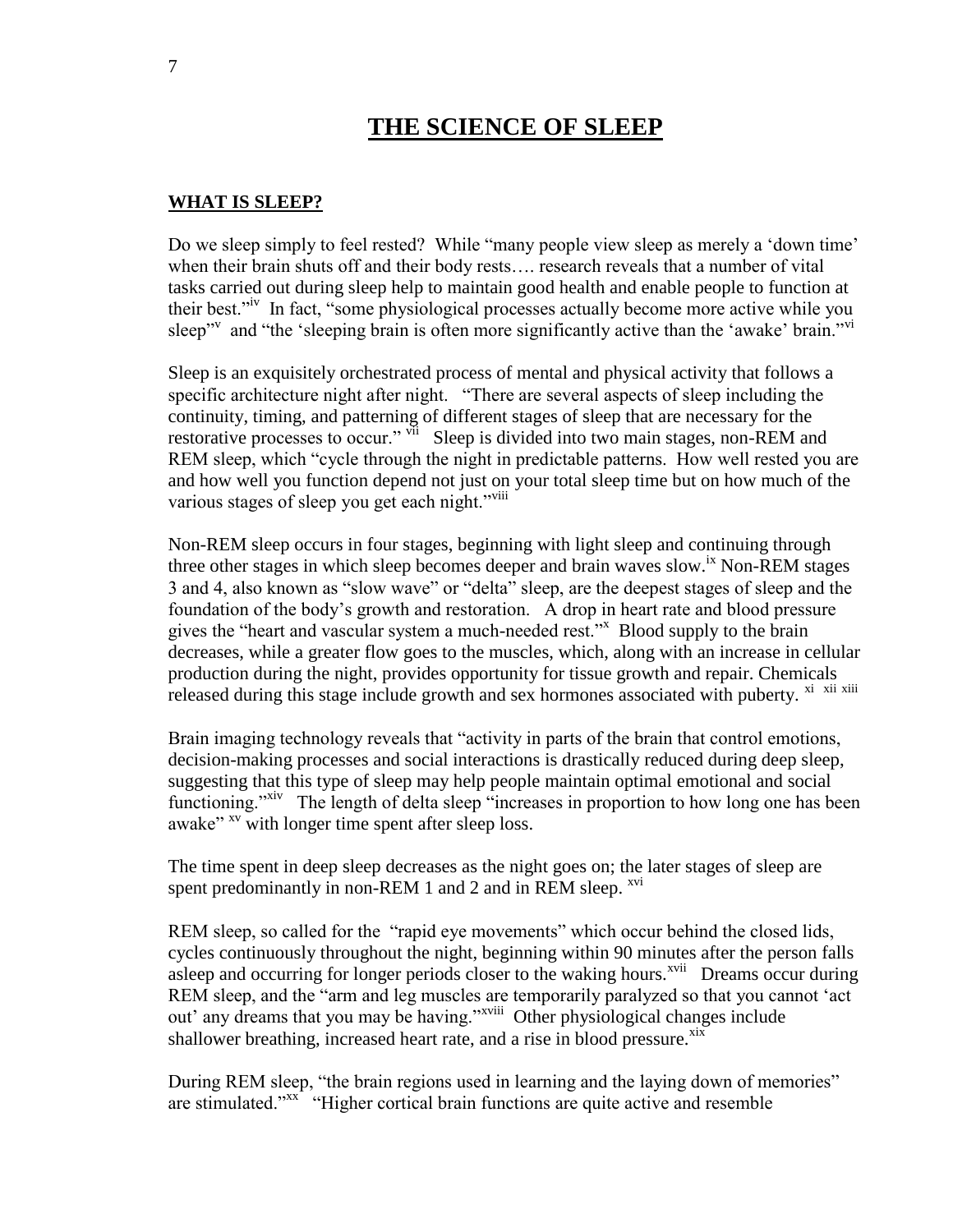# THE SCIENCE OF SLEEP

## WHAT IS SLEEP?

Do we sleep simply to feel rested? While "many people view sleep as merely a 'down time' when their brain shuts off and their body rests…. research reveals that a number of vital tasks carried out during sleep help to maintain good health and enable people to function at their best."[iv] In fact, "some physiological processes actually become more active while you sleep"[v] and "the 'sleeping brain is often more significantly active than the 'awake' brain."[vi]

Sleep is an exquisitely orchestrated process of mental and physical activity that follows a specific architecture night after night. "There are several aspects of sleep including the continuity, timing, and patterning of different stages of sleep that are necessary for the restorative processes to occur."[vii] Sleep is divided into two main stages, non-REM and REM sleep, which "cycle through the night in predictable patterns. How well rested you are and how well you function depend not just on your total sleep time but on how much of the various stages of sleep you get each night."[viii]

Non-REM sleep occurs in four stages, beginning with light sleep and continuing through three other stages in which sleep becomes deeper and brain waves slow.[ix] Non-REM stages 3 and 4, also known as "slow wave" or "delta" sleep, are the deepest stages of sleep and the foundation of the body's growth and restoration. A drop in heart rate and blood pressure gives the "heart and vascular system a much-needed rest."[x] Blood supply to the brain decreases, while a greater flow goes to the muscles, which, along with an increase in cellular production during the night, provides opportunity for tissue growth and repair. Chemicals released during this stage include growth and sex hormones associated with puberty.[xi][xii][xiii]

Brain imaging technology reveals that "activity in parts of the brain that control emotions, decision-making processes and social interactions is drastically reduced during deep sleep, suggesting that this type of sleep may help people maintain optimal emotional and social functioning."[xiv] The length of delta sleep "increases in proportion to how long one has been awake"[xv] with longer time spent after sleep loss.

The time spent in deep sleep decreases as the night goes on; the later stages of sleep are spent predominantly in non-REM 1 and 2 and in REM sleep.[xvi]

REM sleep, so called for the "rapid eye movements" which occur behind the closed lids, cycles continuously throughout the night, beginning within 90 minutes after the person falls asleep and occurring for longer periods closer to the waking hours.[xvii] Dreams occur during REM sleep, and the "arm and leg muscles are temporarily paralyzed so that you cannot 'act out' any dreams that you may be having."[xviii] Other physiological changes include shallower breathing, increased heart rate, and a rise in blood pressure.[xix]

During REM sleep, "the brain regions used in learning and the laying down of memories" are stimulated."[xx] "Higher cortical brain functions are quite active and resemble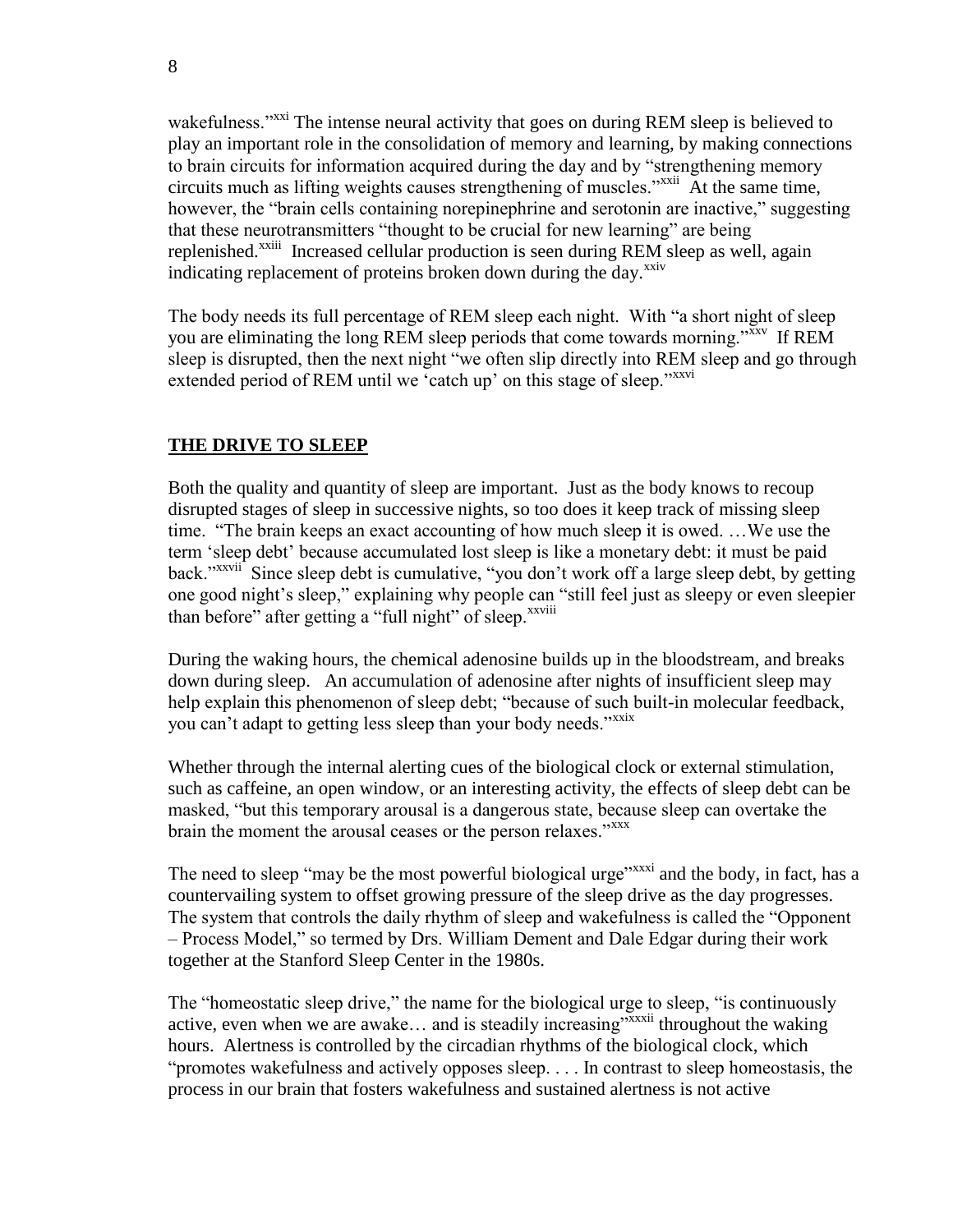wakefulness."[xxi] The intense neural activity that goes on during REM sleep is believed to play an important role in the consolidation of memory and learning, by making connections to brain circuits for information acquired during the day and by "strengthening memory circuits much as lifting weights causes strengthening of muscles."[xxii] At the same time, however, the "brain cells containing norepinephrine and serotonin are inactive," suggesting that these neurotransmitters "thought to be crucial for new learning" are being replenished.[xxiii] Increased cellular production is seen during REM sleep as well, again indicating replacement of proteins broken down during the day.[xxiv]

The body needs its full percentage of REM sleep each night. With "a short night of sleep you are eliminating the long REM sleep periods that come towards morning."[xxv] If REM sleep is disrupted, then the next night "we often slip directly into REM sleep and go through extended period of REM until we 'catch up' on this stage of sleep."[xxvi]

## THE DRIVE TO SLEEP

Both the quality and quantity of sleep are important. Just as the body knows to recoup disrupted stages of sleep in successive nights, so too does it keep track of missing sleep time. "The brain keeps an exact accounting of how much sleep it is owed. …We use the term 'sleep debt' because accumulated lost sleep is like a monetary debt: it must be paid back."[xxvii] Since sleep debt is cumulative, "you don't work off a large sleep debt, by getting one good night's sleep," explaining why people can "still feel just as sleepy or even sleepier than before" after getting a "full night" of sleep.[xxviii]

During the waking hours, the chemical adenosine builds up in the bloodstream, and breaks down during sleep. An accumulation of adenosine after nights of insufficient sleep may help explain this phenomenon of sleep debt; "because of such built-in molecular feedback, you can't adapt to getting less sleep than your body needs."[xxix]

Whether through the internal alerting cues of the biological clock or external stimulation, such as caffeine, an open window, or an interesting activity, the effects of sleep debt can be masked, "but this temporary arousal is a dangerous state, because sleep can overtake the brain the moment the arousal ceases or the person relaxes."[xxx]

The need to sleep "may be the most powerful biological urge"[xxxi] and the body, in fact, has a countervailing system to offset growing pressure of the sleep drive as the day progresses. The system that controls the daily rhythm of sleep and wakefulness is called the "Opponent – Process Model," so termed by Drs. William Dement and Dale Edgar during their work together at the Stanford Sleep Center in the 1980s.

The "homeostatic sleep drive," the name for the biological urge to sleep, "is continuously active, even when we are awake… and is steadily increasing"[xxxii] throughout the waking hours. Alertness is controlled by the circadian rhythms of the biological clock, which "promotes wakefulness and actively opposes sleep. . . . In contrast to sleep homeostasis, the process in our brain that fosters wakefulness and sustained alertness is not active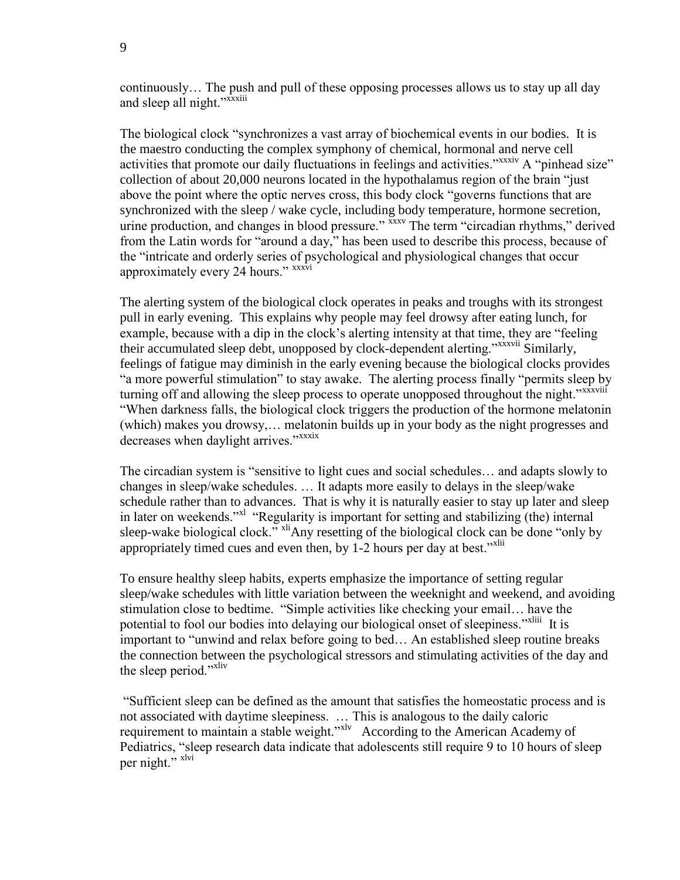continuously… The push and pull of these opposing processes allows us to stay up all day and sleep all night."[xxxiii]

The biological clock "synchronizes a vast array of biochemical events in our bodies. It is the maestro conducting the complex symphony of chemical, hormonal and nerve cell activities that promote our daily fluctuations in feelings and activities."[xxxiv] A "pinhead size" collection of about 20,000 neurons located in the hypothalamus region of the brain "just above the point where the optic nerves cross, this body clock "governs functions that are synchronized with the sleep / wake cycle, including body temperature, hormone secretion, urine production, and changes in blood pressure." [xxxv] The term "circadian rhythms," derived from the Latin words for "around a day," has been used to describe this process, because of the "intricate and orderly series of psychological and physiological changes that occur approximately every 24 hours." [xxxvi]

The alerting system of the biological clock operates in peaks and troughs with its strongest pull in early evening. This explains why people may feel drowsy after eating lunch, for example, because with a dip in the clock's alerting intensity at that time, they are "feeling their accumulated sleep debt, unopposed by clock-dependent alerting."[xxxvii] Similarly, feelings of fatigue may diminish in the early evening because the biological clocks provides "a more powerful stimulation" to stay awake. The alerting process finally "permits sleep by turning off and allowing the sleep process to operate unopposed throughout the night."[xxxviii] "When darkness falls, the biological clock triggers the production of the hormone melatonin (which) makes you drowsy,… melatonin builds up in your body as the night progresses and decreases when daylight arrives."[xxxix]

The circadian system is "sensitive to light cues and social schedules… and adapts slowly to changes in sleep/wake schedules. … It adapts more easily to delays in the sleep/wake schedule rather than to advances. That is why it is naturally easier to stay up later and sleep in later on weekends."[xl] "Regularity is important for setting and stabilizing (the) internal sleep-wake biological clock." [xli]Any resetting of the biological clock can be done "only by appropriately timed cues and even then, by 1-2 hours per day at best."[xlii]

To ensure healthy sleep habits, experts emphasize the importance of setting regular sleep/wake schedules with little variation between the weeknight and weekend, and avoiding stimulation close to bedtime. "Simple activities like checking your email… have the potential to fool our bodies into delaying our biological onset of sleepiness."[xliii] It is important to "unwind and relax before going to bed… An established sleep routine breaks the connection between the psychological stressors and stimulating activities of the day and the sleep period."[xliv]

"Sufficient sleep can be defined as the amount that satisfies the homeostatic process and is not associated with daytime sleepiness. … This is analogous to the daily caloric requirement to maintain a stable weight."[xlv] According to the American Academy of Pediatrics, "sleep research data indicate that adolescents still require 9 to 10 hours of sleep per night." [xlvi]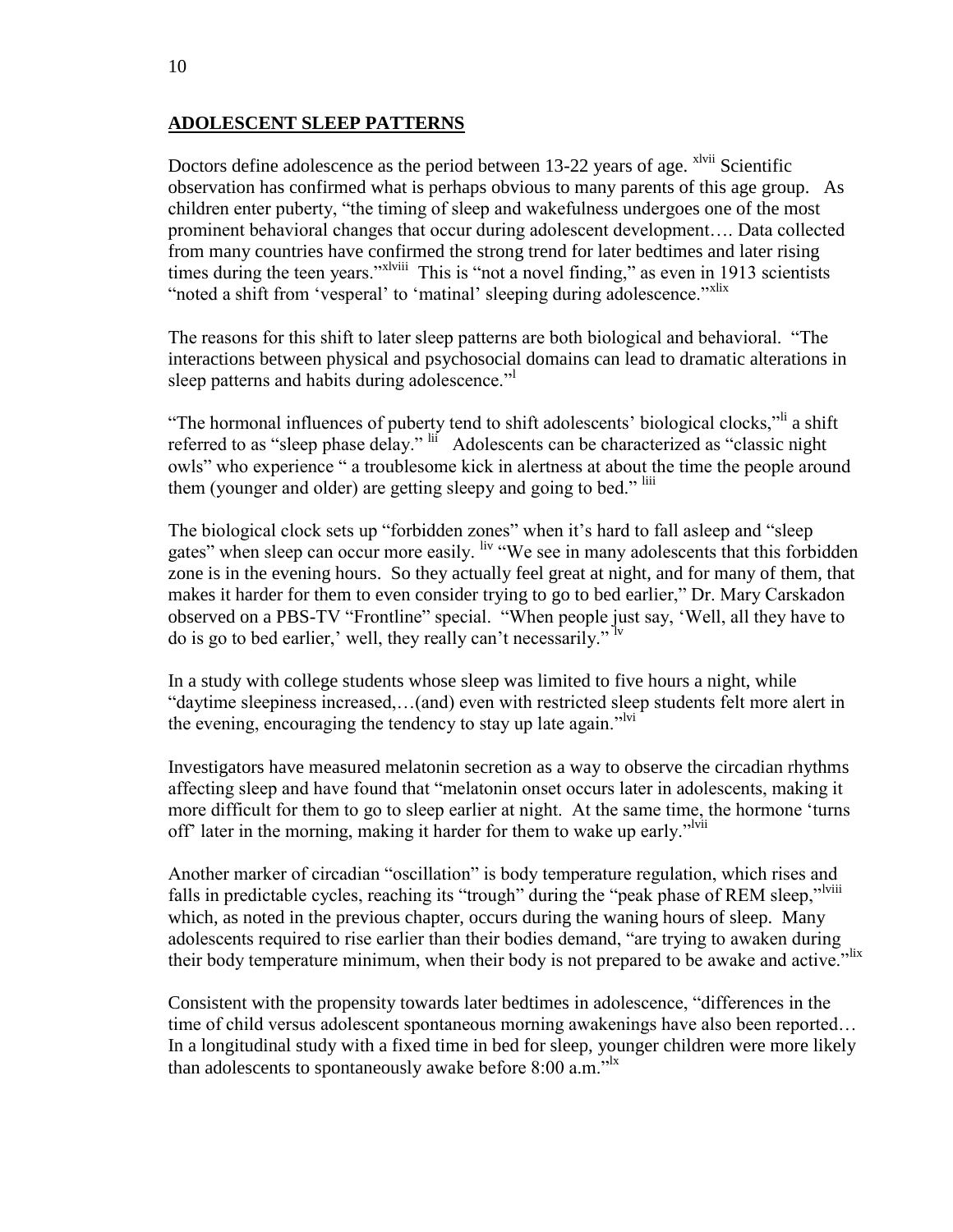## **ADOLESCENT SLEEP PATTERNS**

Doctors define adolescence as the period between 13-22 years of age. [xlvii] Scientific observation has confirmed what is perhaps obvious to many parents of this age group. As children enter puberty, "the timing of sleep and wakefulness undergoes one of the most prominent behavioral changes that occur during adolescent development…. Data collected from many countries have confirmed the strong trend for later bedtimes and later rising times during the teen years."[xlviii] This is "not a novel finding," as even in 1913 scientists "noted a shift from 'vesperal' to 'matinal' sleeping during adolescence."[xlix]

The reasons for this shift to later sleep patterns are both biological and behavioral. "The interactions between physical and psychosocial domains can lead to dramatic alterations in sleep patterns and habits during adolescence."[l]

"The hormonal influences of puberty tend to shift adolescents' biological clocks,"[li] a shift referred to as "sleep phase delay." [lii] Adolescents can be characterized as "classic night owls" who experience " a troublesome kick in alertness at about the time the people around them (younger and older) are getting sleepy and going to bed." [liii]

The biological clock sets up "forbidden zones" when it's hard to fall asleep and "sleep gates" when sleep can occur more easily. [liv] "We see in many adolescents that this forbidden zone is in the evening hours. So they actually feel great at night, and for many of them, that makes it harder for them to even consider trying to go to bed earlier," Dr. Mary Carskadon observed on a PBS-TV "Frontline" special. "When people just say, 'Well, all they have to do is go to bed earlier,' well, they really can't necessarily." [lv]

In a study with college students whose sleep was limited to five hours a night, while "daytime sleepiness increased,…(and) even with restricted sleep students felt more alert in the evening, encouraging the tendency to stay up late again."[lvi]

Investigators have measured melatonin secretion as a way to observe the circadian rhythms affecting sleep and have found that "melatonin onset occurs later in adolescents, making it more difficult for them to go to sleep earlier at night. At the same time, the hormone 'turns off' later in the morning, making it harder for them to wake up early."[lvii]

Another marker of circadian "oscillation" is body temperature regulation, which rises and falls in predictable cycles, reaching its "trough" during the "peak phase of REM sleep,"[lviii] which, as noted in the previous chapter, occurs during the waning hours of sleep. Many adolescents required to rise earlier than their bodies demand, "are trying to awaken during their body temperature minimum, when their body is not prepared to be awake and active."[lix]

Consistent with the propensity towards later bedtimes in adolescence, "differences in the time of child versus adolescent spontaneous morning awakenings have also been reported… In a longitudinal study with a fixed time in bed for sleep, younger children were more likely than adolescents to spontaneously awake before 8:00 a.m."[lx]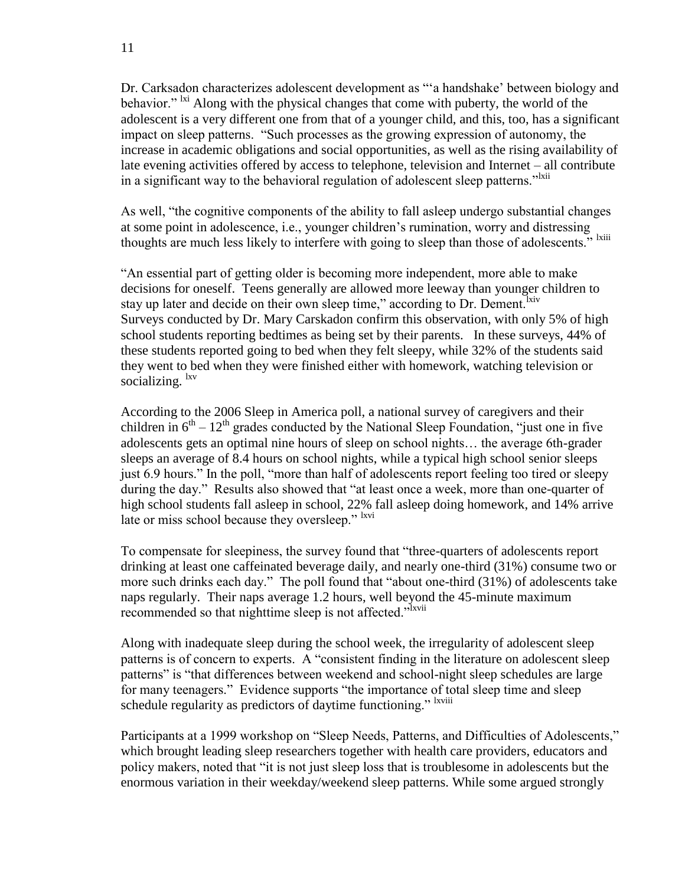Dr. Carksadon characterizes adolescent development as "'a handshake' between biology and behavior." [lxi] Along with the physical changes that come with puberty, the world of the adolescent is a very different one from that of a younger child, and this, too, has a significant impact on sleep patterns. "Such processes as the growing expression of autonomy, the increase in academic obligations and social opportunities, as well as the rising availability of late evening activities offered by access to telephone, television and Internet – all contribute in a significant way to the behavioral regulation of adolescent sleep patterns."[lxii]

As well, "the cognitive components of the ability to fall asleep undergo substantial changes at some point in adolescence, i.e., younger children's rumination, worry and distressing thoughts are much less likely to interfere with going to sleep than those of adolescents." [lxiii]

"An essential part of getting older is becoming more independent, more able to make decisions for oneself. Teens generally are allowed more leeway than younger children to stay up later and decide on their own sleep time," according to Dr. Dement.[lxiv] Surveys conducted by Dr. Mary Carskadon confirm this observation, with only 5% of high school students reporting bedtimes as being set by their parents. In these surveys, 44% of these students reported going to bed when they felt sleepy, while 32% of the students said they went to bed when they were finished either with homework, watching television or socializing. [lxv]

According to the 2006 Sleep in America poll, a national survey of caregivers and their children in 6th – 12th grades conducted by the National Sleep Foundation, "just one in five adolescents gets an optimal nine hours of sleep on school nights… the average 6th-grader sleeps an average of 8.4 hours on school nights, while a typical high school senior sleeps just 6.9 hours." In the poll, "more than half of adolescents report feeling too tired or sleepy during the day." Results also showed that "at least once a week, more than one-quarter of high school students fall asleep in school, 22% fall asleep doing homework, and 14% arrive late or miss school because they oversleep." [lxvi]

To compensate for sleepiness, the survey found that "three-quarters of adolescents report drinking at least one caffeinated beverage daily, and nearly one-third (31%) consume two or more such drinks each day." The poll found that "about one-third (31%) of adolescents take naps regularly. Their naps average 1.2 hours, well beyond the 45-minute maximum recommended so that nighttime sleep is not affected."[lxvii]

Along with inadequate sleep during the school week, the irregularity of adolescent sleep patterns is of concern to experts. A "consistent finding in the literature on adolescent sleep patterns" is "that differences between weekend and school-night sleep schedules are large for many teenagers." Evidence supports "the importance of total sleep time and sleep schedule regularity as predictors of daytime functioning." [lxviii]

Participants at a 1999 workshop on "Sleep Needs, Patterns, and Difficulties of Adolescents," which brought leading sleep researchers together with health care providers, educators and policy makers, noted that "it is not just sleep loss that is troublesome in adolescents but the enormous variation in their weekday/weekend sleep patterns. While some argued strongly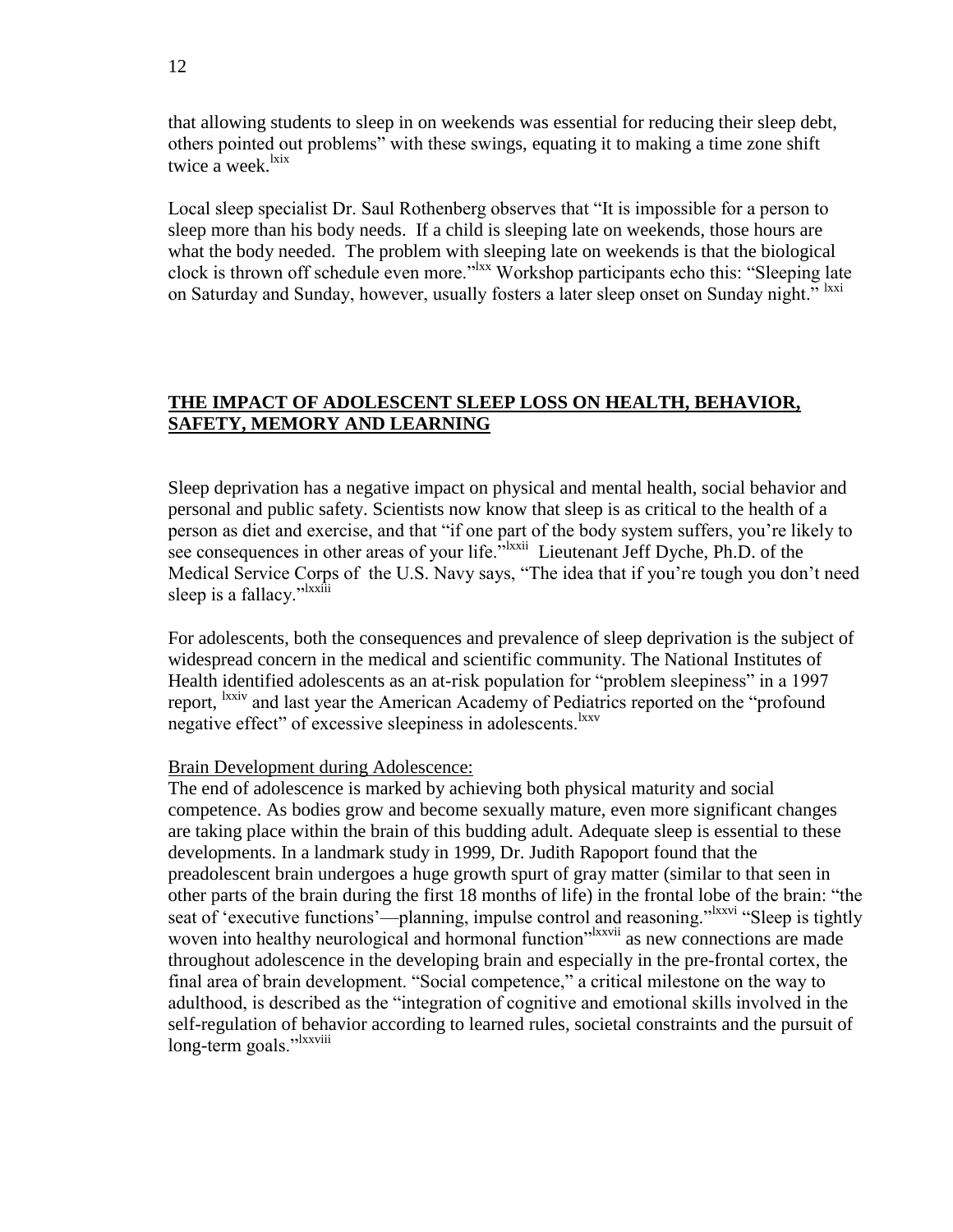that allowing students to sleep in on weekends was essential for reducing their sleep debt, others pointed out problems" with these swings, equating it to making a time zone shift twice a week.[lxix]

Local sleep specialist Dr. Saul Rothenberg observes that "It is impossible for a person to sleep more than his body needs. If a child is sleeping late on weekends, those hours are what the body needed. The problem with sleeping late on weekends is that the biological clock is thrown off schedule even more."[lxx] Workshop participants echo this: "Sleeping late on Saturday and Sunday, however, usually fosters a later sleep onset on Sunday night." [lxxi]

## THE IMPACT OF ADOLESCENT SLEEP LOSS ON HEALTH, BEHAVIOR, SAFETY, MEMORY AND LEARNING

Sleep deprivation has a negative impact on physical and mental health, social behavior and personal and public safety. Scientists now know that sleep is as critical to the health of a person as diet and exercise, and that "if one part of the body system suffers, you're likely to see consequences in other areas of your life."[lxxii] Lieutenant Jeff Dyche, Ph.D. of the Medical Service Corps of the U.S. Navy says, "The idea that if you're tough you don't need sleep is a fallacy."[lxxiii]

For adolescents, both the consequences and prevalence of sleep deprivation is the subject of widespread concern in the medical and scientific community. The National Institutes of Health identified adolescents as an at-risk population for "problem sleepiness" in a 1997 report, [lxxiv] and last year the American Academy of Pediatrics reported on the "profound negative effect" of excessive sleepiness in adolescents.[lxxv]

Brain Development during Adolescence:

The end of adolescence is marked by achieving both physical maturity and social competence. As bodies grow and become sexually mature, even more significant changes are taking place within the brain of this budding adult. Adequate sleep is essential to these developments. In a landmark study in 1999, Dr. Judith Rapoport found that the preadolescent brain undergoes a huge growth spurt of gray matter (similar to that seen in other parts of the brain during the first 18 months of life) in the frontal lobe of the brain: "the seat of 'executive functions'—planning, impulse control and reasoning."[lxxvi] "Sleep is tightly woven into healthy neurological and hormonal function"[lxxvii] as new connections are made throughout adolescence in the developing brain and especially in the pre-frontal cortex, the final area of brain development. "Social competence," a critical milestone on the way to adulthood, is described as the "integration of cognitive and emotional skills involved in the self-regulation of behavior according to learned rules, societal constraints and the pursuit of long-term goals."[lxxviii]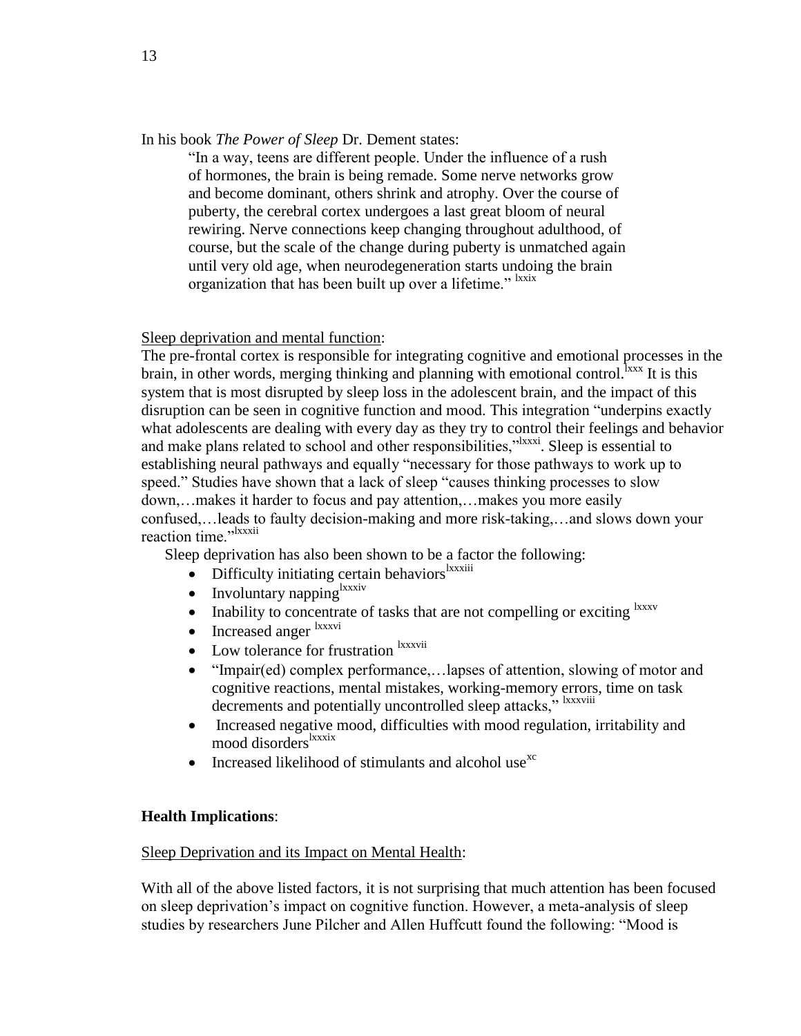In his book *The Power of Sleep* Dr. Dement states:

> "In a way, teens are different people. Under the influence of a rush of hormones, the brain is being remade. Some nerve networks grow and become dominant, others shrink and atrophy. Over the course of puberty, the cerebral cortex undergoes a last great bloom of neural rewiring. Nerve connections keep changing throughout adulthood, of course, but the scale of the change during puberty is unmatched again until very old age, when neurodegeneration starts undoing the brain organization that has been built up over a lifetime." [lxxix]

Sleep deprivation and mental function:

The pre-frontal cortex is responsible for integrating cognitive and emotional processes in the brain, in other words, merging thinking and planning with emotional control.[lxxx] It is this system that is most disrupted by sleep loss in the adolescent brain, and the impact of this disruption can be seen in cognitive function and mood. This integration "underpins exactly what adolescents are dealing with every day as they try to control their feelings and behavior and make plans related to school and other responsibilities,"[lxxxi]. Sleep is essential to establishing neural pathways and equally "necessary for those pathways to work up to speed." Studies have shown that a lack of sleep "causes thinking processes to slow down,…makes it harder to focus and pay attention,…makes you more easily confused,…leads to faulty decision-making and more risk-taking,…and slows down your reaction time."[lxxxii]

Sleep deprivation has also been shown to be a factor the following:

- Difficulty initiating certain behaviors[lxxxiii]
- Involuntary napping[lxxxiv]
- Inability to concentrate of tasks that are not compelling or exciting [lxxxv]
- Increased anger [lxxxvi]
- Low tolerance for frustration [lxxxvii]
- "Impair(ed) complex performance,…lapses of attention, slowing of motor and cognitive reactions, mental mistakes, working-memory errors, time on task decrements and potentially uncontrolled sleep attacks," [lxxxviii]
- Increased negative mood, difficulties with mood regulation, irritability and mood disorders[lxxxix]
- Increased likelihood of stimulants and alcohol use[xc]

**Health Implications**:

Sleep Deprivation and its Impact on Mental Health:

With all of the above listed factors, it is not surprising that much attention has been focused on sleep deprivation's impact on cognitive function. However, a meta-analysis of sleep studies by researchers June Pilcher and Allen Huffcutt found the following: "Mood is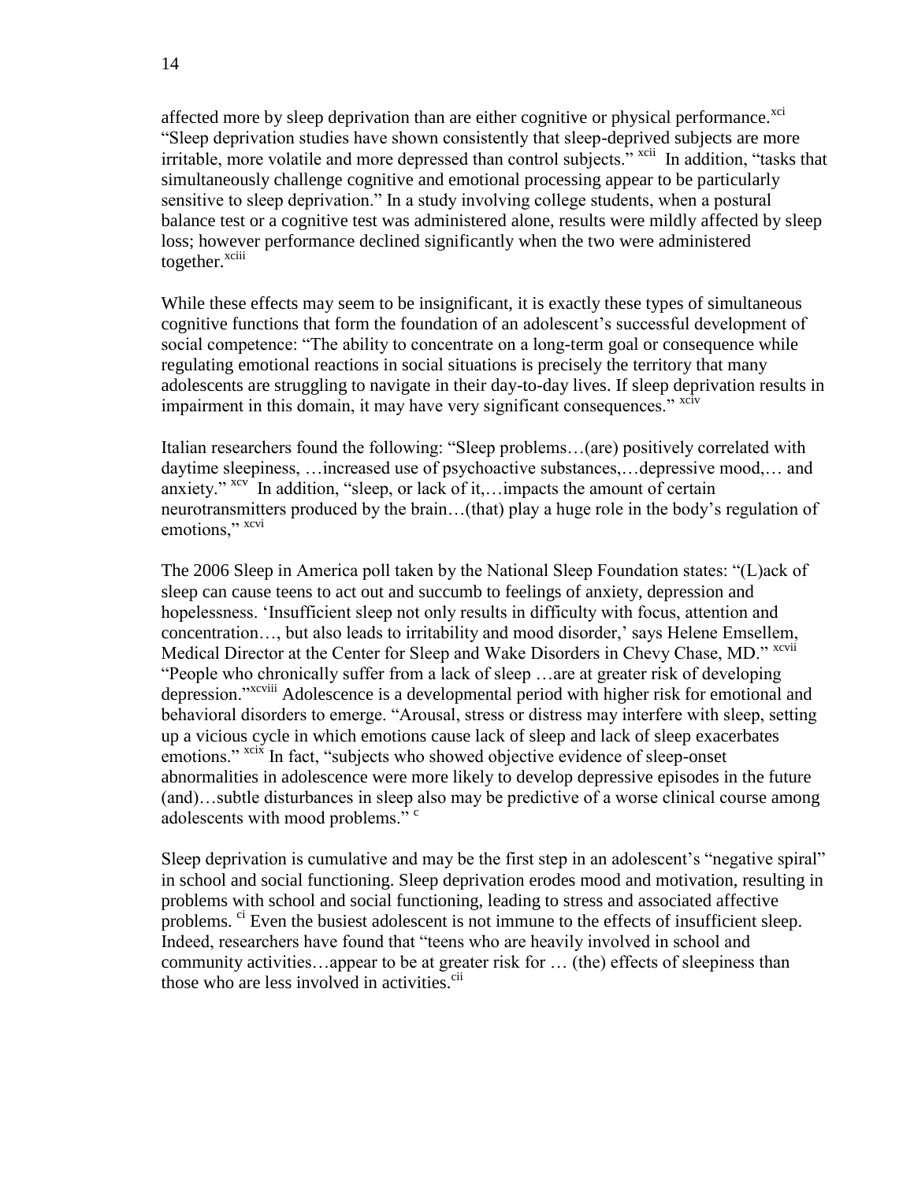affected more by sleep deprivation than are either cognitive or physical performance.[xci] "Sleep deprivation studies have shown consistently that sleep-deprived subjects are more irritable, more volatile and more depressed than control subjects." [xcii] In addition, "tasks that simultaneously challenge cognitive and emotional processing appear to be particularly sensitive to sleep deprivation." In a study involving college students, when a postural balance test or a cognitive test was administered alone, results were mildly affected by sleep loss; however performance declined significantly when the two were administered together.[xciii]

While these effects may seem to be insignificant, it is exactly these types of simultaneous cognitive functions that form the foundation of an adolescent's successful development of social competence: "The ability to concentrate on a long-term goal or consequence while regulating emotional reactions in social situations is precisely the territory that many adolescents are struggling to navigate in their day-to-day lives. If sleep deprivation results in impairment in this domain, it may have very significant consequences." [xciv]

Italian researchers found the following: "Sleep problems…(are) positively correlated with daytime sleepiness, …increased use of psychoactive substances,…depressive mood,… and anxiety." [xcv] In addition, "sleep, or lack of it,…impacts the amount of certain neurotransmitters produced by the brain…(that) play a huge role in the body's regulation of emotions," [xcvi]

The 2006 Sleep in America poll taken by the National Sleep Foundation states: "(L)ack of sleep can cause teens to act out and succumb to feelings of anxiety, depression and hopelessness. 'Insufficient sleep not only results in difficulty with focus, attention and concentration…, but also leads to irritability and mood disorder,' says Helene Emsellem, Medical Director at the Center for Sleep and Wake Disorders in Chevy Chase, MD." [xcvii] "People who chronically suffer from a lack of sleep …are at greater risk of developing depression."[xcviii] Adolescence is a developmental period with higher risk for emotional and behavioral disorders to emerge. "Arousal, stress or distress may interfere with sleep, setting up a vicious cycle in which emotions cause lack of sleep and lack of sleep exacerbates emotions." [xcix] In fact, "subjects who showed objective evidence of sleep-onset abnormalities in adolescence were more likely to develop depressive episodes in the future (and)…subtle disturbances in sleep also may be predictive of a worse clinical course among adolescents with mood problems." [c]

Sleep deprivation is cumulative and may be the first step in an adolescent's "negative spiral" in school and social functioning. Sleep deprivation erodes mood and motivation, resulting in problems with school and social functioning, leading to stress and associated affective problems. [ci] Even the busiest adolescent is not immune to the effects of insufficient sleep. Indeed, researchers have found that "teens who are heavily involved in school and community activities…appear to be at greater risk for … (the) effects of sleepiness than those who are less involved in activities.[cii]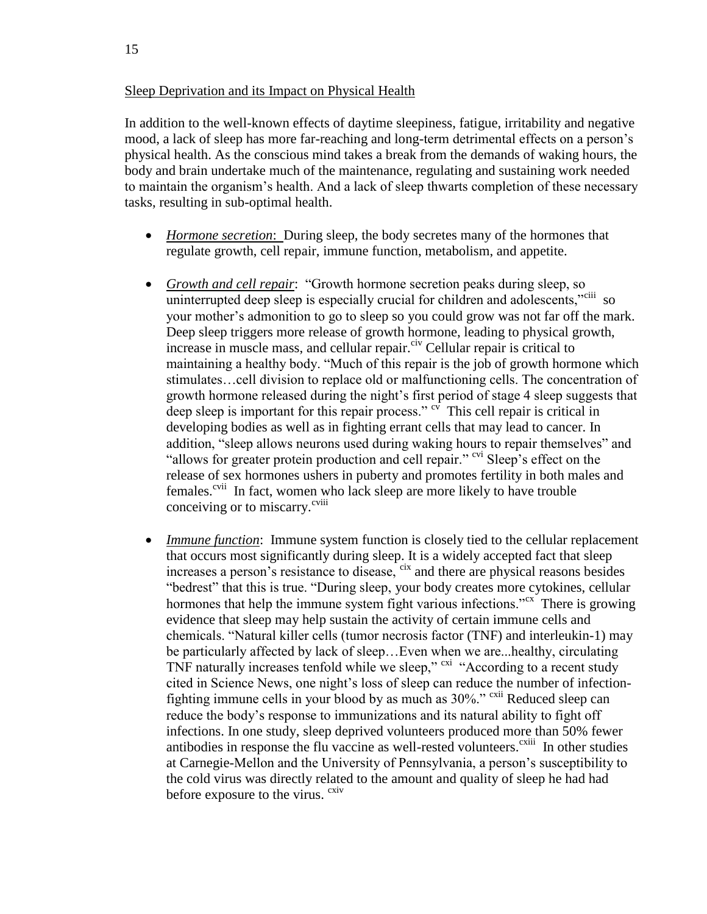## Sleep Deprivation and its Impact on Physical Health

In addition to the well-known effects of daytime sleepiness, fatigue, irritability and negative mood, a lack of sleep has more far-reaching and long-term detrimental effects on a person's physical health. As the conscious mind takes a break from the demands of waking hours, the body and brain undertake much of the maintenance, regulating and sustaining work needed to maintain the organism's health. And a lack of sleep thwarts completion of these necessary tasks, resulting in sub-optimal health.

- ***Hormone secretion***: During sleep, the body secretes many of the hormones that regulate growth, cell repair, immune function, metabolism, and appetite.

- ***Growth and cell repair***: "Growth hormone secretion peaks during sleep, so uninterrupted deep sleep is especially crucial for children and adolescents,"[ciii] so your mother's admonition to go to sleep so you could grow was not far off the mark. Deep sleep triggers more release of growth hormone, leading to physical growth, increase in muscle mass, and cellular repair.[civ] Cellular repair is critical to maintaining a healthy body. "Much of this repair is the job of growth hormone which stimulates…cell division to replace old or malfunctioning cells. The concentration of growth hormone released during the night's first period of stage 4 sleep suggests that deep sleep is important for this repair process." [cv] This cell repair is critical in developing bodies as well as in fighting errant cells that may lead to cancer. In addition, "sleep allows neurons used during waking hours to repair themselves" and "allows for greater protein production and cell repair." [cvi] Sleep's effect on the release of sex hormones ushers in puberty and promotes fertility in both males and females.[cvii] In fact, women who lack sleep are more likely to have trouble conceiving or to miscarry.[cviii]

- ***Immune function***: Immune system function is closely tied to the cellular replacement that occurs most significantly during sleep. It is a widely accepted fact that sleep increases a person's resistance to disease, [cix] and there are physical reasons besides "bedrest" that this is true. "During sleep, your body creates more cytokines, cellular hormones that help the immune system fight various infections."[cx] There is growing evidence that sleep may help sustain the activity of certain immune cells and chemicals. "Natural killer cells (tumor necrosis factor (TNF) and interleukin-1) may be particularly affected by lack of sleep…Even when we are...healthy, circulating TNF naturally increases tenfold while we sleep," [cxi] "According to a recent study cited in Science News, one night's loss of sleep can reduce the number of infection-fighting immune cells in your blood by as much as 30%." [cxii] Reduced sleep can reduce the body's response to immunizations and its natural ability to fight off infections. In one study, sleep deprived volunteers produced more than 50% fewer antibodies in response the flu vaccine as well-rested volunteers.[cxiii] In other studies at Carnegie-Mellon and the University of Pennsylvania, a person's susceptibility to the cold virus was directly related to the amount and quality of sleep he had had before exposure to the virus. [cxiv]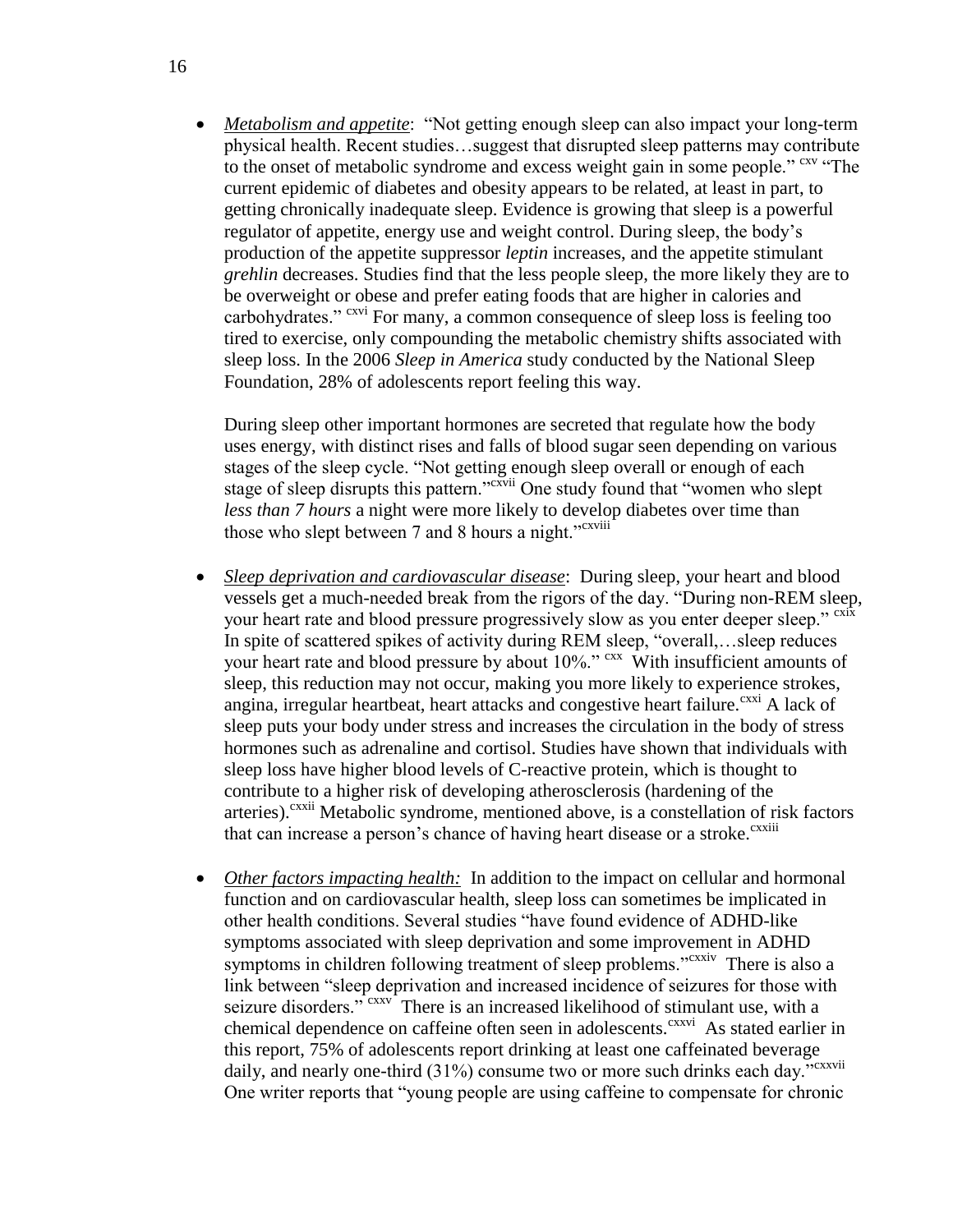- *Metabolism and appetite*: "Not getting enough sleep can also impact your long-term physical health. Recent studies…suggest that disrupted sleep patterns may contribute to the onset of metabolic syndrome and excess weight gain in some people." [cxv] "The current epidemic of diabetes and obesity appears to be related, at least in part, to getting chronically inadequate sleep. Evidence is growing that sleep is a powerful regulator of appetite, energy use and weight control. During sleep, the body's production of the appetite suppressor *leptin* increases, and the appetite stimulant *grehlin* decreases. Studies find that the less people sleep, the more likely they are to be overweight or obese and prefer eating foods that are higher in calories and carbohydrates." [cxvi] For many, a common consequence of sleep loss is feeling too tired to exercise, only compounding the metabolic chemistry shifts associated with sleep loss. In the 2006 *Sleep in America* study conducted by the National Sleep Foundation, 28% of adolescents report feeling this way.

  During sleep other important hormones are secreted that regulate how the body uses energy, with distinct rises and falls of blood sugar seen depending on various stages of the sleep cycle. "Not getting enough sleep overall or enough of each stage of sleep disrupts this pattern."[cxvii] One study found that "women who slept *less than 7 hours* a night were more likely to develop diabetes over time than those who slept between 7 and 8 hours a night."[cxviii]

- *Sleep deprivation and cardiovascular disease*: During sleep, your heart and blood vessels get a much-needed break from the rigors of the day. "During non-REM sleep, your heart rate and blood pressure progressively slow as you enter deeper sleep." [cxix] In spite of scattered spikes of activity during REM sleep, "overall,…sleep reduces your heart rate and blood pressure by about 10%." [cxx] With insufficient amounts of sleep, this reduction may not occur, making you more likely to experience strokes, angina, irregular heartbeat, heart attacks and congestive heart failure.[cxxi] A lack of sleep puts your body under stress and increases the circulation in the body of stress hormones such as adrenaline and cortisol. Studies have shown that individuals with sleep loss have higher blood levels of C-reactive protein, which is thought to contribute to a higher risk of developing atherosclerosis (hardening of the arteries).[cxxii] Metabolic syndrome, mentioned above, is a constellation of risk factors that can increase a person's chance of having heart disease or a stroke.[cxxiii]

- *Other factors impacting health:* In addition to the impact on cellular and hormonal function and on cardiovascular health, sleep loss can sometimes be implicated in other health conditions. Several studies "have found evidence of ADHD-like symptoms associated with sleep deprivation and some improvement in ADHD symptoms in children following treatment of sleep problems."[cxxiv] There is also a link between "sleep deprivation and increased incidence of seizures for those with seizure disorders." [cxxv] There is an increased likelihood of stimulant use, with a chemical dependence on caffeine often seen in adolescents.[cxxvi] As stated earlier in this report, 75% of adolescents report drinking at least one caffeinated beverage daily, and nearly one-third (31%) consume two or more such drinks each day."[cxxvii] One writer reports that "young people are using caffeine to compensate for chronic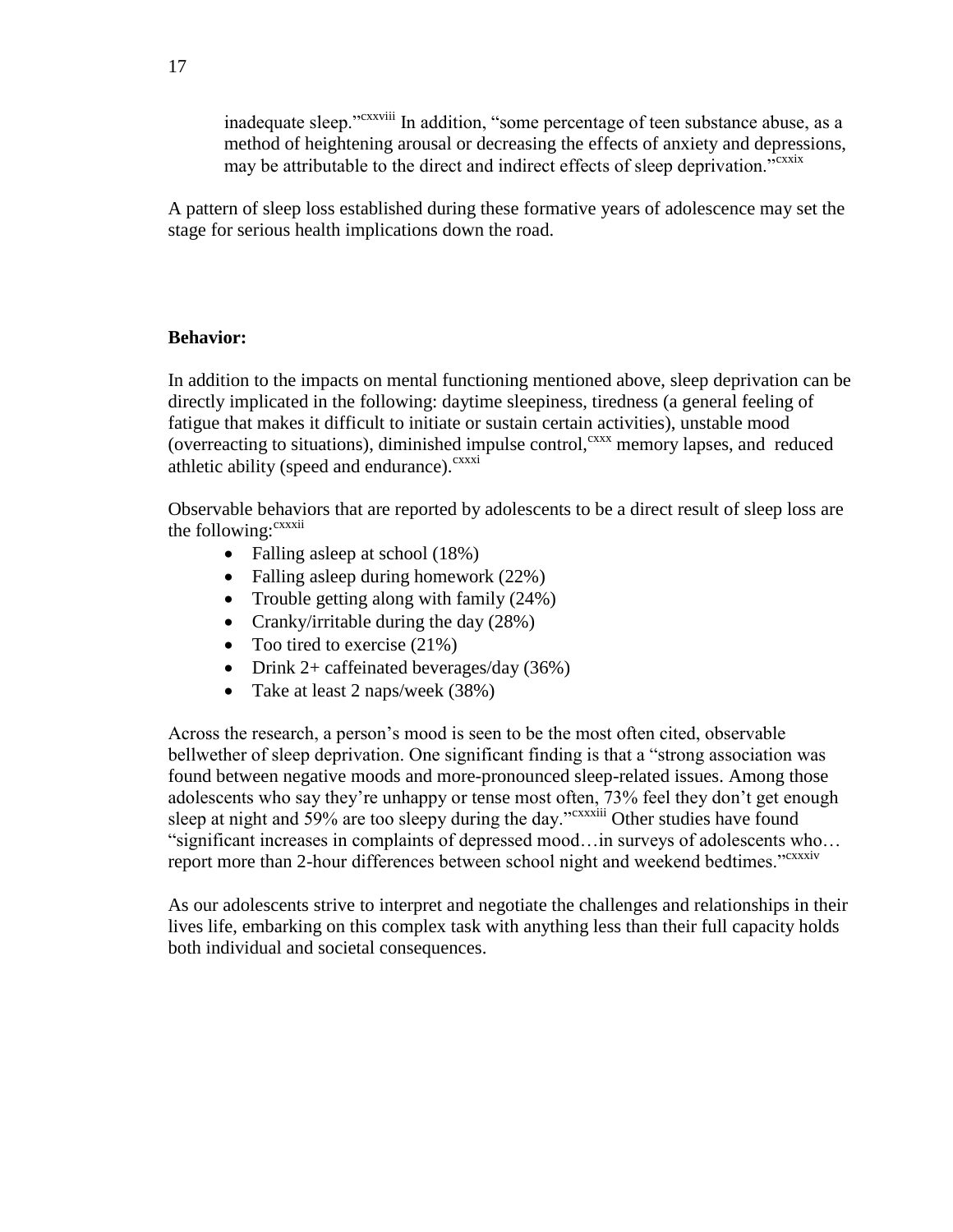inadequate sleep."[cxxviii] In addition, "some percentage of teen substance abuse, as a method of heightening arousal or decreasing the effects of anxiety and depressions, may be attributable to the direct and indirect effects of sleep deprivation."[cxxix]

A pattern of sleep loss established during these formative years of adolescence may set the stage for serious health implications down the road.

**Behavior:**

In addition to the impacts on mental functioning mentioned above, sleep deprivation can be directly implicated in the following: daytime sleepiness, tiredness (a general feeling of fatigue that makes it difficult to initiate or sustain certain activities), unstable mood (overreacting to situations), diminished impulse control,[cxxx] memory lapses, and reduced athletic ability (speed and endurance).[cxxxi]

Observable behaviors that are reported by adolescents to be a direct result of sleep loss are the following:[cxxxii]

- Falling asleep at school (18%)
- Falling asleep during homework (22%)
- Trouble getting along with family (24%)
- Cranky/irritable during the day (28%)
- Too tired to exercise (21%)
- Drink 2+ caffeinated beverages/day (36%)
- Take at least 2 naps/week (38%)

Across the research, a person's mood is seen to be the most often cited, observable bellwether of sleep deprivation. One significant finding is that a "strong association was found between negative moods and more-pronounced sleep-related issues. Among those adolescents who say they're unhappy or tense most often, 73% feel they don't get enough sleep at night and 59% are too sleepy during the day."[cxxxiii] Other studies have found "significant increases in complaints of depressed mood…in surveys of adolescents who…report more than 2-hour differences between school night and weekend bedtimes."[cxxxiv]

As our adolescents strive to interpret and negotiate the challenges and relationships in their lives life, embarking on this complex task with anything less than their full capacity holds both individual and societal consequences.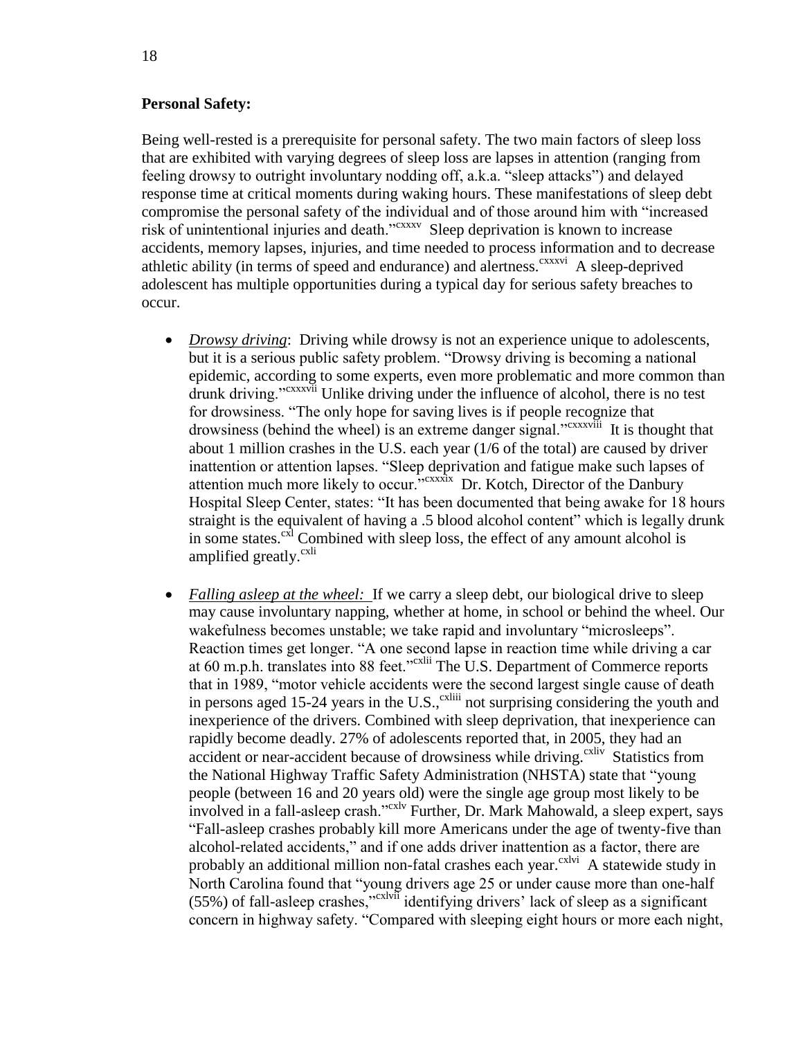**Personal Safety:**

Being well-rested is a prerequisite for personal safety. The two main factors of sleep loss that are exhibited with varying degrees of sleep loss are lapses in attention (ranging from feeling drowsy to outright involuntary nodding off, a.k.a. "sleep attacks") and delayed response time at critical moments during waking hours. These manifestations of sleep debt compromise the personal safety of the individual and of those around him with "increased risk of unintentional injuries and death."[cxxxv] Sleep deprivation is known to increase accidents, memory lapses, injuries, and time needed to process information and to decrease athletic ability (in terms of speed and endurance) and alertness.[cxxxvi] A sleep-deprived adolescent has multiple opportunities during a typical day for serious safety breaches to occur.

- *Drowsy driving*: Driving while drowsy is not an experience unique to adolescents, but it is a serious public safety problem. "Drowsy driving is becoming a national epidemic, according to some experts, even more problematic and more common than drunk driving."[cxxxvii] Unlike driving under the influence of alcohol, there is no test for drowsiness. "The only hope for saving lives is if people recognize that drowsiness (behind the wheel) is an extreme danger signal."[cxxxviii] It is thought that about 1 million crashes in the U.S. each year (1/6 of the total) are caused by driver inattention or attention lapses. "Sleep deprivation and fatigue make such lapses of attention much more likely to occur."[cxxxix] Dr. Kotch, Director of the Danbury Hospital Sleep Center, states: "It has been documented that being awake for 18 hours straight is the equivalent of having a .5 blood alcohol content" which is legally drunk in some states.[cxl] Combined with sleep loss, the effect of any amount alcohol is amplified greatly.[cxli]

- *Falling asleep at the wheel:* If we carry a sleep debt, our biological drive to sleep may cause involuntary napping, whether at home, in school or behind the wheel. Our wakefulness becomes unstable; we take rapid and involuntary "microsleeps". Reaction times get longer. "A one second lapse in reaction time while driving a car at 60 m.p.h. translates into 88 feet."[cxlii] The U.S. Department of Commerce reports that in 1989, "motor vehicle accidents were the second largest single cause of death in persons aged 15-24 years in the U.S.,[cxliii] not surprising considering the youth and inexperience of the drivers. Combined with sleep deprivation, that inexperience can rapidly become deadly. 27% of adolescents reported that, in 2005, they had an accident or near-accident because of drowsiness while driving.[cxliv] Statistics from the National Highway Traffic Safety Administration (NHSTA) state that "young people (between 16 and 20 years old) were the single age group most likely to be involved in a fall-asleep crash."[cxlv] Further, Dr. Mark Mahowald, a sleep expert, says "Fall-asleep crashes probably kill more Americans under the age of twenty-five than alcohol-related accidents," and if one adds driver inattention as a factor, there are probably an additional million non-fatal crashes each year.[cxlvi] A statewide study in North Carolina found that "young drivers age 25 or under cause more than one-half (55%) of fall-asleep crashes,"[cxlvii] identifying drivers' lack of sleep as a significant concern in highway safety. "Compared with sleeping eight hours or more each night,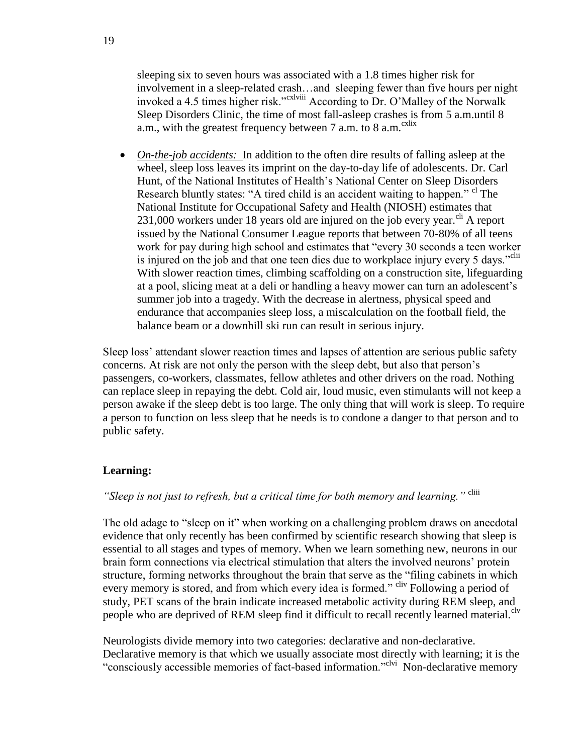sleeping six to seven hours was associated with a 1.8 times higher risk for involvement in a sleep-related crash…and sleeping fewer than five hours per night invoked a 4.5 times higher risk."[cxlviii] According to Dr. O'Malley of the Norwalk Sleep Disorders Clinic, the time of most fall-asleep crashes is from 5 a.m.until 8 a.m., with the greatest frequency between 7 a.m. to 8 a.m.[cxlix]

- *On-the-job accidents:* In addition to the often dire results of falling asleep at the wheel, sleep loss leaves its imprint on the day-to-day life of adolescents. Dr. Carl Hunt, of the National Institutes of Health's National Center on Sleep Disorders Research bluntly states: "A tired child is an accident waiting to happen." [cl] The National Institute for Occupational Safety and Health (NIOSH) estimates that 231,000 workers under 18 years old are injured on the job every year.[cli] A report issued by the National Consumer League reports that between 70-80% of all teens work for pay during high school and estimates that "every 30 seconds a teen worker is injured on the job and that one teen dies due to workplace injury every 5 days."[clii] With slower reaction times, climbing scaffolding on a construction site, lifeguarding at a pool, slicing meat at a deli or handling a heavy mower can turn an adolescent's summer job into a tragedy. With the decrease in alertness, physical speed and endurance that accompanies sleep loss, a miscalculation on the football field, the balance beam or a downhill ski run can result in serious injury.

Sleep loss' attendant slower reaction times and lapses of attention are serious public safety concerns. At risk are not only the person with the sleep debt, but also that person's passengers, co-workers, classmates, fellow athletes and other drivers on the road. Nothing can replace sleep in repaying the debt. Cold air, loud music, even stimulants will not keep a person awake if the sleep debt is too large. The only thing that will work is sleep. To require a person to function on less sleep that he needs is to condone a danger to that person and to public safety.

**Learning:**

*"Sleep is not just to refresh, but a critical time for both memory and learning."* [cliii]

The old adage to "sleep on it" when working on a challenging problem draws on anecdotal evidence that only recently has been confirmed by scientific research showing that sleep is essential to all stages and types of memory. When we learn something new, neurons in our brain form connections via electrical stimulation that alters the involved neurons' protein structure, forming networks throughout the brain that serve as the "filing cabinets in which every memory is stored, and from which every idea is formed." [cliv] Following a period of study, PET scans of the brain indicate increased metabolic activity during REM sleep, and people who are deprived of REM sleep find it difficult to recall recently learned material.[clv]

Neurologists divide memory into two categories: declarative and non-declarative. Declarative memory is that which we usually associate most directly with learning; it is the "consciously accessible memories of fact-based information."[clvi] Non-declarative memory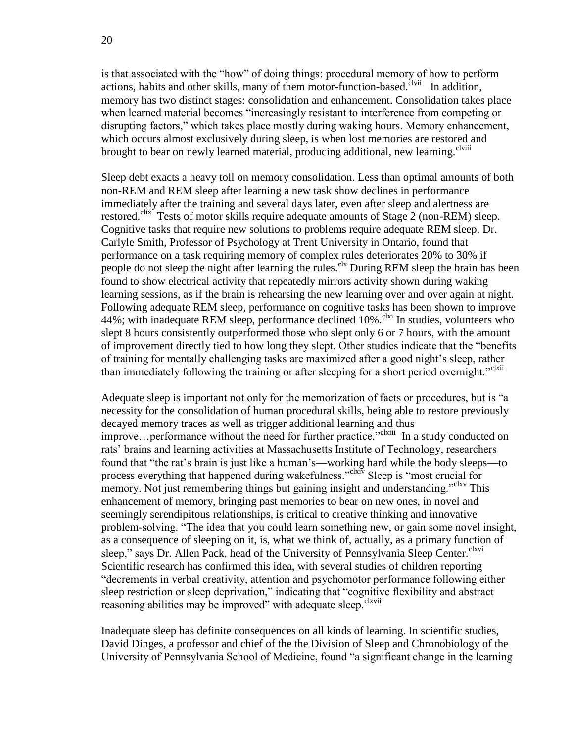is that associated with the "how" of doing things: procedural memory of how to perform actions, habits and other skills, many of them motor-function-based.[clvii] In addition, memory has two distinct stages: consolidation and enhancement. Consolidation takes place when learned material becomes "increasingly resistant to interference from competing or disrupting factors," which takes place mostly during waking hours. Memory enhancement, which occurs almost exclusively during sleep, is when lost memories are restored and brought to bear on newly learned material, producing additional, new learning.[clviii]

Sleep debt exacts a heavy toll on memory consolidation. Less than optimal amounts of both non-REM and REM sleep after learning a new task show declines in performance immediately after the training and several days later, even after sleep and alertness are restored.[clix] Tests of motor skills require adequate amounts of Stage 2 (non-REM) sleep. Cognitive tasks that require new solutions to problems require adequate REM sleep. Dr. Carlyle Smith, Professor of Psychology at Trent University in Ontario, found that performance on a task requiring memory of complex rules deteriorates 20% to 30% if people do not sleep the night after learning the rules.[clx] During REM sleep the brain has been found to show electrical activity that repeatedly mirrors activity shown during waking learning sessions, as if the brain is rehearsing the new learning over and over again at night. Following adequate REM sleep, performance on cognitive tasks has been shown to improve 44%; with inadequate REM sleep, performance declined 10%.[clxi] In studies, volunteers who slept 8 hours consistently outperformed those who slept only 6 or 7 hours, with the amount of improvement directly tied to how long they slept. Other studies indicate that the "benefits of training for mentally challenging tasks are maximized after a good night's sleep, rather than immediately following the training or after sleeping for a short period overnight."[clxii]

Adequate sleep is important not only for the memorization of facts or procedures, but is "a necessity for the consolidation of human procedural skills, being able to restore previously decayed memory traces as well as trigger additional learning and thus improve…performance without the need for further practice."[clxiii] In a study conducted on rats' brains and learning activities at Massachusetts Institute of Technology, researchers found that "the rat's brain is just like a human's—working hard while the body sleeps—to process everything that happened during wakefulness."[clxiv] Sleep is "most crucial for memory. Not just remembering things but gaining insight and understanding."[clxv] This enhancement of memory, bringing past memories to bear on new ones, in novel and seemingly serendipitous relationships, is critical to creative thinking and innovative problem-solving. "The idea that you could learn something new, or gain some novel insight, as a consequence of sleeping on it, is, what we think of, actually, as a primary function of sleep," says Dr. Allen Pack, head of the University of Pennsylvania Sleep Center.[clxvi] Scientific research has confirmed this idea, with several studies of children reporting "decrements in verbal creativity, attention and psychomotor performance following either sleep restriction or sleep deprivation," indicating that "cognitive flexibility and abstract reasoning abilities may be improved" with adequate sleep.[clxvii]

Inadequate sleep has definite consequences on all kinds of learning. In scientific studies, David Dinges, a professor and chief of the the Division of Sleep and Chronobiology of the University of Pennsylvania School of Medicine, found "a significant change in the learning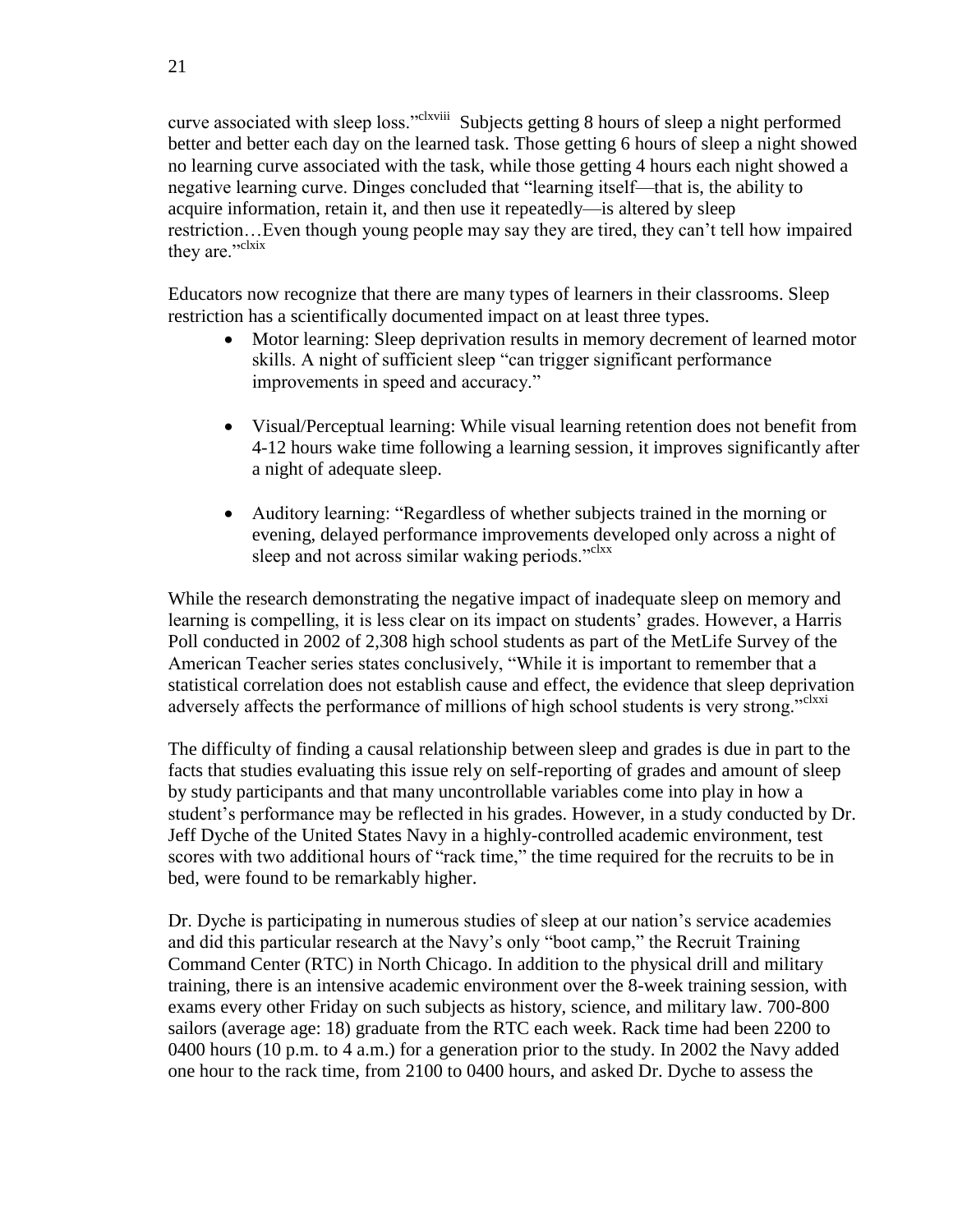curve associated with sleep loss."[clxviii] Subjects getting 8 hours of sleep a night performed better and better each day on the learned task. Those getting 6 hours of sleep a night showed no learning curve associated with the task, while those getting 4 hours each night showed a negative learning curve. Dinges concluded that "learning itself—that is, the ability to acquire information, retain it, and then use it repeatedly—is altered by sleep restriction…Even though young people may say they are tired, they can't tell how impaired they are."[clxix]

Educators now recognize that there are many types of learners in their classrooms. Sleep restriction has a scientifically documented impact on at least three types.

- Motor learning: Sleep deprivation results in memory decrement of learned motor skills. A night of sufficient sleep "can trigger significant performance improvements in speed and accuracy."
- Visual/Perceptual learning: While visual learning retention does not benefit from 4-12 hours wake time following a learning session, it improves significantly after a night of adequate sleep.
- Auditory learning: "Regardless of whether subjects trained in the morning or evening, delayed performance improvements developed only across a night of sleep and not across similar waking periods."[clxx]

While the research demonstrating the negative impact of inadequate sleep on memory and learning is compelling, it is less clear on its impact on students' grades. However, a Harris Poll conducted in 2002 of 2,308 high school students as part of the MetLife Survey of the American Teacher series states conclusively, "While it is important to remember that a statistical correlation does not establish cause and effect, the evidence that sleep deprivation adversely affects the performance of millions of high school students is very strong."[clxxi]

The difficulty of finding a causal relationship between sleep and grades is due in part to the facts that studies evaluating this issue rely on self-reporting of grades and amount of sleep by study participants and that many uncontrollable variables come into play in how a student's performance may be reflected in his grades. However, in a study conducted by Dr. Jeff Dyche of the United States Navy in a highly-controlled academic environment, test scores with two additional hours of "rack time," the time required for the recruits to be in bed, were found to be remarkably higher.

Dr. Dyche is participating in numerous studies of sleep at our nation's service academies and did this particular research at the Navy's only "boot camp," the Recruit Training Command Center (RTC) in North Chicago. In addition to the physical drill and military training, there is an intensive academic environment over the 8-week training session, with exams every other Friday on such subjects as history, science, and military law. 700-800 sailors (average age: 18) graduate from the RTC each week. Rack time had been 2200 to 0400 hours (10 p.m. to 4 a.m.) for a generation prior to the study. In 2002 the Navy added one hour to the rack time, from 2100 to 0400 hours, and asked Dr. Dyche to assess the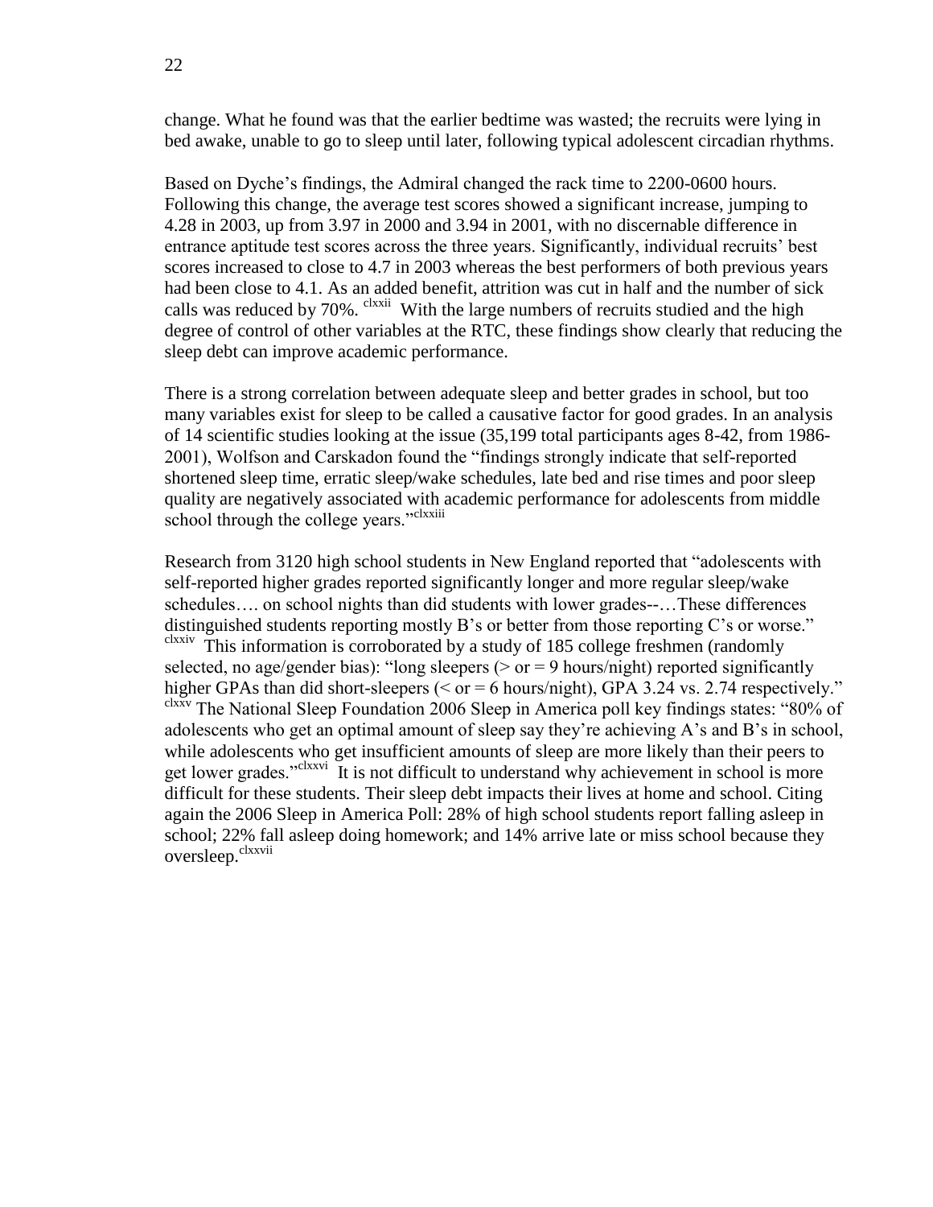change. What he found was that the earlier bedtime was wasted; the recruits were lying in bed awake, unable to go to sleep until later, following typical adolescent circadian rhythms.

Based on Dyche's findings, the Admiral changed the rack time to 2200-0600 hours. Following this change, the average test scores showed a significant increase, jumping to 4.28 in 2003, up from 3.97 in 2000 and 3.94 in 2001, with no discernable difference in entrance aptitude test scores across the three years. Significantly, individual recruits' best scores increased to close to 4.7 in 2003 whereas the best performers of both previous years had been close to 4.1. As an added benefit, attrition was cut in half and the number of sick calls was reduced by 70%. [clxxii] With the large numbers of recruits studied and the high degree of control of other variables at the RTC, these findings show clearly that reducing the sleep debt can improve academic performance.

There is a strong correlation between adequate sleep and better grades in school, but too many variables exist for sleep to be called a causative factor for good grades. In an analysis of 14 scientific studies looking at the issue (35,199 total participants ages 8-42, from 1986-2001), Wolfson and Carskadon found the "findings strongly indicate that self-reported shortened sleep time, erratic sleep/wake schedules, late bed and rise times and poor sleep quality are negatively associated with academic performance for adolescents from middle school through the college years."[clxxiii]

Research from 3120 high school students in New England reported that "adolescents with self-reported higher grades reported significantly longer and more regular sleep/wake schedules…. on school nights than did students with lower grades--…These differences distinguished students reporting mostly B's or better from those reporting C's or worse." [clxxiv] This information is corroborated by a study of 185 college freshmen (randomly selected, no age/gender bias): "long sleepers (> or = 9 hours/night) reported significantly higher GPAs than did short-sleepers (< or = 6 hours/night), GPA 3.24 vs. 2.74 respectively." [clxxv] The National Sleep Foundation 2006 Sleep in America poll key findings states: "80% of adolescents who get an optimal amount of sleep say they're achieving A's and B's in school, while adolescents who get insufficient amounts of sleep are more likely than their peers to get lower grades."[clxxvi] It is not difficult to understand why achievement in school is more difficult for these students. Their sleep debt impacts their lives at home and school. Citing again the 2006 Sleep in America Poll: 28% of high school students report falling asleep in school; 22% fall asleep doing homework; and 14% arrive late or miss school because they oversleep.[clxxvii]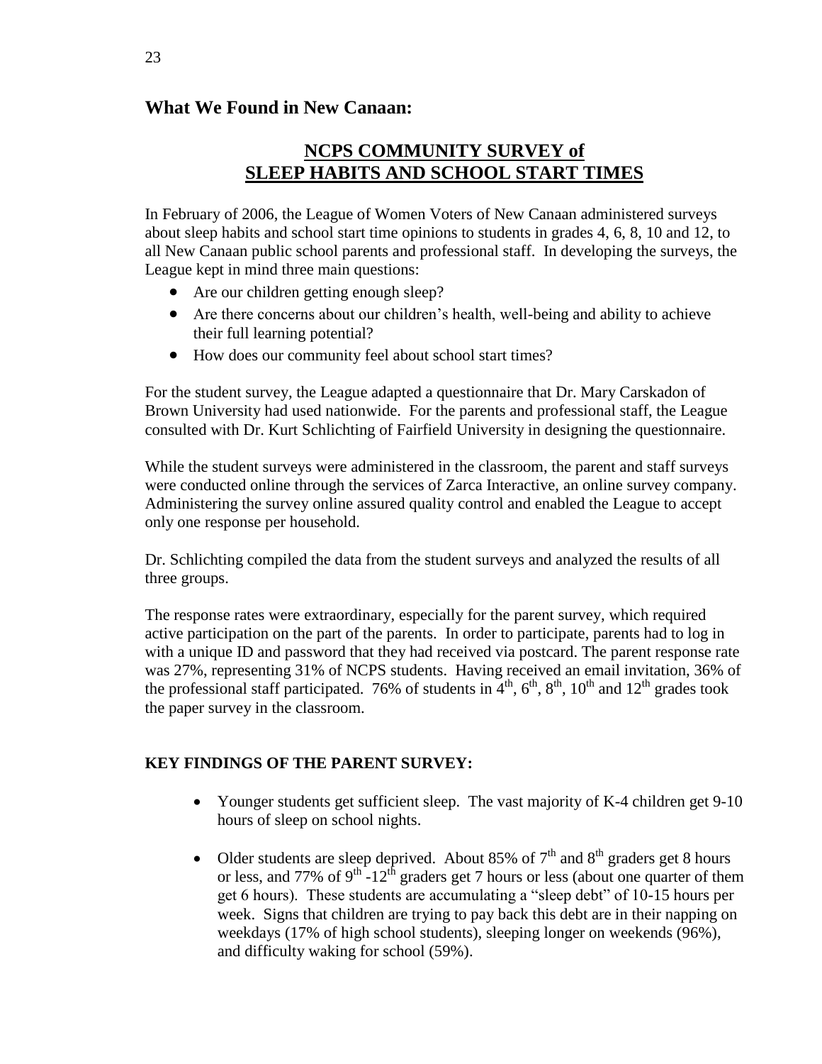## What We Found in New Canaan:

### NCPS COMMUNITY SURVEY of SLEEP HABITS AND SCHOOL START TIMES

In February of 2006, the League of Women Voters of New Canaan administered surveys about sleep habits and school start time opinions to students in grades 4, 6, 8, 10 and 12, to all New Canaan public school parents and professional staff. In developing the surveys, the League kept in mind three main questions:

- Are our children getting enough sleep?
- Are there concerns about our children's health, well-being and ability to achieve their full learning potential?
- How does our community feel about school start times?

For the student survey, the League adapted a questionnaire that Dr. Mary Carskadon of Brown University had used nationwide. For the parents and professional staff, the League consulted with Dr. Kurt Schlichting of Fairfield University in designing the questionnaire.

While the student surveys were administered in the classroom, the parent and staff surveys were conducted online through the services of Zarca Interactive, an online survey company. Administering the survey online assured quality control and enabled the League to accept only one response per household.

Dr. Schlichting compiled the data from the student surveys and analyzed the results of all three groups.

The response rates were extraordinary, especially for the parent survey, which required active participation on the part of the parents. In order to participate, parents had to log in with a unique ID and password that they had received via postcard. The parent response rate was 27%, representing 31% of NCPS students. Having received an email invitation, 36% of the professional staff participated. 76% of students in 4th, 6th, 8th, 10th and 12th grades took the paper survey in the classroom.

**KEY FINDINGS OF THE PARENT SURVEY:**

- Younger students get sufficient sleep. The vast majority of K-4 children get 9-10 hours of sleep on school nights.
- Older students are sleep deprived. About 85% of 7th and 8th graders get 8 hours or less, and 77% of 9th -12th graders get 7 hours or less (about one quarter of them get 6 hours). These students are accumulating a "sleep debt" of 10-15 hours per week. Signs that children are trying to pay back this debt are in their napping on weekdays (17% of high school students), sleeping longer on weekends (96%), and difficulty waking for school (59%).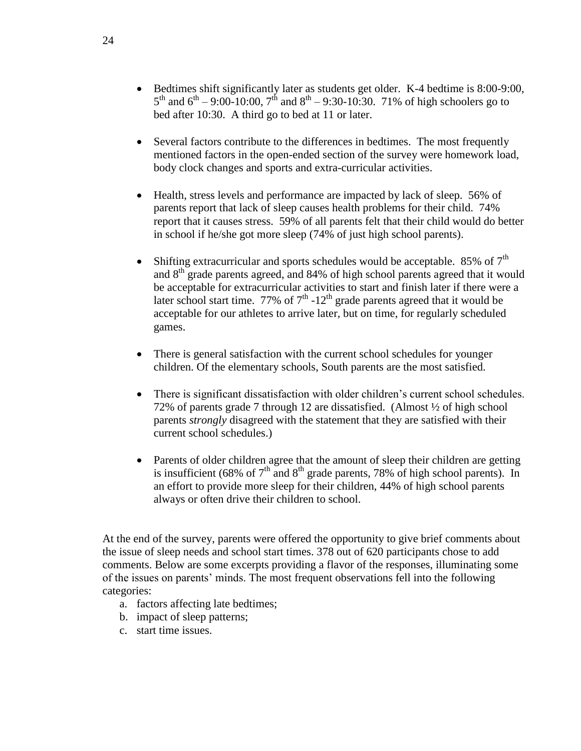- Bedtimes shift significantly later as students get older. K-4 bedtime is 8:00-9:00, 5th and 6th – 9:00-10:00, 7th and 8th – 9:30-10:30. 71% of high schoolers go to bed after 10:30. A third go to bed at 11 or later.

- Several factors contribute to the differences in bedtimes. The most frequently mentioned factors in the open-ended section of the survey were homework load, body clock changes and sports and extra-curricular activities.

- Health, stress levels and performance are impacted by lack of sleep. 56% of parents report that lack of sleep causes health problems for their child. 74% report that it causes stress. 59% of all parents felt that their child would do better in school if he/she got more sleep (74% of just high school parents).

- Shifting extracurricular and sports schedules would be acceptable. 85% of 7th and 8th grade parents agreed, and 84% of high school parents agreed that it would be acceptable for extracurricular activities to start and finish later if there were a later school start time. 77% of 7th -12th grade parents agreed that it would be acceptable for our athletes to arrive later, but on time, for regularly scheduled games.

- There is general satisfaction with the current school schedules for younger children. Of the elementary schools, South parents are the most satisfied.

- There is significant dissatisfaction with older children's current school schedules. 72% of parents grade 7 through 12 are dissatisfied. (Almost ½ of high school parents *strongly* disagreed with the statement that they are satisfied with their current school schedules.)

- Parents of older children agree that the amount of sleep their children are getting is insufficient (68% of 7th and 8th grade parents, 78% of high school parents). In an effort to provide more sleep for their children, 44% of high school parents always or often drive their children to school.

At the end of the survey, parents were offered the opportunity to give brief comments about the issue of sleep needs and school start times. 378 out of 620 participants chose to add comments. Below are some excerpts providing a flavor of the responses, illuminating some of the issues on parents' minds. The most frequent observations fell into the following categories:

a. factors affecting late bedtimes;
b. impact of sleep patterns;
c. start time issues.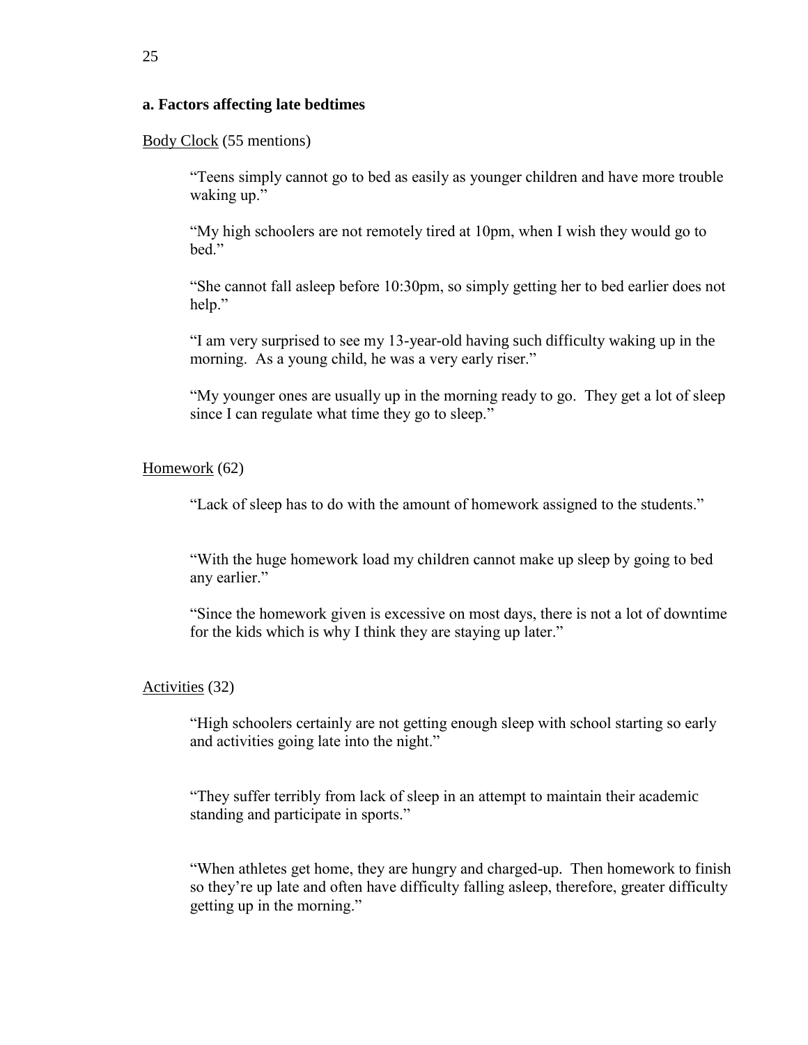**a. Factors affecting late bedtimes**

Body Clock (55 mentions)

> "Teens simply cannot go to bed as easily as younger children and have more trouble waking up."
>
> "My high schoolers are not remotely tired at 10pm, when I wish they would go to bed."
>
> "She cannot fall asleep before 10:30pm, so simply getting her to bed earlier does not help."
>
> "I am very surprised to see my 13-year-old having such difficulty waking up in the morning. As a young child, he was a very early riser."
>
> "My younger ones are usually up in the morning ready to go. They get a lot of sleep since I can regulate what time they go to sleep."

Homework (62)

> "Lack of sleep has to do with the amount of homework assigned to the students."
>
> "With the huge homework load my children cannot make up sleep by going to bed any earlier."
>
> "Since the homework given is excessive on most days, there is not a lot of downtime for the kids which is why I think they are staying up later."

Activities (32)

> "High schoolers certainly are not getting enough sleep with school starting so early and activities going late into the night."
>
> "They suffer terribly from lack of sleep in an attempt to maintain their academic standing and participate in sports."
>
> "When athletes get home, they are hungry and charged-up. Then homework to finish so they're up late and often have difficulty falling asleep, therefore, greater difficulty getting up in the morning."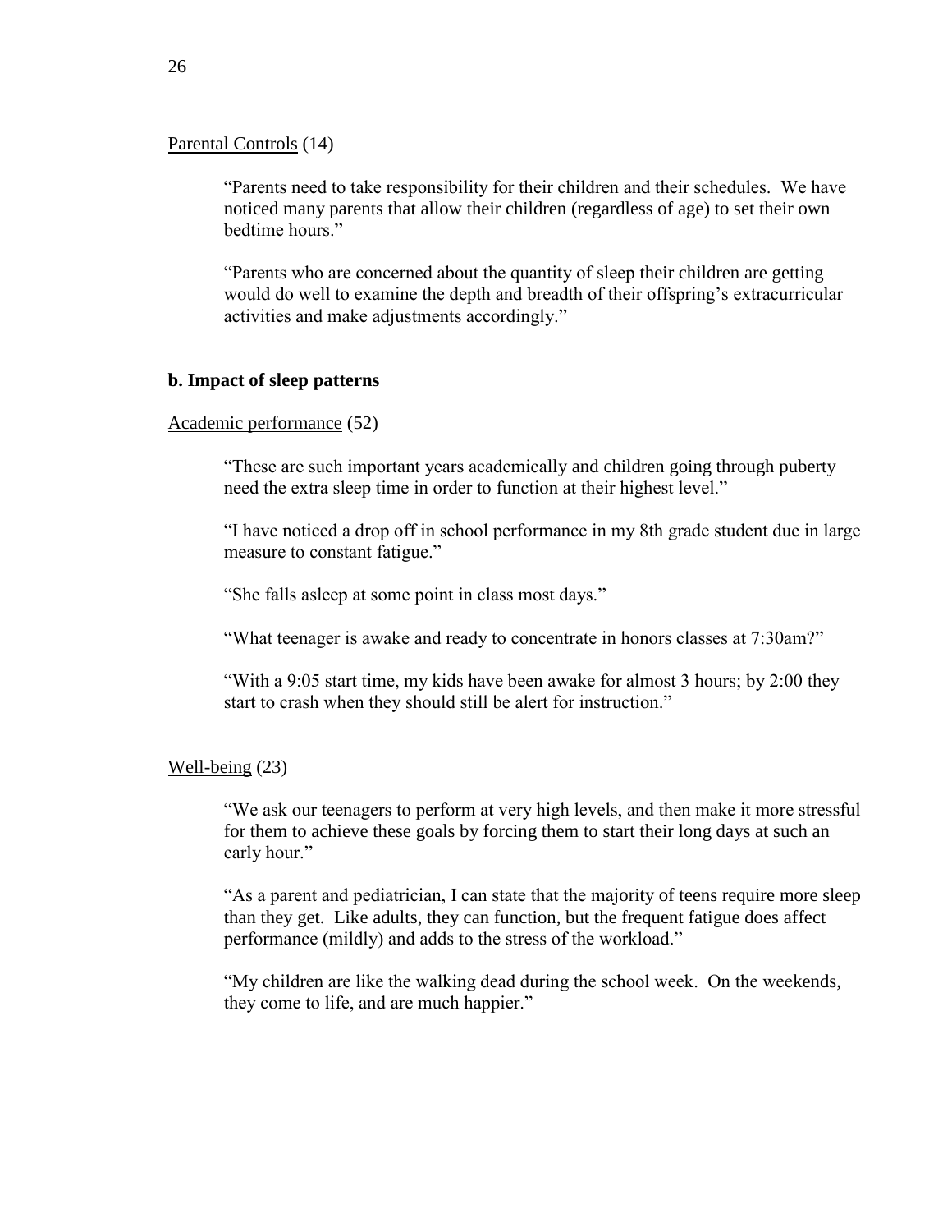Parental Controls (14)

> "Parents need to take responsibility for their children and their schedules. We have noticed many parents that allow their children (regardless of age) to set their own bedtime hours."
>
> "Parents who are concerned about the quantity of sleep their children are getting would do well to examine the depth and breadth of their offspring's extracurricular activities and make adjustments accordingly."

**b. Impact of sleep patterns**

Academic performance (52)

> "These are such important years academically and children going through puberty need the extra sleep time in order to function at their highest level."
>
> "I have noticed a drop off in school performance in my 8th grade student due in large measure to constant fatigue."
>
> "She falls asleep at some point in class most days."
>
> "What teenager is awake and ready to concentrate in honors classes at 7:30am?"
>
> "With a 9:05 start time, my kids have been awake for almost 3 hours; by 2:00 they start to crash when they should still be alert for instruction."

Well-being (23)

> "We ask our teenagers to perform at very high levels, and then make it more stressful for them to achieve these goals by forcing them to start their long days at such an early hour."
>
> "As a parent and pediatrician, I can state that the majority of teens require more sleep than they get. Like adults, they can function, but the frequent fatigue does affect performance (mildly) and adds to the stress of the workload."
>
> "My children are like the walking dead during the school week. On the weekends, they come to life, and are much happier."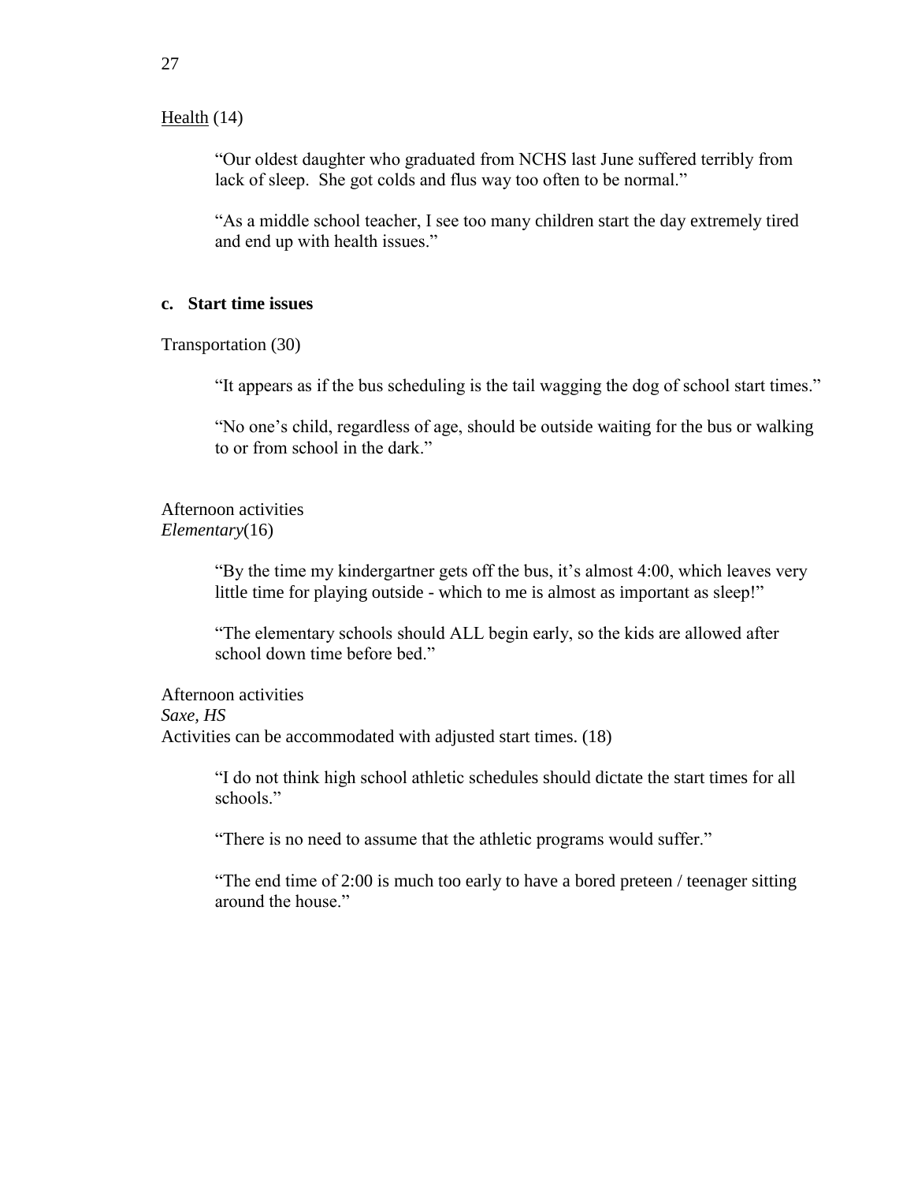<u>Health</u> (14)

> "Our oldest daughter who graduated from NCHS last June suffered terribly from lack of sleep. She got colds and flus way too often to be normal."

> "As a middle school teacher, I see too many children start the day extremely tired and end up with health issues."

**c. Start time issues**

Transportation (30)

> "It appears as if the bus scheduling is the tail wagging the dog of school start times."

> "No one's child, regardless of age, should be outside waiting for the bus or walking to or from school in the dark."

Afternoon activities
*Elementary*(16)

> "By the time my kindergartner gets off the bus, it's almost 4:00, which leaves very little time for playing outside - which to me is almost as important as sleep!"

> "The elementary schools should ALL begin early, so the kids are allowed after school down time before bed."

Afternoon activities
*Saxe, HS*
Activities can be accommodated with adjusted start times. (18)

> "I do not think high school athletic schedules should dictate the start times for all schools."

> "There is no need to assume that the athletic programs would suffer."

> "The end time of 2:00 is much too early to have a bored preteen / teenager sitting around the house."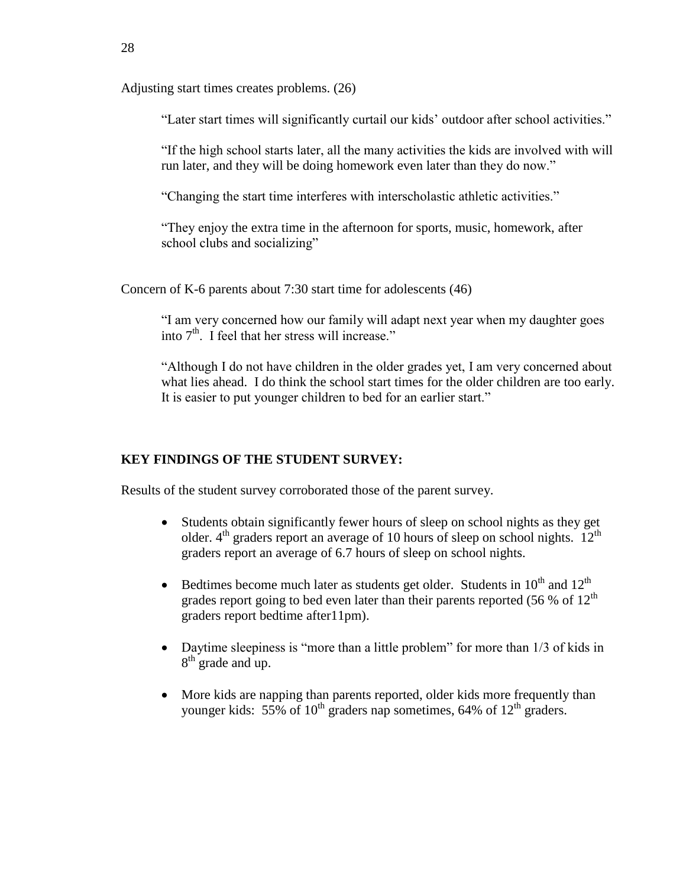Adjusting start times creates problems. (26)

> "Later start times will significantly curtail our kids' outdoor after school activities."
>
> "If the high school starts later, all the many activities the kids are involved with will run later, and they will be doing homework even later than they do now."
>
> "Changing the start time interferes with interscholastic athletic activities."
>
> "They enjoy the extra time in the afternoon for sports, music, homework, after school clubs and socializing"

Concern of K-6 parents about 7:30 start time for adolescents (46)

> "I am very concerned how our family will adapt next year when my daughter goes into 7th. I feel that her stress will increase."
>
> "Although I do not have children in the older grades yet, I am very concerned about what lies ahead. I do think the school start times for the older children are too early. It is easier to put younger children to bed for an earlier start."

**KEY FINDINGS OF THE STUDENT SURVEY:**

Results of the student survey corroborated those of the parent survey.

- Students obtain significantly fewer hours of sleep on school nights as they get older. 4th graders report an average of 10 hours of sleep on school nights. 12th graders report an average of 6.7 hours of sleep on school nights.
- Bedtimes become much later as students get older. Students in 10th and 12th grades report going to bed even later than their parents reported (56 % of 12th graders report bedtime after11pm).
- Daytime sleepiness is "more than a little problem" for more than 1/3 of kids in 8th grade and up.
- More kids are napping than parents reported, older kids more frequently than younger kids: 55% of 10th graders nap sometimes, 64% of 12th graders.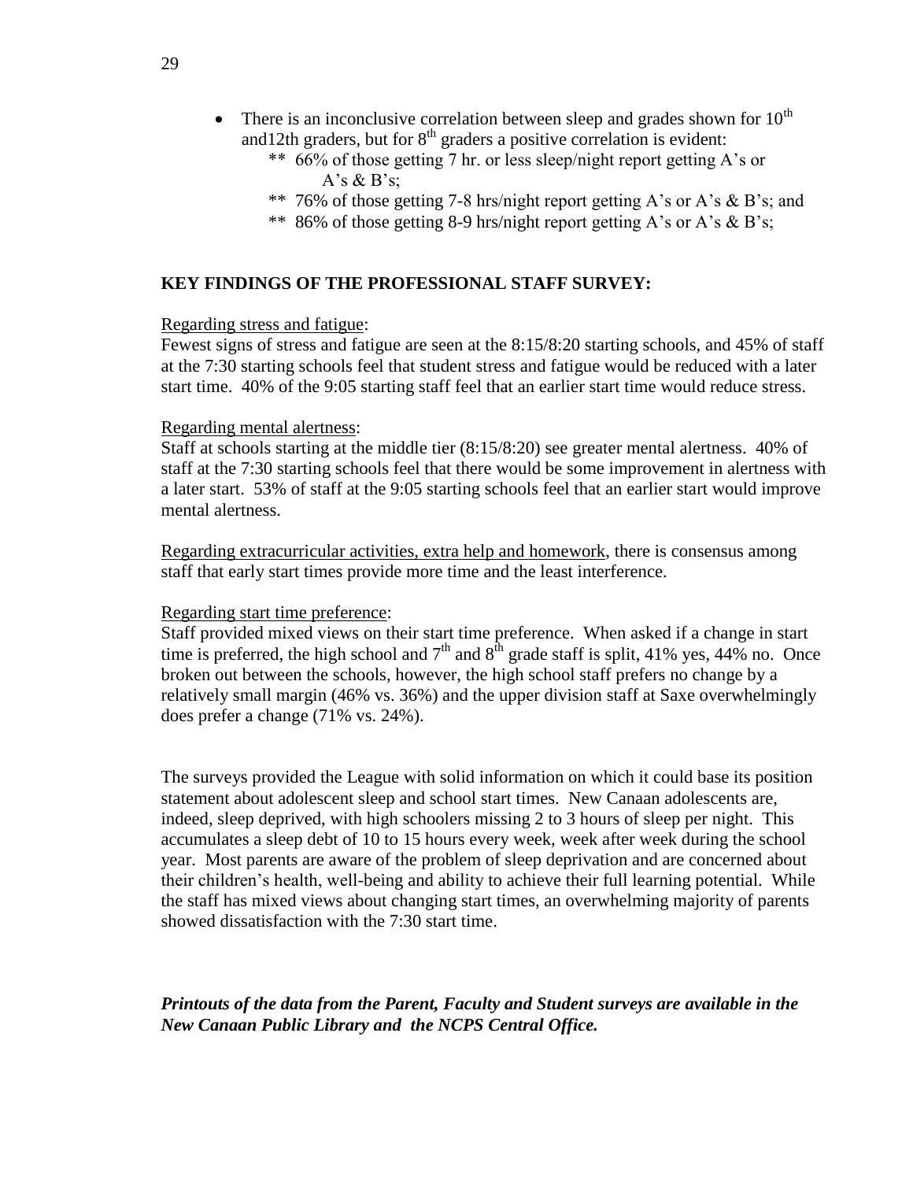- There is an inconclusive correlation between sleep and grades shown for 10th and12th graders, but for 8th graders a positive correlation is evident:
  - ** 66% of those getting 7 hr. or less sleep/night report getting A's or A's & B's;
  - ** 76% of those getting 7-8 hrs/night report getting A's or A's & B's; and
  - ** 86% of those getting 8-9 hrs/night report getting A's or A's & B's;

**KEY FINDINGS OF THE PROFESSIONAL STAFF SURVEY:**

Regarding stress and fatigue:
Fewest signs of stress and fatigue are seen at the 8:15/8:20 starting schools, and 45% of staff at the 7:30 starting schools feel that student stress and fatigue would be reduced with a later start time. 40% of the 9:05 starting staff feel that an earlier start time would reduce stress.

Regarding mental alertness:
Staff at schools starting at the middle tier (8:15/8:20) see greater mental alertness. 40% of staff at the 7:30 starting schools feel that there would be some improvement in alertness with a later start. 53% of staff at the 9:05 starting schools feel that an earlier start would improve mental alertness.

Regarding extracurricular activities, extra help and homework, there is consensus among staff that early start times provide more time and the least interference.

Regarding start time preference:
Staff provided mixed views on their start time preference. When asked if a change in start time is preferred, the high school and 7th and 8th grade staff is split, 41% yes, 44% no. Once broken out between the schools, however, the high school staff prefers no change by a relatively small margin (46% vs. 36%) and the upper division staff at Saxe overwhelmingly does prefer a change (71% vs. 24%).

The surveys provided the League with solid information on which it could base its position statement about adolescent sleep and school start times. New Canaan adolescents are, indeed, sleep deprived, with high schoolers missing 2 to 3 hours of sleep per night. This accumulates a sleep debt of 10 to 15 hours every week, week after week during the school year. Most parents are aware of the problem of sleep deprivation and are concerned about their children's health, well-being and ability to achieve their full learning potential. While the staff has mixed views about changing start times, an overwhelming majority of parents showed dissatisfaction with the 7:30 start time.

***Printouts of the data from the Parent, Faculty and Student surveys are available in the New Canaan Public Library and the NCPS Central Office.***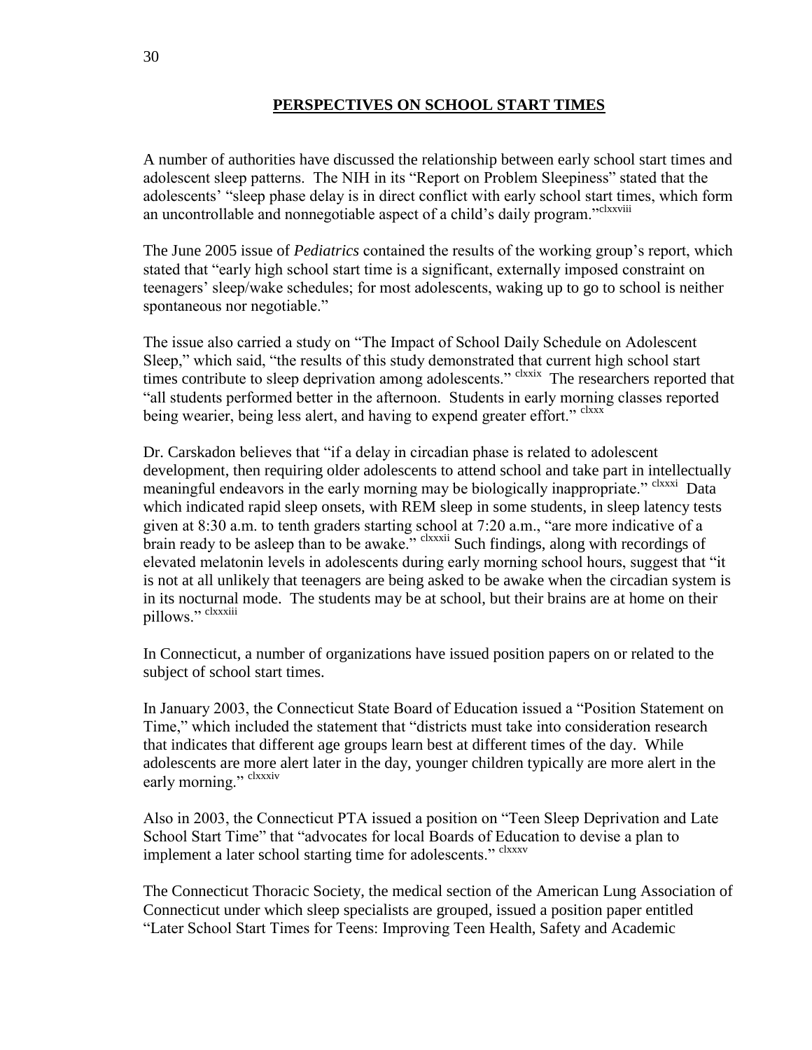## PERSPECTIVES ON SCHOOL START TIMES

A number of authorities have discussed the relationship between early school start times and adolescent sleep patterns. The NIH in its "Report on Problem Sleepiness" stated that the adolescents' "sleep phase delay is in direct conflict with early school start times, which form an uncontrollable and nonnegotiable aspect of a child's daily program."[clxxviii]

The June 2005 issue of *Pediatrics* contained the results of the working group's report, which stated that "early high school start time is a significant, externally imposed constraint on teenagers' sleep/wake schedules; for most adolescents, waking up to go to school is neither spontaneous nor negotiable."

The issue also carried a study on "The Impact of School Daily Schedule on Adolescent Sleep," which said, "the results of this study demonstrated that current high school start times contribute to sleep deprivation among adolescents." [clxxix] The researchers reported that "all students performed better in the afternoon. Students in early morning classes reported being wearier, being less alert, and having to expend greater effort." [clxxx]

Dr. Carskadon believes that "if a delay in circadian phase is related to adolescent development, then requiring older adolescents to attend school and take part in intellectually meaningful endeavors in the early morning may be biologically inappropriate." [clxxxi] Data which indicated rapid sleep onsets, with REM sleep in some students, in sleep latency tests given at 8:30 a.m. to tenth graders starting school at 7:20 a.m., "are more indicative of a brain ready to be asleep than to be awake." [clxxxii] Such findings, along with recordings of elevated melatonin levels in adolescents during early morning school hours, suggest that "it is not at all unlikely that teenagers are being asked to be awake when the circadian system is in its nocturnal mode. The students may be at school, but their brains are at home on their pillows." [clxxxiii]

In Connecticut, a number of organizations have issued position papers on or related to the subject of school start times.

In January 2003, the Connecticut State Board of Education issued a "Position Statement on Time," which included the statement that "districts must take into consideration research that indicates that different age groups learn best at different times of the day. While adolescents are more alert later in the day, younger children typically are more alert in the early morning." [clxxxiv]

Also in 2003, the Connecticut PTA issued a position on "Teen Sleep Deprivation and Late School Start Time" that "advocates for local Boards of Education to devise a plan to implement a later school starting time for adolescents." [clxxxv]

The Connecticut Thoracic Society, the medical section of the American Lung Association of Connecticut under which sleep specialists are grouped, issued a position paper entitled "Later School Start Times for Teens: Improving Teen Health, Safety and Academic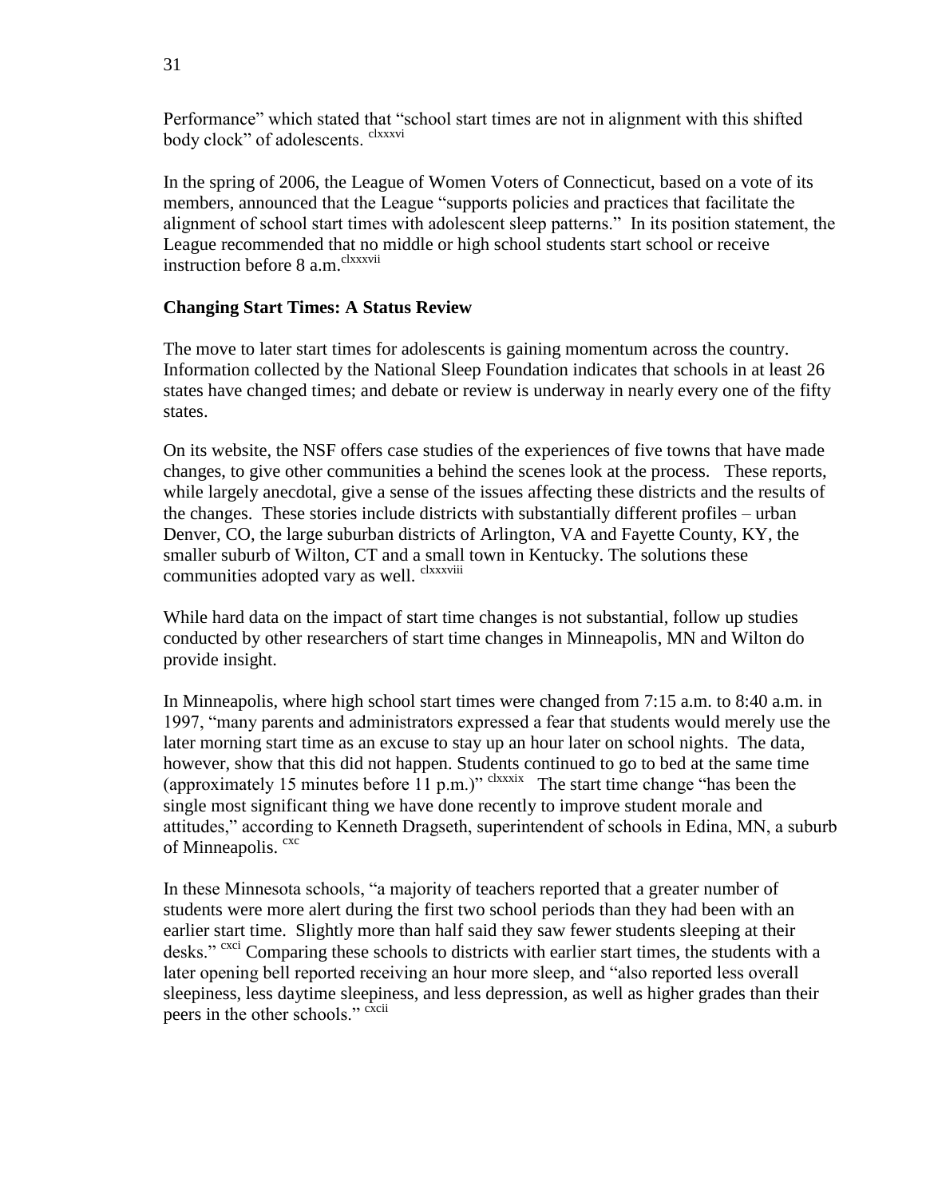Performance" which stated that "school start times are not in alignment with this shifted body clock" of adolescents. [clxxxvi]

In the spring of 2006, the League of Women Voters of Connecticut, based on a vote of its members, announced that the League "supports policies and practices that facilitate the alignment of school start times with adolescent sleep patterns." In its position statement, the League recommended that no middle or high school students start school or receive instruction before 8 a.m.[clxxxvii]

**Changing Start Times: A Status Review**

The move to later start times for adolescents is gaining momentum across the country. Information collected by the National Sleep Foundation indicates that schools in at least 26 states have changed times; and debate or review is underway in nearly every one of the fifty states.

On its website, the NSF offers case studies of the experiences of five towns that have made changes, to give other communities a behind the scenes look at the process. These reports, while largely anecdotal, give a sense of the issues affecting these districts and the results of the changes. These stories include districts with substantially different profiles – urban Denver, CO, the large suburban districts of Arlington, VA and Fayette County, KY, the smaller suburb of Wilton, CT and a small town in Kentucky. The solutions these communities adopted vary as well. [clxxxviii]

While hard data on the impact of start time changes is not substantial, follow up studies conducted by other researchers of start time changes in Minneapolis, MN and Wilton do provide insight.

In Minneapolis, where high school start times were changed from 7:15 a.m. to 8:40 a.m. in 1997, "many parents and administrators expressed a fear that students would merely use the later morning start time as an excuse to stay up an hour later on school nights. The data, however, show that this did not happen. Students continued to go to bed at the same time (approximately 15 minutes before 11 p.m.)" [clxxxix] The start time change "has been the single most significant thing we have done recently to improve student morale and attitudes," according to Kenneth Dragseth, superintendent of schools in Edina, MN, a suburb of Minneapolis. [cxc]

In these Minnesota schools, "a majority of teachers reported that a greater number of students were more alert during the first two school periods than they had been with an earlier start time. Slightly more than half said they saw fewer students sleeping at their desks." [cxci] Comparing these schools to districts with earlier start times, the students with a later opening bell reported receiving an hour more sleep, and "also reported less overall sleepiness, less daytime sleepiness, and less depression, as well as higher grades than their peers in the other schools." [cxcii]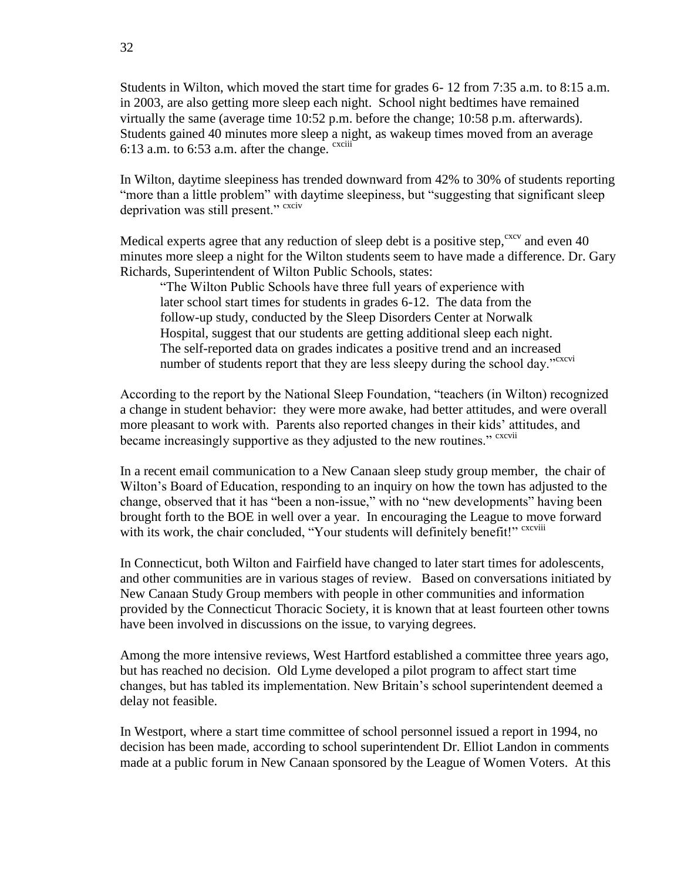Students in Wilton, which moved the start time for grades 6- 12 from 7:35 a.m. to 8:15 a.m. in 2003, are also getting more sleep each night. School night bedtimes have remained virtually the same (average time 10:52 p.m. before the change; 10:58 p.m. afterwards). Students gained 40 minutes more sleep a night, as wakeup times moved from an average 6:13 a.m. to 6:53 a.m. after the change. [cxciii]

In Wilton, daytime sleepiness has trended downward from 42% to 30% of students reporting "more than a little problem" with daytime sleepiness, but "suggesting that significant sleep deprivation was still present." [cxciv]

Medical experts agree that any reduction of sleep debt is a positive step,[cxcv] and even 40 minutes more sleep a night for the Wilton students seem to have made a difference. Dr. Gary Richards, Superintendent of Wilton Public Schools, states:

> "The Wilton Public Schools have three full years of experience with later school start times for students in grades 6-12. The data from the follow-up study, conducted by the Sleep Disorders Center at Norwalk Hospital, suggest that our students are getting additional sleep each night. The self-reported data on grades indicates a positive trend and an increased number of students report that they are less sleepy during the school day."[cxcvi]

According to the report by the National Sleep Foundation, "teachers (in Wilton) recognized a change in student behavior: they were more awake, had better attitudes, and were overall more pleasant to work with. Parents also reported changes in their kids' attitudes, and became increasingly supportive as they adjusted to the new routines." [cxcvii]

In a recent email communication to a New Canaan sleep study group member, the chair of Wilton's Board of Education, responding to an inquiry on how the town has adjusted to the change, observed that it has "been a non-issue," with no "new developments" having been brought forth to the BOE in well over a year. In encouraging the League to move forward with its work, the chair concluded, "Your students will definitely benefit!" [cxcviii]

In Connecticut, both Wilton and Fairfield have changed to later start times for adolescents, and other communities are in various stages of review. Based on conversations initiated by New Canaan Study Group members with people in other communities and information provided by the Connecticut Thoracic Society, it is known that at least fourteen other towns have been involved in discussions on the issue, to varying degrees.

Among the more intensive reviews, West Hartford established a committee three years ago, but has reached no decision. Old Lyme developed a pilot program to affect start time changes, but has tabled its implementation. New Britain's school superintendent deemed a delay not feasible.

In Westport, where a start time committee of school personnel issued a report in 1994, no decision has been made, according to school superintendent Dr. Elliot Landon in comments made at a public forum in New Canaan sponsored by the League of Women Voters. At this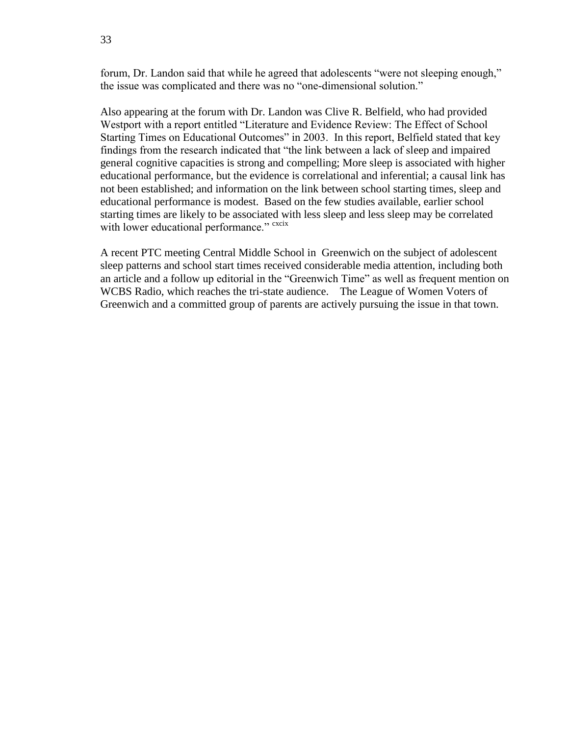forum, Dr. Landon said that while he agreed that adolescents "were not sleeping enough," the issue was complicated and there was no "one-dimensional solution."

Also appearing at the forum with Dr. Landon was Clive R. Belfield, who had provided Westport with a report entitled "Literature and Evidence Review: The Effect of School Starting Times on Educational Outcomes" in 2003. In this report, Belfield stated that key findings from the research indicated that "the link between a lack of sleep and impaired general cognitive capacities is strong and compelling; More sleep is associated with higher educational performance, but the evidence is correlational and inferential; a causal link has not been established; and information on the link between school starting times, sleep and educational performance is modest. Based on the few studies available, earlier school starting times are likely to be associated with less sleep and less sleep may be correlated with lower educational performance." [cxcix]

A recent PTC meeting Central Middle School in Greenwich on the subject of adolescent sleep patterns and school start times received considerable media attention, including both an article and a follow up editorial in the "Greenwich Time" as well as frequent mention on WCBS Radio, which reaches the tri-state audience. The League of Women Voters of Greenwich and a committed group of parents are actively pursuing the issue in that town.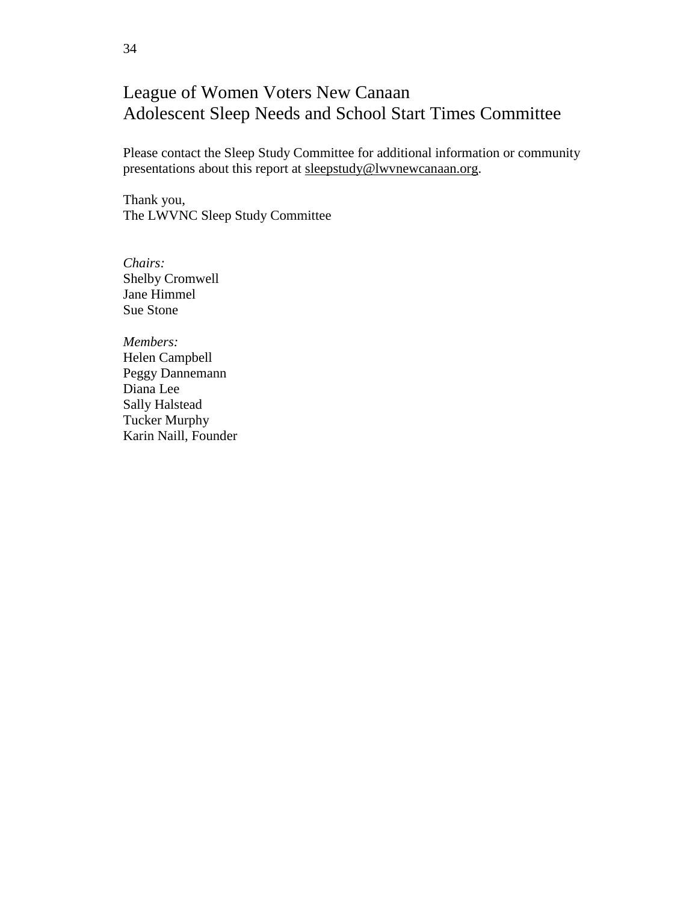# League of Women Voters New Canaan
# Adolescent Sleep Needs and School Start Times Committee

Please contact the Sleep Study Committee for additional information or community presentations about this report at sleepstudy@lwvnewcanaan.org.

Thank you,
The LWVNC Sleep Study Committee

*Chairs:*
Shelby Cromwell
Jane Himmel
Sue Stone

*Members:*
Helen Campbell
Peggy Dannemann
Diana Lee
Sally Halstead
Tucker Murphy
Karin Naill, Founder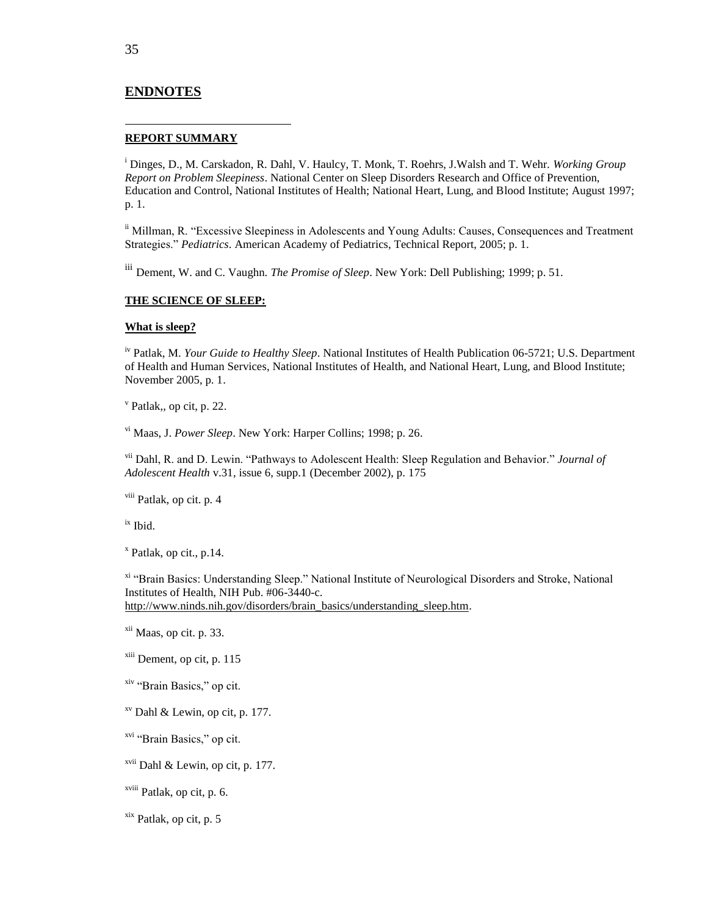## ENDNOTES

**REPORT SUMMARY**

[i] Dinges, D., M. Carskadon, R. Dahl, V. Haulcy, T. Monk, T. Roehrs, J.Walsh and T. Wehr. *Working Group Report on Problem Sleepiness*. National Center on Sleep Disorders Research and Office of Prevention, Education and Control, National Institutes of Health; National Heart, Lung, and Blood Institute; August 1997; p. 1.

[ii] Millman, R. "Excessive Sleepiness in Adolescents and Young Adults: Causes, Consequences and Treatment Strategies." *Pediatrics*. American Academy of Pediatrics, Technical Report, 2005; p. 1.

[iii] Dement, W. and C. Vaughn. *The Promise of Sleep*. New York: Dell Publishing; 1999; p. 51.

**THE SCIENCE OF SLEEP:**

**What is sleep?**

[iv] Patlak, M. *Your Guide to Healthy Sleep*. National Institutes of Health Publication 06-5721; U.S. Department of Health and Human Services, National Institutes of Health, and National Heart, Lung, and Blood Institute; November 2005, p. 1.

[v] Patlak,, op cit, p. 22.

[vi] Maas, J. *Power Sleep*. New York: Harper Collins; 1998; p. 26.

[vii] Dahl, R. and D. Lewin. "Pathways to Adolescent Health: Sleep Regulation and Behavior." *Journal of Adolescent Health* v.31, issue 6, supp.1 (December 2002), p. 175

[viii] Patlak, op cit. p. 4

[ix] Ibid.

[x] Patlak, op cit., p.14.

[xi] "Brain Basics: Understanding Sleep." National Institute of Neurological Disorders and Stroke, National Institutes of Health, NIH Pub. #06-3440-c. http://www.ninds.nih.gov/disorders/brain_basics/understanding_sleep.htm.

[xii] Maas, op cit. p. 33.

[xiii] Dement, op cit, p. 115

[xiv] "Brain Basics," op cit.

[xv] Dahl & Lewin, op cit, p. 177.

[xvi] "Brain Basics," op cit.

[xvii] Dahl & Lewin, op cit, p. 177.

[xviii] Patlak, op cit, p. 6.

[xix] Patlak, op cit, p. 5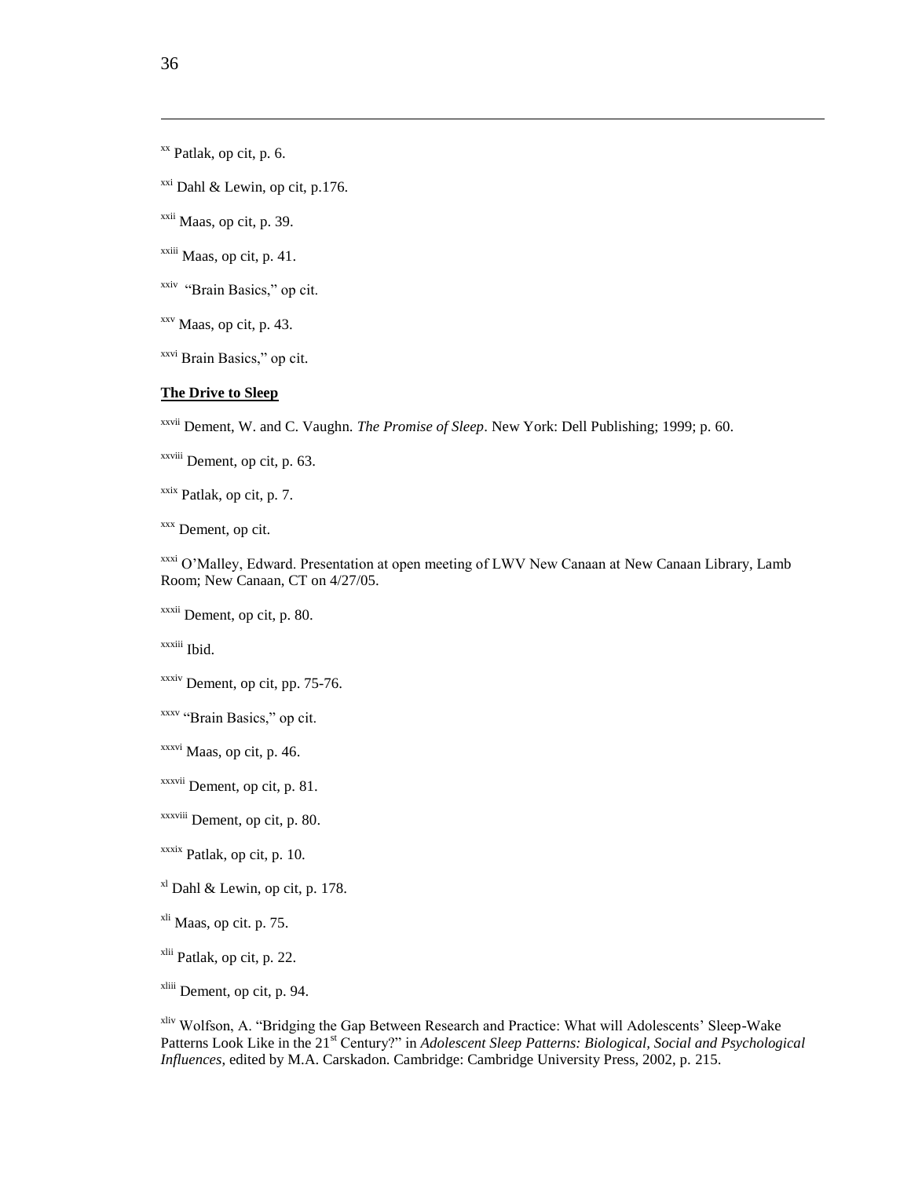[xx] Patlak, op cit, p. 6.

[xxi] Dahl & Lewin, op cit, p.176.

[xxii] Maas, op cit, p. 39.

[xxiii] Maas, op cit, p. 41.

[xxiv] "Brain Basics," op cit.

[xxv] Maas, op cit, p. 43.

[xxvi] Brain Basics," op cit.

**The Drive to Sleep**

[xxvii] Dement, W. and C. Vaughn. *The Promise of Sleep*. New York: Dell Publishing; 1999; p. 60.

[xxviii] Dement, op cit, p. 63.

[xxix] Patlak, op cit, p. 7.

[xxx] Dement, op cit.

[xxxi] O'Malley, Edward. Presentation at open meeting of LWV New Canaan at New Canaan Library, Lamb Room; New Canaan, CT on 4/27/05.

[xxxii] Dement, op cit, p. 80.

[xxxiii] Ibid.

[xxxiv] Dement, op cit, pp. 75-76.

[xxxv] "Brain Basics," op cit.

[xxxvi] Maas, op cit, p. 46.

[xxxvii] Dement, op cit, p. 81.

[xxxviii] Dement, op cit, p. 80.

[xxxix] Patlak, op cit, p. 10.

[xl] Dahl & Lewin, op cit, p. 178.

[xli] Maas, op cit. p. 75.

[xlii] Patlak, op cit, p. 22.

[xliii] Dement, op cit, p. 94.

[xliv] Wolfson, A. "Bridging the Gap Between Research and Practice: What will Adolescents' Sleep-Wake Patterns Look Like in the 21st Century?" in *Adolescent Sleep Patterns: Biological, Social and Psychological Influences*, edited by M.A. Carskadon. Cambridge: Cambridge University Press, 2002, p. 215.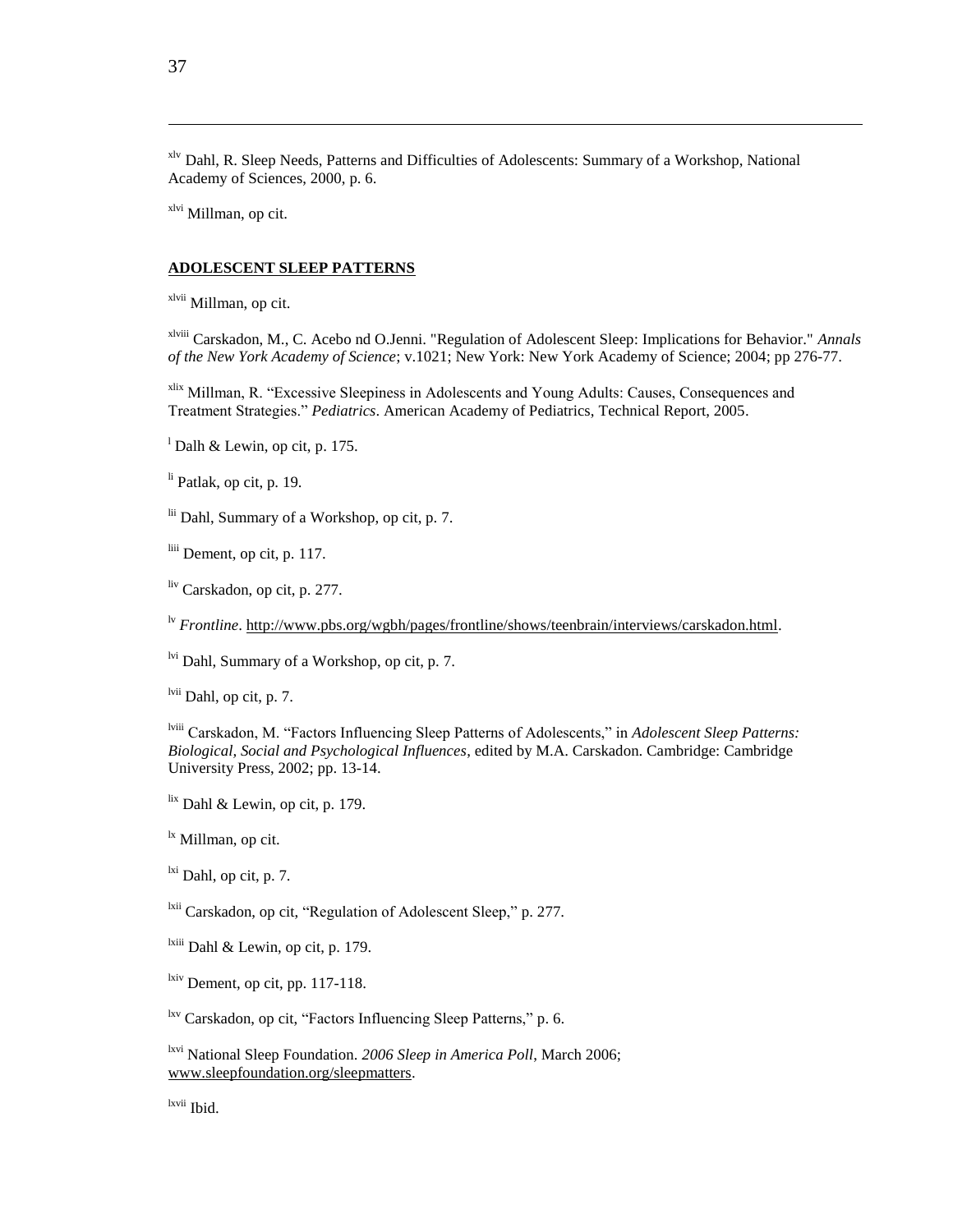[xlv] Dahl, R. Sleep Needs, Patterns and Difficulties of Adolescents: Summary of a Workshop, National Academy of Sciences, 2000, p. 6.

[xlvi] Millman, op cit.

**ADOLESCENT SLEEP PATTERNS**

[xlvii] Millman, op cit.

[xlviii] Carskadon, M., C. Acebo nd O.Jenni. "Regulation of Adolescent Sleep: Implications for Behavior." *Annals of the New York Academy of Science*; v.1021; New York: New York Academy of Science; 2004; pp 276-77.

[xlix] Millman, R. "Excessive Sleepiness in Adolescents and Young Adults: Causes, Consequences and Treatment Strategies." *Pediatrics*. American Academy of Pediatrics, Technical Report, 2005.

[l] Dalh & Lewin, op cit, p. 175.

[li] Patlak, op cit, p. 19.

[lii] Dahl, Summary of a Workshop, op cit, p. 7.

[liii] Dement, op cit, p. 117.

[liv] Carskadon, op cit, p. 277.

[lv] *Frontline*. http://www.pbs.org/wgbh/pages/frontline/shows/teenbrain/interviews/carskadon.html.

[lvi] Dahl, Summary of a Workshop, op cit, p. 7.

[lvii] Dahl, op cit, p. 7.

[lviii] Carskadon, M. "Factors Influencing Sleep Patterns of Adolescents," in *Adolescent Sleep Patterns: Biological, Social and Psychological Influences*, edited by M.A. Carskadon. Cambridge: Cambridge University Press, 2002; pp. 13-14.

[lix] Dahl & Lewin, op cit, p. 179.

[lx] Millman, op cit.

[lxi] Dahl, op cit, p. 7.

[lxii] Carskadon, op cit, "Regulation of Adolescent Sleep," p. 277.

[lxiii] Dahl & Lewin, op cit, p. 179.

[lxiv] Dement, op cit, pp. 117-118.

[lxv] Carskadon, op cit, "Factors Influencing Sleep Patterns," p. 6.

[lxvi] National Sleep Foundation. *2006 Sleep in America Poll*, March 2006; www.sleepfoundation.org/sleepmatters.

[lxvii] Ibid.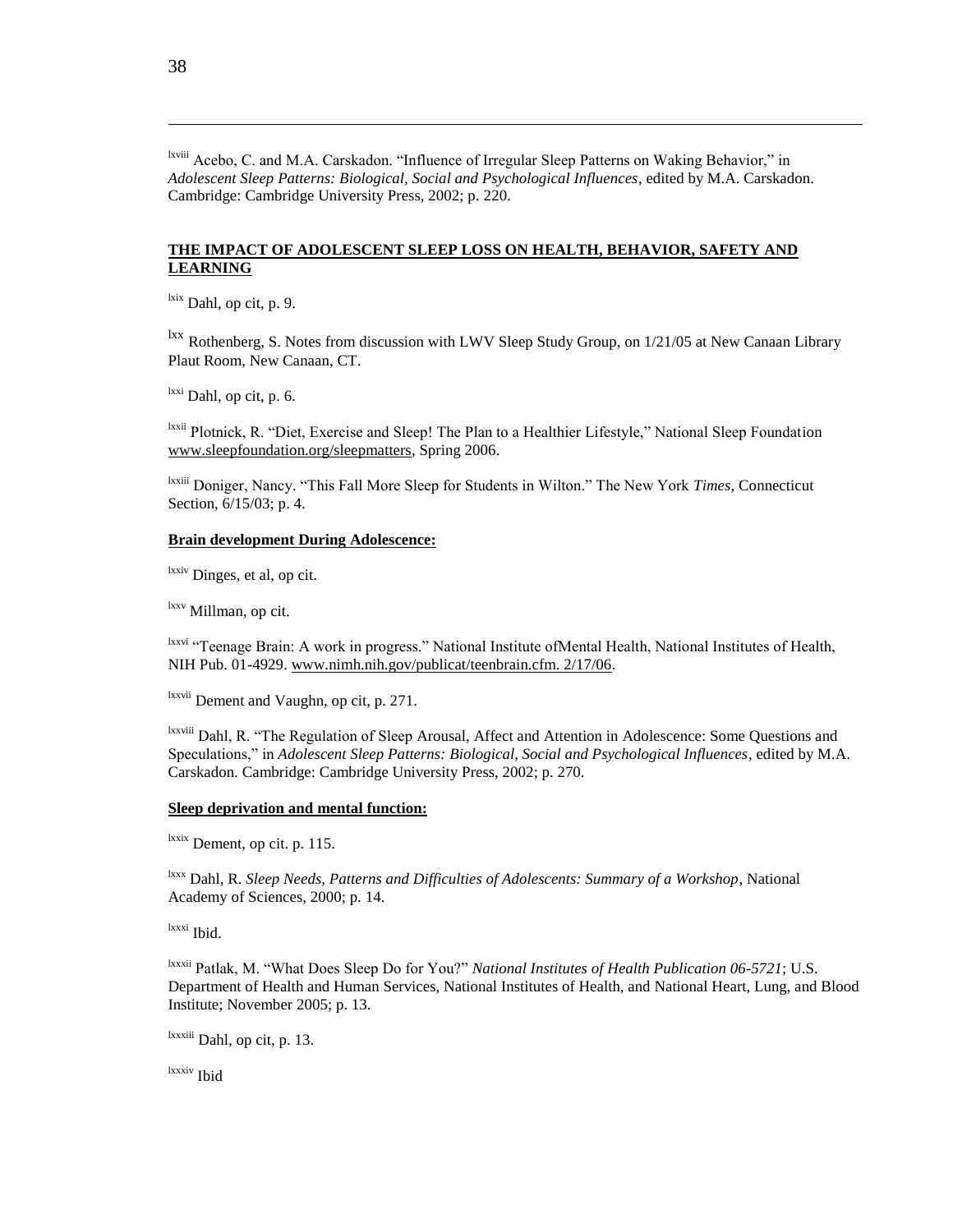[lxviii] Acebo, C. and M.A. Carskadon. "Influence of Irregular Sleep Patterns on Waking Behavior," in *Adolescent Sleep Patterns: Biological, Social and Psychological Influences*, edited by M.A. Carskadon. Cambridge: Cambridge University Press, 2002; p. 220.

**THE IMPACT OF ADOLESCENT SLEEP LOSS ON HEALTH, BEHAVIOR, SAFETY AND LEARNING**

[lxix] Dahl, op cit, p. 9.

[lxx] Rothenberg, S. Notes from discussion with LWV Sleep Study Group, on 1/21/05 at New Canaan Library Plaut Room, New Canaan, CT.

[lxxi] Dahl, op cit, p. 6.

[lxxii] Plotnick, R. "Diet, Exercise and Sleep! The Plan to a Healthier Lifestyle," National Sleep Foundation www.sleepfoundation.org/sleepmatters, Spring 2006.

[lxxiii] Doniger, Nancy. "This Fall More Sleep for Students in Wilton." The New York *Times*, Connecticut Section, 6/15/03; p. 4.

**Brain development During Adolescence:**

[lxxiv] Dinges, et al, op cit.

[lxxv] Millman, op cit.

[lxxvi] "Teenage Brain: A work in progress." National Institute ofMental Health, National Institutes of Health, NIH Pub. 01-4929. www.nimh.nih.gov/publicat/teenbrain.cfm. 2/17/06.

[lxxvii] Dement and Vaughn, op cit, p. 271.

[lxxviii] Dahl, R. "The Regulation of Sleep Arousal, Affect and Attention in Adolescence: Some Questions and Speculations," in *Adolescent Sleep Patterns: Biological, Social and Psychological Influences*, edited by M.A. Carskadon. Cambridge: Cambridge University Press, 2002; p. 270.

**Sleep deprivation and mental function:**

[lxxix] Dement, op cit. p. 115.

[lxxx] Dahl, R. *Sleep Needs, Patterns and Difficulties of Adolescents: Summary of a Workshop*, National Academy of Sciences, 2000; p. 14.

[lxxxi] Ibid.

[lxxxii] Patlak, M. "What Does Sleep Do for You?" *National Institutes of Health Publication 06-5721*; U.S. Department of Health and Human Services, National Institutes of Health, and National Heart, Lung, and Blood Institute; November 2005; p. 13.

[lxxxiii] Dahl, op cit, p. 13.

[lxxxiv] Ibid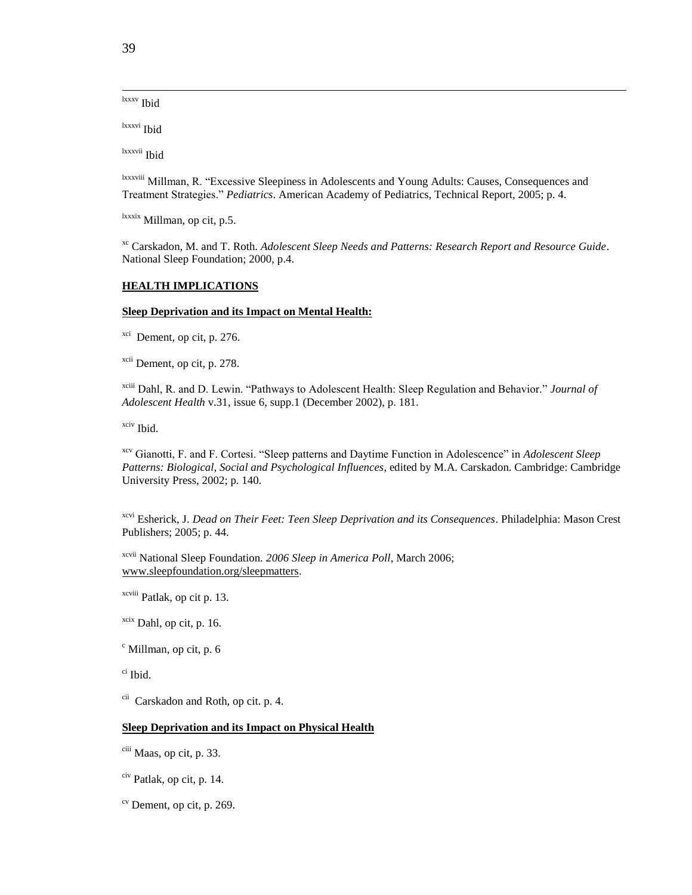[lxxxv] Ibid

[lxxxvi] Ibid

[lxxxvii] Ibid

[lxxxviii] Millman, R. "Excessive Sleepiness in Adolescents and Young Adults: Causes, Consequences and Treatment Strategies." *Pediatrics*. American Academy of Pediatrics, Technical Report, 2005; p. 4.

[lxxxix] Millman, op cit, p.5.

[xc] Carskadon, M. and T. Roth. *Adolescent Sleep Needs and Patterns: Research Report and Resource Guide*. National Sleep Foundation; 2000, p.4.

**HEALTH IMPLICATIONS**

**Sleep Deprivation and its Impact on Mental Health:**

[xci] Dement, op cit, p. 276.

[xcii] Dement, op cit, p. 278.

[xciii] Dahl, R. and D. Lewin. "Pathways to Adolescent Health: Sleep Regulation and Behavior." *Journal of Adolescent Health* v.31, issue 6, supp.1 (December 2002), p. 181.

[xciv] Ibid.

[xcv] Gianotti, F. and F. Cortesi. "Sleep patterns and Daytime Function in Adolescence" in *Adolescent Sleep Patterns: Biological, Social and Psychological Influences*, edited by M.A. Carskadon. Cambridge: Cambridge University Press, 2002; p. 140.

[xcvi] Esherick, J. *Dead on Their Feet: Teen Sleep Deprivation and its Consequences*. Philadelphia: Mason Crest Publishers; 2005; p. 44.

[xcvii] National Sleep Foundation. *2006 Sleep in America Poll*, March 2006; www.sleepfoundation.org/sleepmatters.

[xcviii] Patlak, op cit p. 13.

[xcix] Dahl, op cit, p. 16.

[c] Millman, op cit, p. 6

[ci] Ibid.

[cii] Carskadon and Roth, op cit. p. 4.

**Sleep Deprivation and its Impact on Physical Health**

[ciii] Maas, op cit, p. 33.

[civ] Patlak, op cit, p. 14.

[cv] Dement, op cit, p. 269.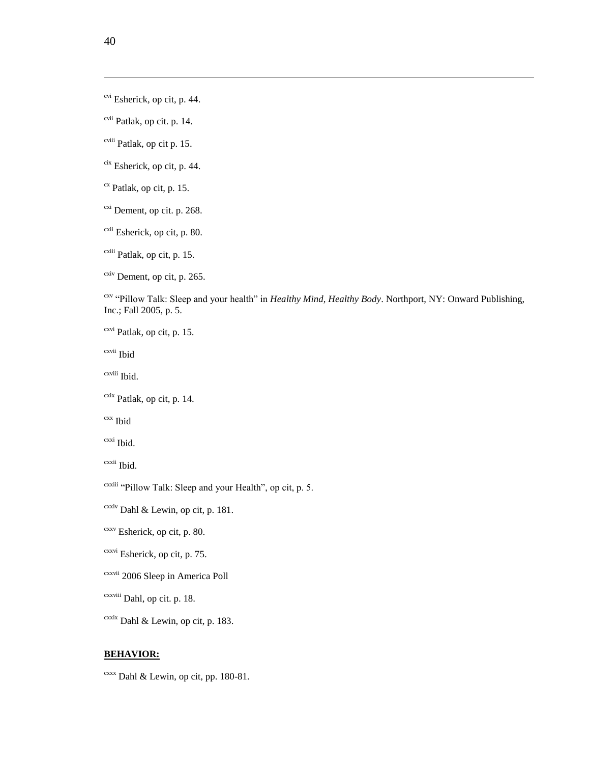[cvi] Esherick, op cit, p. 44.

[cvii] Patlak, op cit. p. 14.

[cviii] Patlak, op cit p. 15.

[cix] Esherick, op cit, p. 44.

[cx] Patlak, op cit, p. 15.

[cxi] Dement, op cit. p. 268.

[cxii] Esherick, op cit, p. 80.

[cxiii] Patlak, op cit, p. 15.

[cxiv] Dement, op cit, p. 265.

[cxv] "Pillow Talk: Sleep and your health" in *Healthy Mind, Healthy Body*. Northport, NY: Onward Publishing, Inc.; Fall 2005, p. 5.

[cxvi] Patlak, op cit, p. 15.

[cxvii] Ibid

[cxviii] Ibid.

[cxix] Patlak, op cit, p. 14.

[cxx] Ibid

[cxxi] Ibid.

[cxxii] Ibid.

[cxxiii] "Pillow Talk: Sleep and your Health", op cit, p. 5.

[cxxiv] Dahl & Lewin, op cit, p. 181.

[cxxv] Esherick, op cit, p. 80.

[cxxvi] Esherick, op cit, p. 75.

[cxxvii] 2006 Sleep in America Poll

[cxxviii] Dahl, op cit. p. 18.

[cxxix] Dahl & Lewin, op cit, p. 183.

**BEHAVIOR:**

[cxxx] Dahl & Lewin, op cit, pp. 180-81.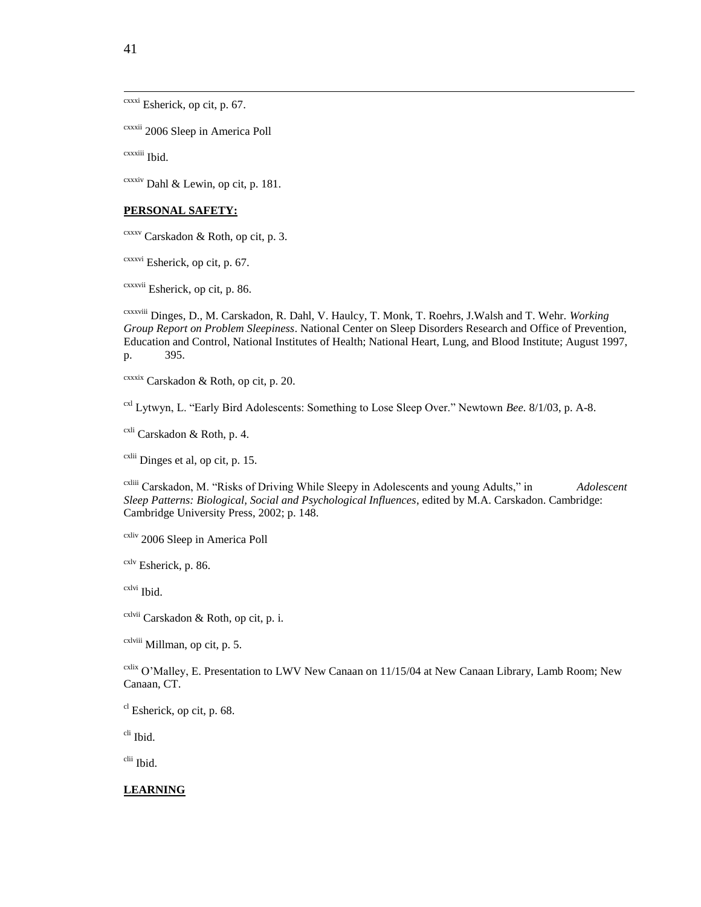[cxxxi] Esherick, op cit, p. 67.

[cxxxii] 2006 Sleep in America Poll

[cxxxiii] Ibid.

[cxxxiv] Dahl & Lewin, op cit, p. 181.

**PERSONAL SAFETY:**

[cxxxv] Carskadon & Roth, op cit, p. 3.

[cxxxvi] Esherick, op cit, p. 67.

[cxxxvii] Esherick, op cit, p. 86.

[cxxxviii] Dinges, D., M. Carskadon, R. Dahl, V. Haulcy, T. Monk, T. Roehrs, J.Walsh and T. Wehr. *Working Group Report on Problem Sleepiness*. National Center on Sleep Disorders Research and Office of Prevention, Education and Control, National Institutes of Health; National Heart, Lung, and Blood Institute; August 1997, p. 395.

[cxxxix] Carskadon & Roth, op cit, p. 20.

[cxl] Lytwyn, L. "Early Bird Adolescents: Something to Lose Sleep Over." Newtown *Bee*. 8/1/03, p. A-8.

[cxli] Carskadon & Roth, p. 4.

[cxlii] Dinges et al, op cit, p. 15.

[cxliii] Carskadon, M. "Risks of Driving While Sleepy in Adolescents and young Adults," in *Adolescent Sleep Patterns: Biological, Social and Psychological Influences*, edited by M.A. Carskadon. Cambridge: Cambridge University Press, 2002; p. 148.

[cxliv] 2006 Sleep in America Poll

[cxlv] Esherick, p. 86.

[cxlvi] Ibid.

[cxlvii] Carskadon & Roth, op cit, p. i.

[cxlviii] Millman, op cit, p. 5.

[cxlix] O'Malley, E. Presentation to LWV New Canaan on 11/15/04 at New Canaan Library, Lamb Room; New Canaan, CT.

[cl] Esherick, op cit, p. 68.

[cli] Ibid.

[clii] Ibid.

**LEARNING**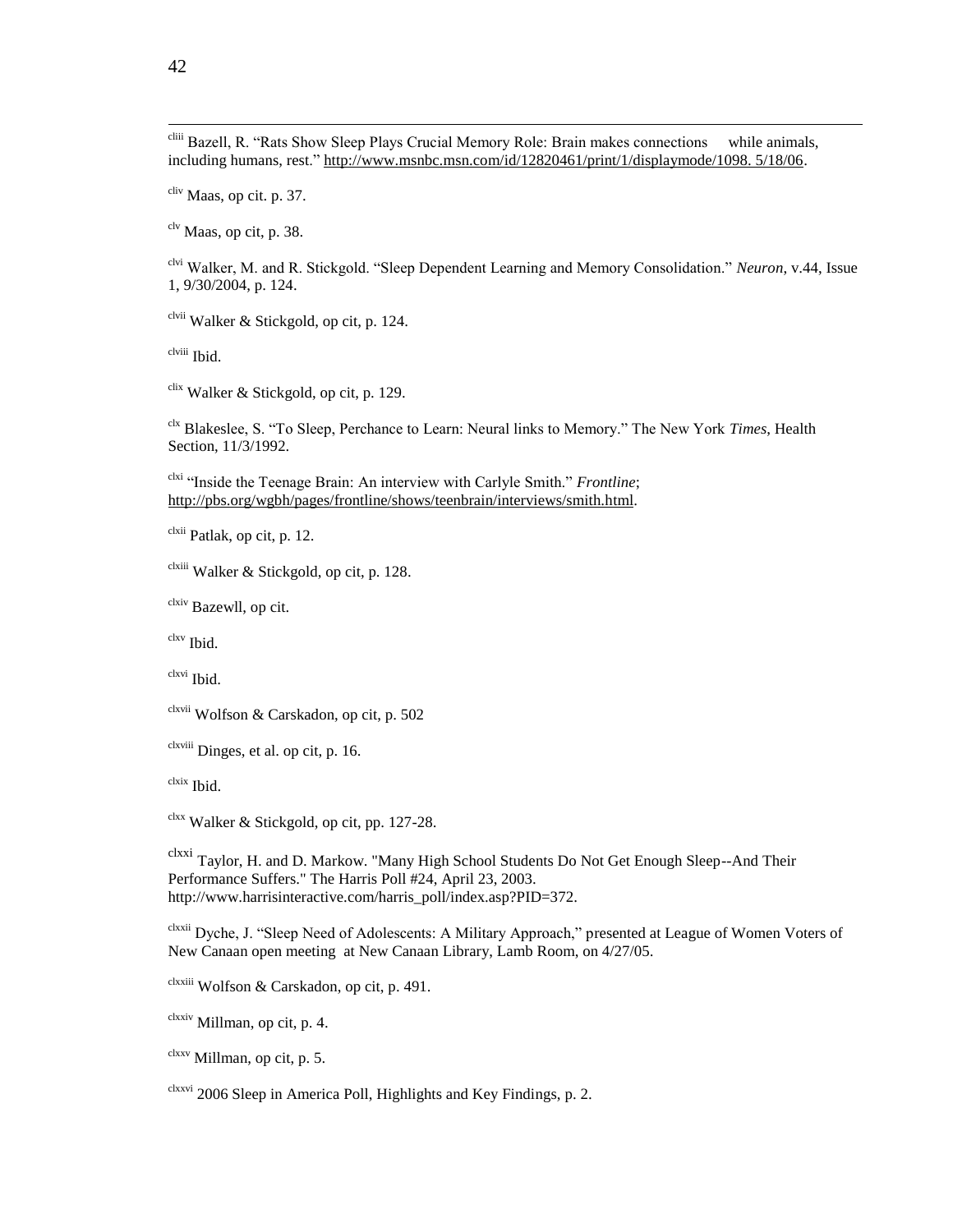[cliii] Bazell, R. "Rats Show Sleep Plays Crucial Memory Role: Brain makes connections while animals, including humans, rest." http://www.msnbc.msn.com/id/12820461/print/1/displaymode/1098. 5/18/06.

[cliv] Maas, op cit. p. 37.

[clv] Maas, op cit, p. 38.

[clvi] Walker, M. and R. Stickgold. "Sleep Dependent Learning and Memory Consolidation." *Neuron*, v.44, Issue 1, 9/30/2004, p. 124.

[clvii] Walker & Stickgold, op cit, p. 124.

[clviii] Ibid.

[clix] Walker & Stickgold, op cit, p. 129.

[clx] Blakeslee, S. "To Sleep, Perchance to Learn: Neural links to Memory." The New York *Times*, Health Section, 11/3/1992.

[clxi] "Inside the Teenage Brain: An interview with Carlyle Smith." *Frontline*; http://pbs.org/wgbh/pages/frontline/shows/teenbrain/interviews/smith.html.

[clxii] Patlak, op cit, p. 12.

[clxiii] Walker & Stickgold, op cit, p. 128.

[clxiv] Bazewll, op cit.

[clxv] Ibid.

[clxvi] Ibid.

[clxvii] Wolfson & Carskadon, op cit, p. 502

[clxviii] Dinges, et al. op cit, p. 16.

[clxix] Ibid.

[clxx] Walker & Stickgold, op cit, pp. 127-28.

[clxxi] Taylor, H. and D. Markow. "Many High School Students Do Not Get Enough Sleep--And Their Performance Suffers." The Harris Poll #24, April 23, 2003. http://www.harrisinteractive.com/harris_poll/index.asp?PID=372.

[clxxii] Dyche, J. "Sleep Need of Adolescents: A Military Approach," presented at League of Women Voters of New Canaan open meeting at New Canaan Library, Lamb Room, on 4/27/05.

[clxxiii] Wolfson & Carskadon, op cit, p. 491.

[clxxiv] Millman, op cit, p. 4.

[clxxv] Millman, op cit, p. 5.

[clxxvi] 2006 Sleep in America Poll, Highlights and Key Findings, p. 2.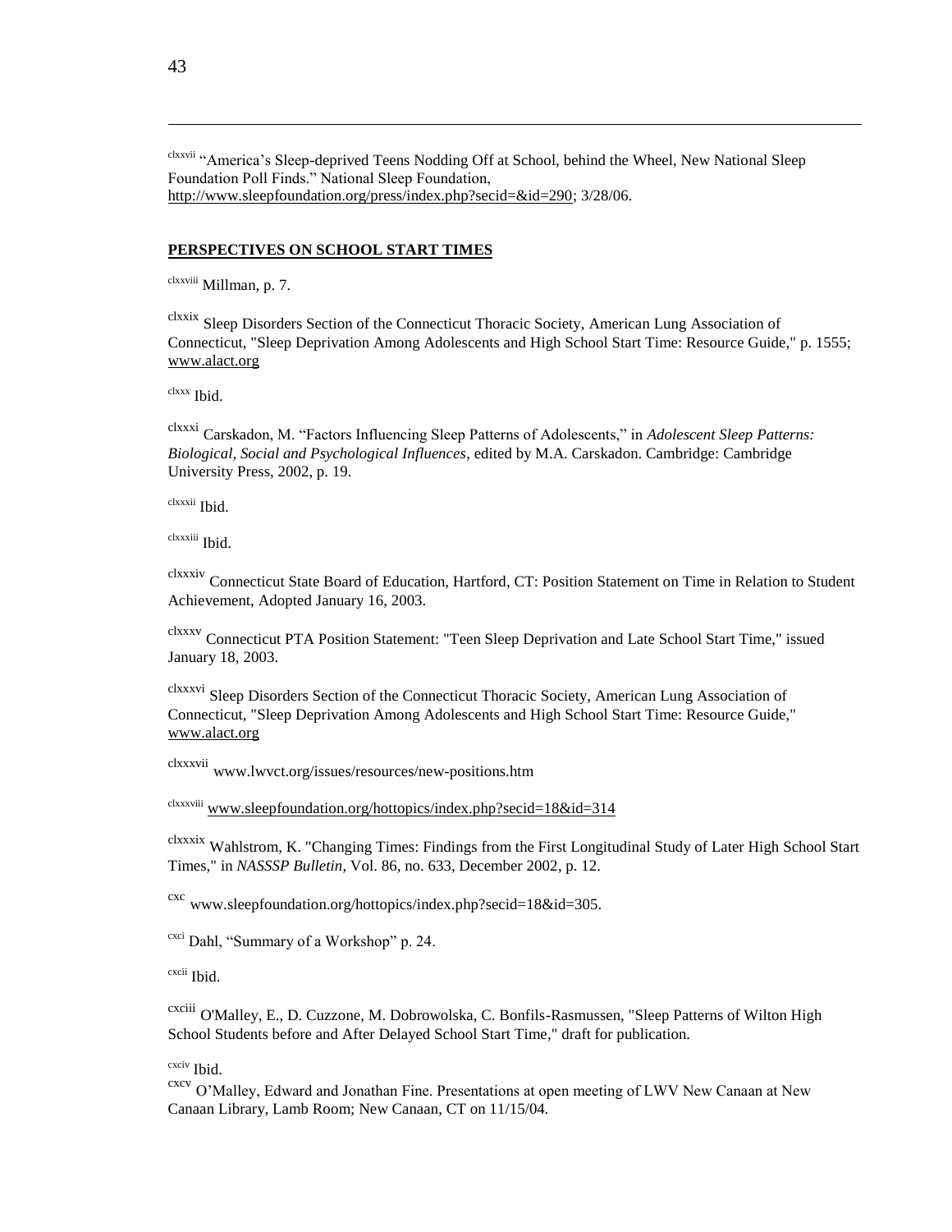[clxxvii] "America's Sleep-deprived Teens Nodding Off at School, behind the Wheel, New National Sleep Foundation Poll Finds." National Sleep Foundation, http://www.sleepfoundation.org/press/index.php?secid=&id=290; 3/28/06.

**PERSPECTIVES ON SCHOOL START TIMES**

[clxxviii] Millman, p. 7.

[clxxix] Sleep Disorders Section of the Connecticut Thoracic Society, American Lung Association of Connecticut, "Sleep Deprivation Among Adolescents and High School Start Time: Resource Guide," p. 1555; www.alact.org

[clxxx] Ibid.

[clxxxi] Carskadon, M. "Factors Influencing Sleep Patterns of Adolescents," in *Adolescent Sleep Patterns: Biological, Social and Psychological Influences*, edited by M.A. Carskadon. Cambridge: Cambridge University Press, 2002, p. 19.

[clxxxii] Ibid.

[clxxxiii] Ibid.

[clxxxiv] Connecticut State Board of Education, Hartford, CT: Position Statement on Time in Relation to Student Achievement, Adopted January 16, 2003.

[clxxxv] Connecticut PTA Position Statement: "Teen Sleep Deprivation and Late School Start Time," issued January 18, 2003.

[clxxxvi] Sleep Disorders Section of the Connecticut Thoracic Society, American Lung Association of Connecticut, "Sleep Deprivation Among Adolescents and High School Start Time: Resource Guide," www.alact.org

[clxxxvii] www.lwvct.org/issues/resources/new-positions.htm

[clxxxviii] www.sleepfoundation.org/hottopics/index.php?secid=18&id=314

[clxxxix] Wahlstrom, K. "Changing Times: Findings from the First Longitudinal Study of Later High School Start Times," in *NASSSP Bulletin*, Vol. 86, no. 633, December 2002, p. 12.

[cxc] www.sleepfoundation.org/hottopics/index.php?secid=18&id=305.

[cxci] Dahl, "Summary of a Workshop" p. 24.

[cxcii] Ibid.

[cxciii] O'Malley, E., D. Cuzzone, M. Dobrowolska, C. Bonfils-Rasmussen, "Sleep Patterns of Wilton High School Students before and After Delayed School Start Time," draft for publication.

[cxciv] Ibid.

[cxcv] O'Malley, Edward and Jonathan Fine. Presentations at open meeting of LWV New Canaan at New Canaan Library, Lamb Room; New Canaan, CT on 11/15/04.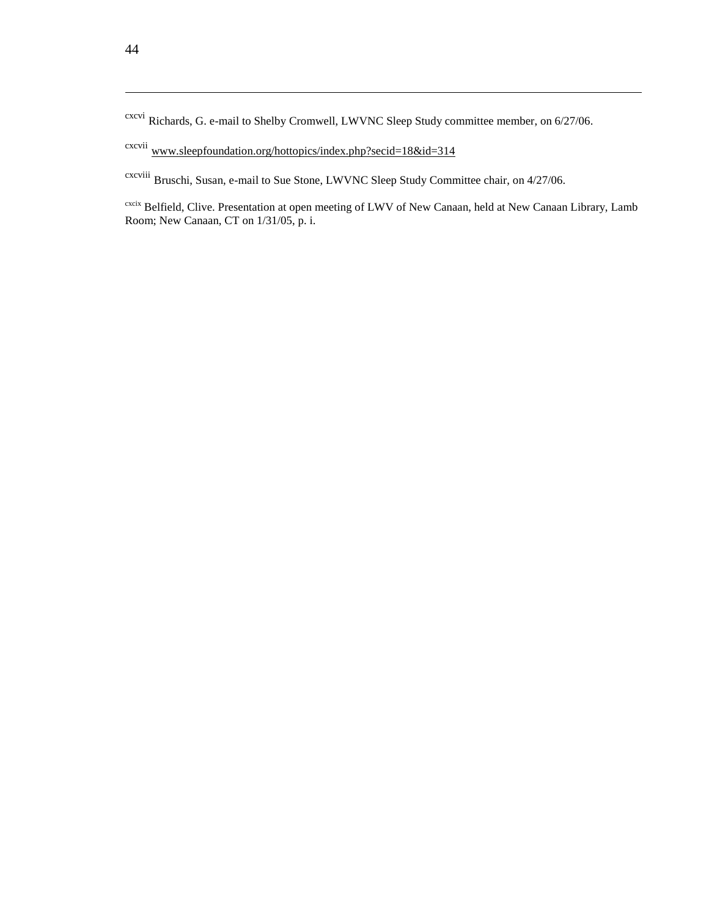[cxcvi] Richards, G. e-mail to Shelby Cromwell, LWVNC Sleep Study committee member, on 6/27/06.

[cxcvii] www.sleepfoundation.org/hottopics/index.php?secid=18&id=314

[cxcviii] Bruschi, Susan, e-mail to Sue Stone, LWVNC Sleep Study Committee chair, on 4/27/06.

[cxcix] Belfield, Clive. Presentation at open meeting of LWV of New Canaan, held at New Canaan Library, Lamb Room; New Canaan, CT on 1/31/05, p. i.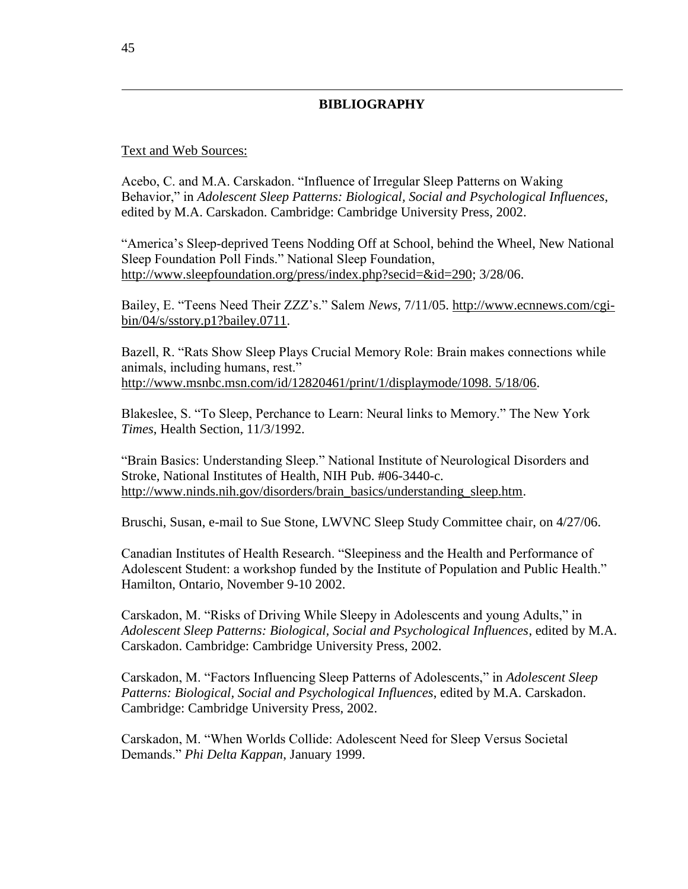## BIBLIOGRAPHY

Text and Web Sources:

Acebo, C. and M.A. Carskadon. "Influence of Irregular Sleep Patterns on Waking Behavior," in *Adolescent Sleep Patterns: Biological, Social and Psychological Influences,* edited by M.A. Carskadon. Cambridge: Cambridge University Press, 2002.

"America's Sleep-deprived Teens Nodding Off at School, behind the Wheel, New National Sleep Foundation Poll Finds." National Sleep Foundation, http://www.sleepfoundation.org/press/index.php?secid=&id=290; 3/28/06.

Bailey, E. "Teens Need Their ZZZ's." Salem *News,* 7/11/05. http://www.ecnnews.com/cgi-bin/04/s/sstory.p1?bailey.0711.

Bazell, R. "Rats Show Sleep Plays Crucial Memory Role: Brain makes connections while animals, including humans, rest." http://www.msnbc.msn.com/id/12820461/print/1/displaymode/1098. 5/18/06.

Blakeslee, S. "To Sleep, Perchance to Learn: Neural links to Memory." The New York *Times*, Health Section, 11/3/1992.

"Brain Basics: Understanding Sleep." National Institute of Neurological Disorders and Stroke, National Institutes of Health, NIH Pub. #06-3440-c. http://www.ninds.nih.gov/disorders/brain_basics/understanding_sleep.htm.

Bruschi, Susan, e-mail to Sue Stone, LWVNC Sleep Study Committee chair, on 4/27/06.

Canadian Institutes of Health Research. "Sleepiness and the Health and Performance of Adolescent Student: a workshop funded by the Institute of Population and Public Health." Hamilton, Ontario, November 9-10 2002.

Carskadon, M. "Risks of Driving While Sleepy in Adolescents and young Adults," in *Adolescent Sleep Patterns: Biological, Social and Psychological Influences*, edited by M.A. Carskadon. Cambridge: Cambridge University Press, 2002.

Carskadon, M. "Factors Influencing Sleep Patterns of Adolescents," in *Adolescent Sleep Patterns: Biological, Social and Psychological Influences,* edited by M.A. Carskadon. Cambridge: Cambridge University Press, 2002.

Carskadon, M. "When Worlds Collide: Adolescent Need for Sleep Versus Societal Demands." *Phi Delta Kappan,* January 1999.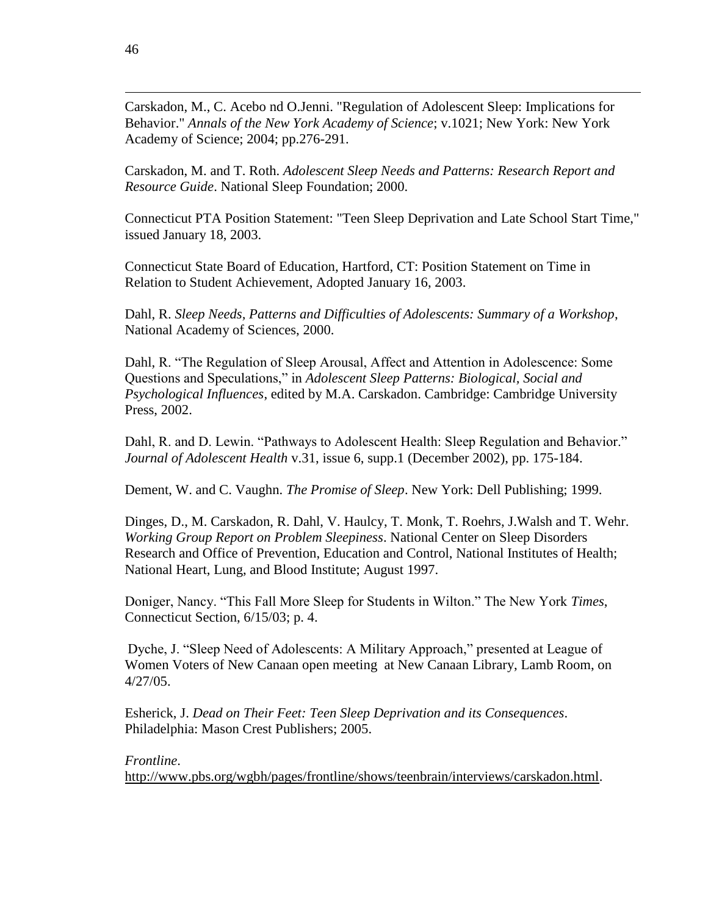Carskadon, M., C. Acebo nd O.Jenni. "Regulation of Adolescent Sleep: Implications for Behavior." *Annals of the New York Academy of Science*; v.1021; New York: New York Academy of Science; 2004; pp.276-291.

Carskadon, M. and T. Roth. *Adolescent Sleep Needs and Patterns: Research Report and Resource Guide*. National Sleep Foundation; 2000.

Connecticut PTA Position Statement: "Teen Sleep Deprivation and Late School Start Time," issued January 18, 2003.

Connecticut State Board of Education, Hartford, CT: Position Statement on Time in Relation to Student Achievement, Adopted January 16, 2003.

Dahl, R. *Sleep Needs, Patterns and Difficulties of Adolescents: Summary of a Workshop*, National Academy of Sciences, 2000.

Dahl, R. "The Regulation of Sleep Arousal, Affect and Attention in Adolescence: Some Questions and Speculations," in *Adolescent Sleep Patterns: Biological, Social and Psychological Influences*, edited by M.A. Carskadon. Cambridge: Cambridge University Press, 2002.

Dahl, R. and D. Lewin. "Pathways to Adolescent Health: Sleep Regulation and Behavior." *Journal of Adolescent Health* v.31, issue 6, supp.1 (December 2002), pp. 175-184.

Dement, W. and C. Vaughn. *The Promise of Sleep*. New York: Dell Publishing; 1999.

Dinges, D., M. Carskadon, R. Dahl, V. Haulcy, T. Monk, T. Roehrs, J.Walsh and T. Wehr. *Working Group Report on Problem Sleepiness*. National Center on Sleep Disorders Research and Office of Prevention, Education and Control, National Institutes of Health; National Heart, Lung, and Blood Institute; August 1997.

Doniger, Nancy. "This Fall More Sleep for Students in Wilton." The New York *Times*, Connecticut Section, 6/15/03; p. 4.

Dyche, J. "Sleep Need of Adolescents: A Military Approach," presented at League of Women Voters of New Canaan open meeting at New Canaan Library, Lamb Room, on 4/27/05.

Esherick, J. *Dead on Their Feet: Teen Sleep Deprivation and its Consequences*. Philadelphia: Mason Crest Publishers; 2005.

*Frontline*. http://www.pbs.org/wgbh/pages/frontline/shows/teenbrain/interviews/carskadon.html.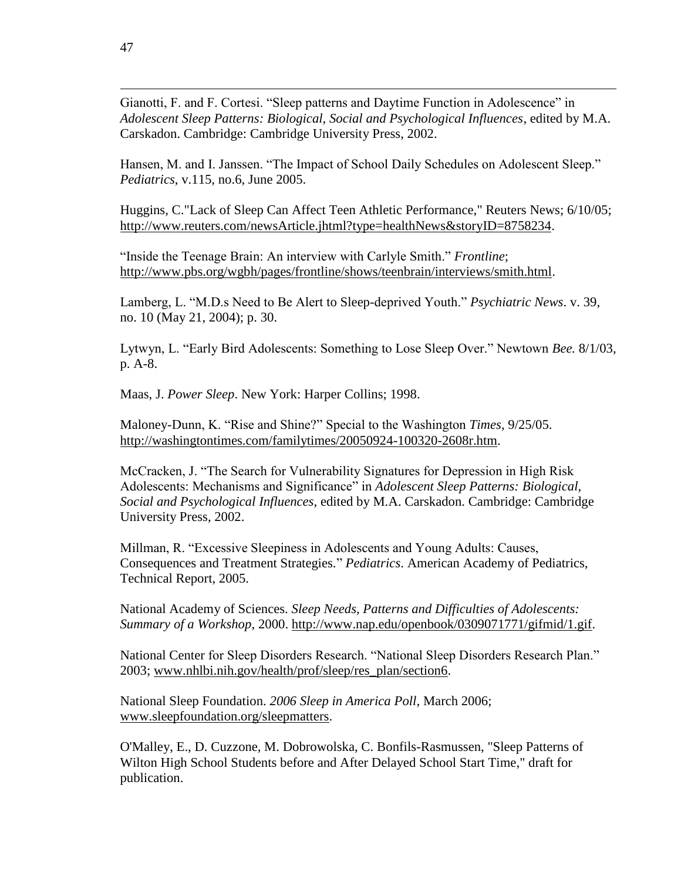Gianotti, F. and F. Cortesi. “Sleep patterns and Daytime Function in Adolescence” in *Adolescent Sleep Patterns: Biological, Social and Psychological Influences*, edited by M.A. Carskadon. Cambridge: Cambridge University Press, 2002.

Hansen, M. and I. Janssen. “The Impact of School Daily Schedules on Adolescent Sleep.” *Pediatrics*, v.115, no.6, June 2005.

Huggins, C."Lack of Sleep Can Affect Teen Athletic Performance," Reuters News; 6/10/05; http://www.reuters.com/newsArticle.jhtml?type=healthNews&storyID=8758234.

“Inside the Teenage Brain: An interview with Carlyle Smith.” *Frontline*; http://www.pbs.org/wgbh/pages/frontline/shows/teenbrain/interviews/smith.html.

Lamberg, L. “M.D.s Need to Be Alert to Sleep-deprived Youth.” *Psychiatric News*. v. 39, no. 10 (May 21, 2004); p. 30.

Lytwyn, L. “Early Bird Adolescents: Something to Lose Sleep Over.” Newtown *Bee.* 8/1/03, p. A-8.

Maas, J. *Power Sleep*. New York: Harper Collins; 1998.

Maloney-Dunn, K. “Rise and Shine?” Special to the Washington *Times*, 9/25/05. http://washingtontimes.com/familytimes/20050924-100320-2608r.htm.

McCracken, J. “The Search for Vulnerability Signatures for Depression in High Risk Adolescents: Mechanisms and Significance” in *Adolescent Sleep Patterns: Biological, Social and Psychological Influences*, edited by M.A. Carskadon. Cambridge: Cambridge University Press, 2002.

Millman, R. “Excessive Sleepiness in Adolescents and Young Adults: Causes, Consequences and Treatment Strategies.” *Pediatrics*. American Academy of Pediatrics, Technical Report, 2005.

National Academy of Sciences. *Sleep Needs, Patterns and Difficulties of Adolescents: Summary of a Workshop*, 2000. http://www.nap.edu/openbook/0309071771/gifmid/1.gif.

National Center for Sleep Disorders Research. “National Sleep Disorders Research Plan.” 2003; www.nhlbi.nih.gov/health/prof/sleep/res_plan/section6.

National Sleep Foundation. *2006 Sleep in America Poll*, March 2006; www.sleepfoundation.org/sleepmatters.

O'Malley, E., D. Cuzzone, M. Dobrowolska, C. Bonfils-Rasmussen, "Sleep Patterns of Wilton High School Students before and After Delayed School Start Time," draft for publication.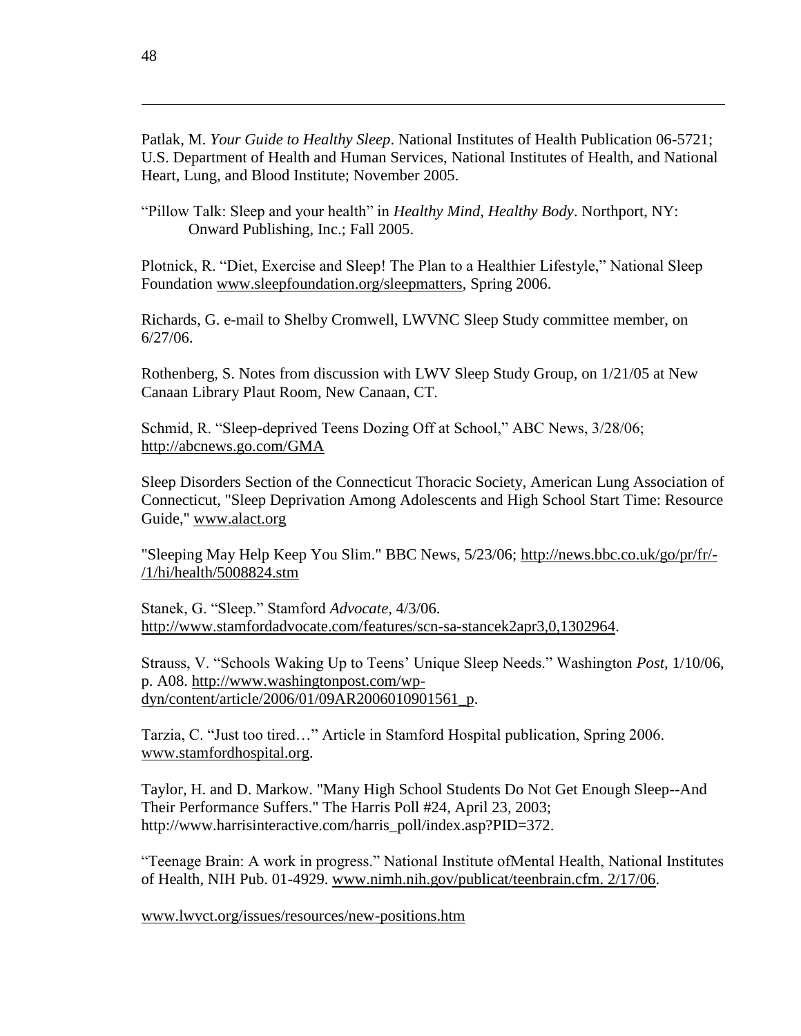Patlak, M. *Your Guide to Healthy Sleep*. National Institutes of Health Publication 06-5721; U.S. Department of Health and Human Services, National Institutes of Health, and National Heart, Lung, and Blood Institute; November 2005.

"Pillow Talk: Sleep and your health" in *Healthy Mind, Healthy Body*. Northport, NY: Onward Publishing, Inc.; Fall 2005.

Plotnick, R. "Diet, Exercise and Sleep! The Plan to a Healthier Lifestyle," National Sleep Foundation www.sleepfoundation.org/sleepmatters, Spring 2006.

Richards, G. e-mail to Shelby Cromwell, LWVNC Sleep Study committee member, on 6/27/06.

Rothenberg, S. Notes from discussion with LWV Sleep Study Group, on 1/21/05 at New Canaan Library Plaut Room, New Canaan, CT.

Schmid, R. "Sleep-deprived Teens Dozing Off at School," ABC News, 3/28/06; http://abcnews.go.com/GMA

Sleep Disorders Section of the Connecticut Thoracic Society, American Lung Association of Connecticut, "Sleep Deprivation Among Adolescents and High School Start Time: Resource Guide," www.alact.org

"Sleeping May Help Keep You Slim." BBC News, 5/23/06; http://news.bbc.co.uk/go/pr/fr/-/1/hi/health/5008824.stm

Stanek, G. "Sleep." Stamford *Advocate*, 4/3/06. http://www.stamfordadvocate.com/features/scn-sa-stancek2apr3,0,1302964.

Strauss, V. "Schools Waking Up to Teens' Unique Sleep Needs." Washington *Post*, 1/10/06, p. A08. http://www.washingtonpost.com/wp-dyn/content/article/2006/01/09AR2006010901561_p.

Tarzia, C. "Just too tired…" Article in Stamford Hospital publication, Spring 2006. www.stamfordhospital.org.

Taylor, H. and D. Markow. "Many High School Students Do Not Get Enough Sleep--And Their Performance Suffers." The Harris Poll #24, April 23, 2003; http://www.harrisinteractive.com/harris_poll/index.asp?PID=372.

"Teenage Brain: A work in progress." National Institute ofMental Health, National Institutes of Health, NIH Pub. 01-4929. www.nimh.nih.gov/publicat/teenbrain.cfm. 2/17/06.

www.lwvct.org/issues/resources/new-positions.htm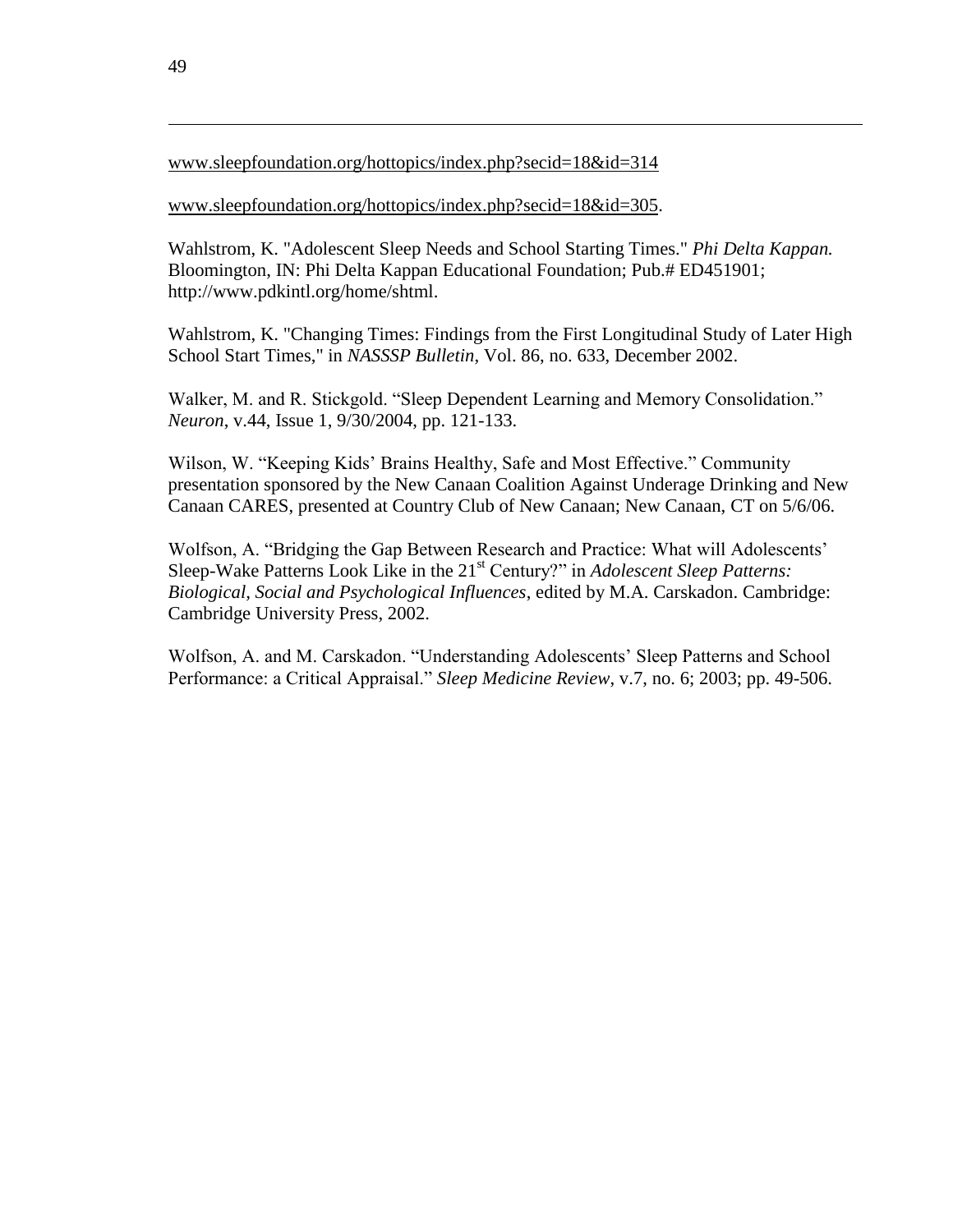www.sleepfoundation.org/hottopics/index.php?secid=18&id=314

www.sleepfoundation.org/hottopics/index.php?secid=18&id=305.

Wahlstrom, K. "Adolescent Sleep Needs and School Starting Times." *Phi Delta Kappan.* Bloomington, IN: Phi Delta Kappan Educational Foundation; Pub.# ED451901; http://www.pdkintl.org/home/shtml.

Wahlstrom, K. "Changing Times: Findings from the First Longitudinal Study of Later High School Start Times," in *NASSSP Bulletin*, Vol. 86, no. 633, December 2002.

Walker, M. and R. Stickgold. "Sleep Dependent Learning and Memory Consolidation." *Neuron*, v.44, Issue 1, 9/30/2004, pp. 121-133.

Wilson, W. "Keeping Kids' Brains Healthy, Safe and Most Effective." Community presentation sponsored by the New Canaan Coalition Against Underage Drinking and New Canaan CARES, presented at Country Club of New Canaan; New Canaan, CT on 5/6/06.

Wolfson, A. "Bridging the Gap Between Research and Practice: What will Adolescents' Sleep-Wake Patterns Look Like in the 21st Century?" in *Adolescent Sleep Patterns: Biological, Social and Psychological Influences*, edited by M.A. Carskadon. Cambridge: Cambridge University Press, 2002.

Wolfson, A. and M. Carskadon. "Understanding Adolescents' Sleep Patterns and School Performance: a Critical Appraisal." *Sleep Medicine Review*, v.7, no. 6; 2003; pp. 49-506.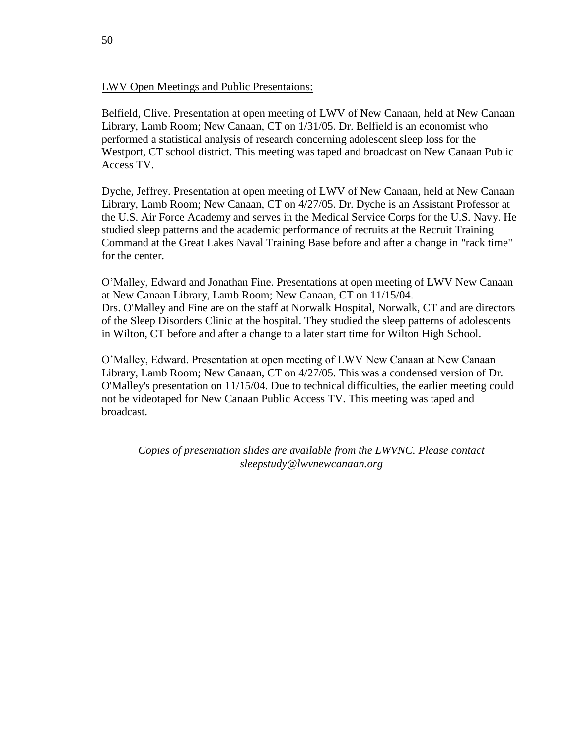<u>LWV Open Meetings and Public Presentaions:</u>

Belfield, Clive. Presentation at open meeting of LWV of New Canaan, held at New Canaan Library, Lamb Room; New Canaan, CT on 1/31/05. Dr. Belfield is an economist who performed a statistical analysis of research concerning adolescent sleep loss for the Westport, CT school district. This meeting was taped and broadcast on New Canaan Public Access TV.

Dyche, Jeffrey. Presentation at open meeting of LWV of New Canaan, held at New Canaan Library, Lamb Room; New Canaan, CT on 4/27/05. Dr. Dyche is an Assistant Professor at the U.S. Air Force Academy and serves in the Medical Service Corps for the U.S. Navy. He studied sleep patterns and the academic performance of recruits at the Recruit Training Command at the Great Lakes Naval Training Base before and after a change in "rack time" for the center.

O'Malley, Edward and Jonathan Fine. Presentations at open meeting of LWV New Canaan at New Canaan Library, Lamb Room; New Canaan, CT on 11/15/04.
Drs. O'Malley and Fine are on the staff at Norwalk Hospital, Norwalk, CT and are directors of the Sleep Disorders Clinic at the hospital. They studied the sleep patterns of adolescents in Wilton, CT before and after a change to a later start time for Wilton High School.

O'Malley, Edward. Presentation at open meeting of LWV New Canaan at New Canaan Library, Lamb Room; New Canaan, CT on 4/27/05. This was a condensed version of Dr. O'Malley's presentation on 11/15/04. Due to technical difficulties, the earlier meeting could not be videotaped for New Canaan Public Access TV. This meeting was taped and broadcast.

*Copies of presentation slides are available from the LWVNC. Please contact sleepstudy@lwvnewcanaan.org*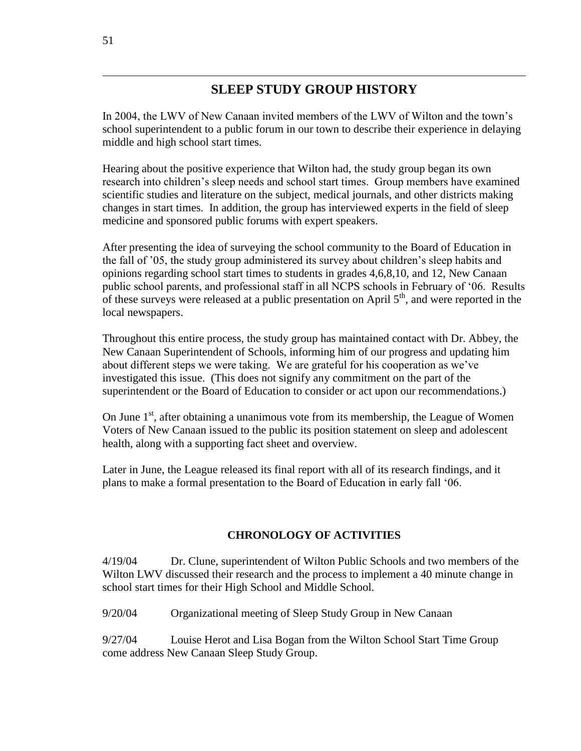# SLEEP STUDY GROUP HISTORY

In 2004, the LWV of New Canaan invited members of the LWV of Wilton and the town's school superintendent to a public forum in our town to describe their experience in delaying middle and high school start times.

Hearing about the positive experience that Wilton had, the study group began its own research into children's sleep needs and school start times. Group members have examined scientific studies and literature on the subject, medical journals, and other districts making changes in start times. In addition, the group has interviewed experts in the field of sleep medicine and sponsored public forums with expert speakers.

After presenting the idea of surveying the school community to the Board of Education in the fall of '05, the study group administered its survey about children's sleep habits and opinions regarding school start times to students in grades 4,6,8,10, and 12, New Canaan public school parents, and professional staff in all NCPS schools in February of '06. Results of these surveys were released at a public presentation on April 5th, and were reported in the local newspapers.

Throughout this entire process, the study group has maintained contact with Dr. Abbey, the New Canaan Superintendent of Schools, informing him of our progress and updating him about different steps we were taking. We are grateful for his cooperation as we've investigated this issue. (This does not signify any commitment on the part of the superintendent or the Board of Education to consider or act upon our recommendations.)

On June 1st, after obtaining a unanimous vote from its membership, the League of Women Voters of New Canaan issued to the public its position statement on sleep and adolescent health, along with a supporting fact sheet and overview.

Later in June, the League released its final report with all of its research findings, and it plans to make a formal presentation to the Board of Education in early fall '06.

## CHRONOLOGY OF ACTIVITIES

4/19/04 Dr. Clune, superintendent of Wilton Public Schools and two members of the Wilton LWV discussed their research and the process to implement a 40 minute change in school start times for their High School and Middle School.

9/20/04 Organizational meeting of Sleep Study Group in New Canaan

9/27/04 Louise Herot and Lisa Bogan from the Wilton School Start Time Group come address New Canaan Sleep Study Group.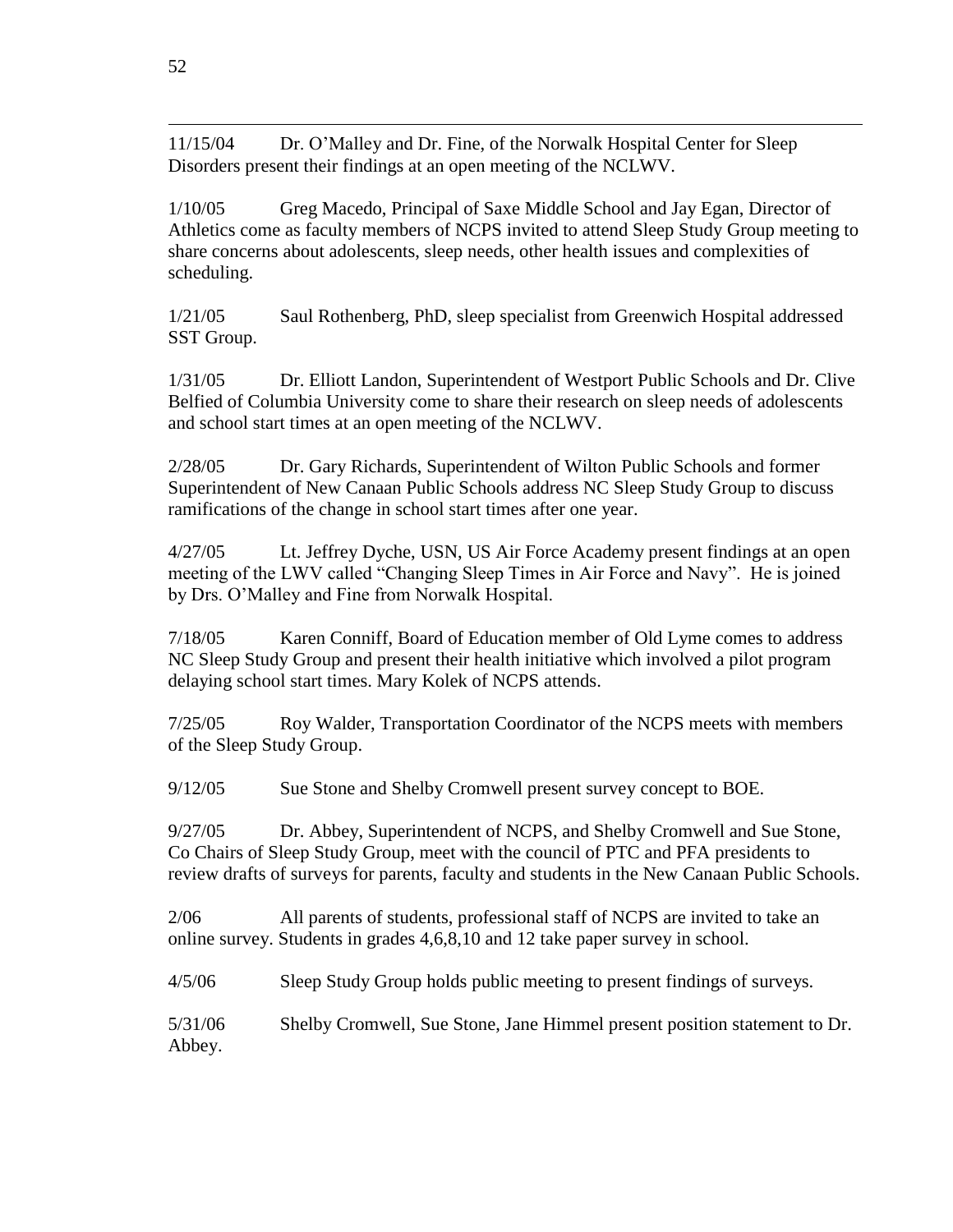11/15/04 Dr. O'Malley and Dr. Fine, of the Norwalk Hospital Center for Sleep Disorders present their findings at an open meeting of the NCLWV.

1/10/05 Greg Macedo, Principal of Saxe Middle School and Jay Egan, Director of Athletics come as faculty members of NCPS invited to attend Sleep Study Group meeting to share concerns about adolescents, sleep needs, other health issues and complexities of scheduling.

1/21/05 Saul Rothenberg, PhD, sleep specialist from Greenwich Hospital addressed SST Group.

1/31/05 Dr. Elliott Landon, Superintendent of Westport Public Schools and Dr. Clive Belfied of Columbia University come to share their research on sleep needs of adolescents and school start times at an open meeting of the NCLWV.

2/28/05 Dr. Gary Richards, Superintendent of Wilton Public Schools and former Superintendent of New Canaan Public Schools address NC Sleep Study Group to discuss ramifications of the change in school start times after one year.

4/27/05 Lt. Jeffrey Dyche, USN, US Air Force Academy present findings at an open meeting of the LWV called "Changing Sleep Times in Air Force and Navy". He is joined by Drs. O'Malley and Fine from Norwalk Hospital.

7/18/05 Karen Conniff, Board of Education member of Old Lyme comes to address NC Sleep Study Group and present their health initiative which involved a pilot program delaying school start times. Mary Kolek of NCPS attends.

7/25/05 Roy Walder, Transportation Coordinator of the NCPS meets with members of the Sleep Study Group.

9/12/05 Sue Stone and Shelby Cromwell present survey concept to BOE.

9/27/05 Dr. Abbey, Superintendent of NCPS, and Shelby Cromwell and Sue Stone, Co Chairs of Sleep Study Group, meet with the council of PTC and PFA presidents to review drafts of surveys for parents, faculty and students in the New Canaan Public Schools.

2/06 All parents of students, professional staff of NCPS are invited to take an online survey. Students in grades 4,6,8,10 and 12 take paper survey in school.

4/5/06 Sleep Study Group holds public meeting to present findings of surveys.

5/31/06 Shelby Cromwell, Sue Stone, Jane Himmel present position statement to Dr. Abbey.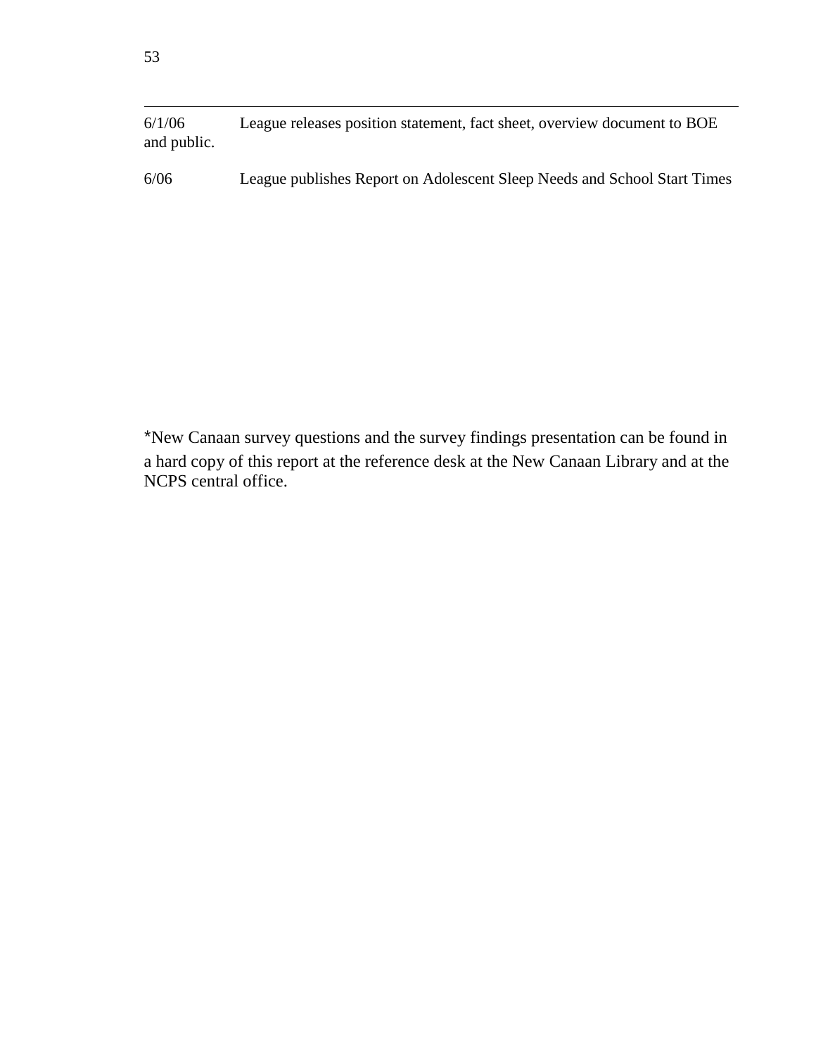6/1/06 League releases position statement, fact sheet, overview document to BOE and public.

6/06 League publishes Report on Adolescent Sleep Needs and School Start Times

*New Canaan survey questions and the survey findings presentation can be found in a hard copy of this report at the reference desk at the New Canaan Library and at the NCPS central office.